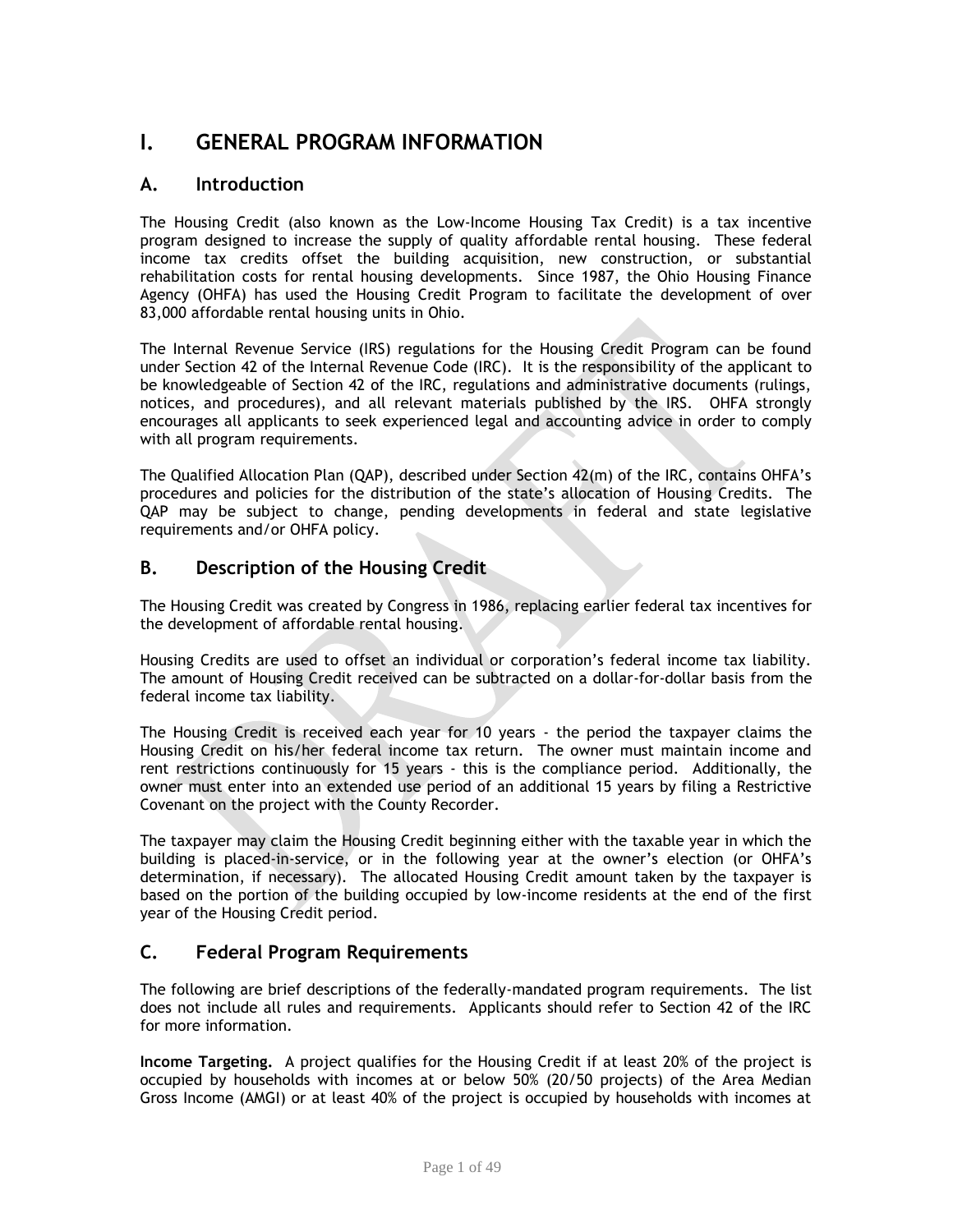# I. GENERAL PROGRAM INFORMATION

## A. Introduction

The Housing Credit (also known as the Low-Income Housing Tax Credit) is a tax incentive program designed to increase the supply of quality affordable rental housing. These federal income tax credits offset the building acquisition, new construction, or substantial rehabilitation costs for rental housing developments. Since 1987, the Ohio Housing Finance Agency (OHFA) has used the Housing Credit Program to facilitate the development of over 83,000 affordable rental housing units in Ohio.

The Internal Revenue Service (IRS) regulations for the Housing Credit Program can be found under Section 42 of the Internal Revenue Code (IRC). It is the responsibility of the applicant to be knowledgeable of Section 42 of the IRC, regulations and administrative documents (rulings, notices, and procedures), and all relevant materials published by the IRS. OHFA strongly encourages all applicants to seek experienced legal and accounting advice in order to comply with all program requirements.

The Qualified Allocation Plan (QAP), described under Section 42(m) of the IRC, contains OHFA's procedures and policies for the distribution of the state's allocation of Housing Credits. The QAP may be subject to change, pending developments in federal and state legislative requirements and/or OHFA policy.

## B. Description of the Housing Credit

The Housing Credit was created by Congress in 1986, replacing earlier federal tax incentives for the development of affordable rental housing.

Housing Credits are used to offset an individual or corporation's federal income tax liability. The amount of Housing Credit received can be subtracted on a dollar-for-dollar basis from the federal income tax liability.

The Housing Credit is received each year for 10 years - the period the taxpayer claims the Housing Credit on his/her federal income tax return. The owner must maintain income and rent restrictions continuously for 15 years - this is the compliance period. Additionally, the owner must enter into an extended use period of an additional 15 years by filing a Restrictive Covenant on the project with the County Recorder.

The taxpayer may claim the Housing Credit beginning either with the taxable year in which the building is placed-in-service, or in the following year at the owner's election (or OHFA's determination, if necessary). The allocated Housing Credit amount taken by the taxpayer is based on the portion of the building occupied by low-income residents at the end of the first year of the Housing Credit period.

## C. Federal Program Requirements

The following are brief descriptions of the federally-mandated program requirements. The list does not include all rules and requirements. Applicants should refer to Section 42 of the IRC for more information.

**Income Targeting.** A project qualifies for the Housing Credit if at least 20% of the project is occupied by households with incomes at or below 50% (20/50 projects) of the Area Median Gross Income (AMGI) or at least 40% of the project is occupied by households with incomes at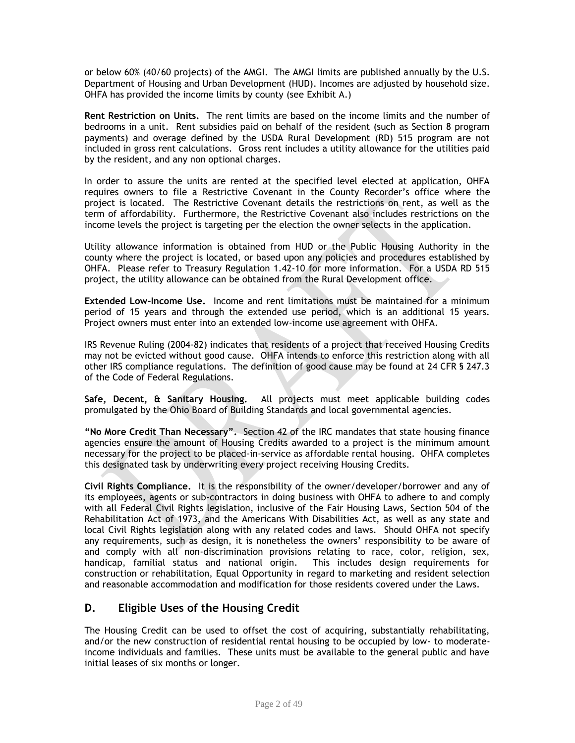or below 60% (40/60 projects) of the AMGI. The AMGI limits are published annually by the U.S. Department of Housing and Urban Development (HUD). Incomes are adjusted by household size. OHFA has provided the income limits by county (see Exhibit A.)

**Rent Restriction on Units.** The rent limits are based on the income limits and the number of bedrooms in a unit. Rent subsidies paid on behalf of the resident (such as Section 8 program payments) and overage defined by the USDA Rural Development (RD) 515 program are not included in gross rent calculations. Gross rent includes a utility allowance for the utilities paid by the resident, and any non optional charges.

In order to assure the units are rented at the specified level elected at application, OHFA requires owners to file a Restrictive Covenant in the County Recorder's office where the project is located. The Restrictive Covenant details the restrictions on rent, as well as the term of affordability. Furthermore, the Restrictive Covenant also includes restrictions on the income levels the project is targeting per the election the owner selects in the application.

Utility allowance information is obtained from HUD or the Public Housing Authority in the county where the project is located, or based upon any policies and procedures established by OHFA. Please refer to Treasury Regulation 1.42-10 for more information. For a USDA RD 515 project, the utility allowance can be obtained from the Rural Development office.

**Extended Low-Income Use.** Income and rent limitations must be maintained for a minimum period of 15 years and through the extended use period, which is an additional 15 years. Project owners must enter into an extended low-income use agreement with OHFA.

IRS Revenue Ruling (2004-82) indicates that residents of a project that received Housing Credits may not be evicted without good cause. OHFA intends to enforce this restriction along with all other IRS compliance regulations. The definition of good cause may be found at 24 CFR § 247.3 of the Code of Federal Regulations.

**Safe, Decent, & Sanitary Housing.** All projects must meet applicable building codes promulgated by the Ohio Board of Building Standards and local governmental agencies.

**"No More Credit Than Necessary".** Section 42 of the IRC mandates that state housing finance agencies ensure the amount of Housing Credits awarded to a project is the minimum amount necessary for the project to be placed-in-service as affordable rental housing. OHFA completes this designated task by underwriting every project receiving Housing Credits.

**Civil Rights Compliance.** It is the responsibility of the owner/developer/borrower and any of its employees, agents or sub-contractors in doing business with OHFA to adhere to and comply with all Federal Civil Rights legislation, inclusive of the Fair Housing Laws, Section 504 of the Rehabilitation Act of 1973, and the Americans With Disabilities Act, as well as any state and local Civil Rights legislation along with any related codes and laws. Should OHFA not specify any requirements, such as design, it is nonetheless the owners' responsibility to be aware of and comply with all non-discrimination provisions relating to race, color, religion, sex, handicap, familial status and national origin. This includes design requirements for construction or rehabilitation, Equal Opportunity in regard to marketing and resident selection and reasonable accommodation and modification for those residents covered under the Laws.

## D. Eligible Uses of the Housing Credit

The Housing Credit can be used to offset the cost of acquiring, substantially rehabilitating, and/or the new construction of residential rental housing to be occupied by low- to moderate-income individuals and families. These units must be available to the general public and have initial leases of six months or longer.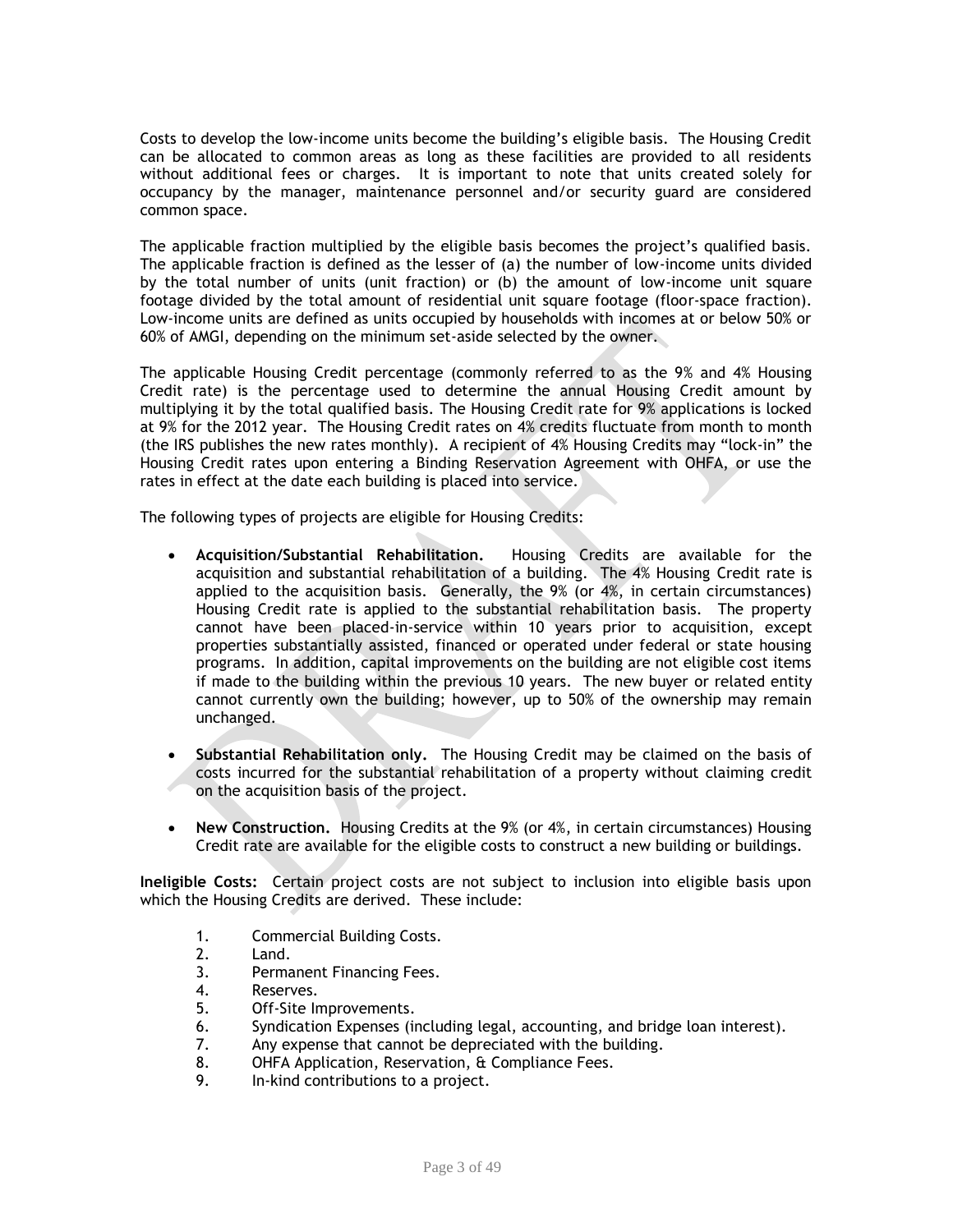Costs to develop the low-income units become the building's eligible basis. The Housing Credit can be allocated to common areas as long as these facilities are provided to all residents without additional fees or charges. It is important to note that units created solely for occupancy by the manager, maintenance personnel and/or security guard are considered common space.

The applicable fraction multiplied by the eligible basis becomes the project's qualified basis. The applicable fraction is defined as the lesser of (a) the number of low-income units divided by the total number of units (unit fraction) or (b) the amount of low-income unit square footage divided by the total amount of residential unit square footage (floor-space fraction). Low-income units are defined as units occupied by households with incomes at or below 50% or 60% of AMGI, depending on the minimum set-aside selected by the owner.

The applicable Housing Credit percentage (commonly referred to as the 9% and 4% Housing Credit rate) is the percentage used to determine the annual Housing Credit amount by multiplying it by the total qualified basis. The Housing Credit rate for 9% applications is locked at 9% for the 2012 year. The Housing Credit rates on 4% credits fluctuate from month to month (the IRS publishes the new rates monthly). A recipient of 4% Housing Credits may "lock-in" the Housing Credit rates upon entering a Binding Reservation Agreement with OHFA, or use the rates in effect at the date each building is placed into service.

The following types of projects are eligible for Housing Credits:

- **Acquisition/Substantial Rehabilitation.** Housing Credits are available for the acquisition and substantial rehabilitation of a building. The 4% Housing Credit rate is applied to the acquisition basis. Generally, the 9% (or 4%, in certain circumstances) Housing Credit rate is applied to the substantial rehabilitation basis. The property cannot have been placed-in-service within 10 years prior to acquisition, except properties substantially assisted, financed or operated under federal or state housing programs. In addition, capital improvements on the building are not eligible cost items if made to the building within the previous 10 years. The new buyer or related entity cannot currently own the building; however, up to 50% of the ownership may remain unchanged.

- **Substantial Rehabilitation only.** The Housing Credit may be claimed on the basis of costs incurred for the substantial rehabilitation of a property without claiming credit on the acquisition basis of the project.

- **New Construction.** Housing Credits at the 9% (or 4%, in certain circumstances) Housing Credit rate are available for the eligible costs to construct a new building or buildings.

**Ineligible Costs:** Certain project costs are not subject to inclusion into eligible basis upon which the Housing Credits are derived. These include:

1. Commercial Building Costs.
2. Land.
3. Permanent Financing Fees.
4. Reserves.
5. Off-Site Improvements.
6. Syndication Expenses (including legal, accounting, and bridge loan interest).
7. Any expense that cannot be depreciated with the building.
8. OHFA Application, Reservation, & Compliance Fees.
9. In-kind contributions to a project.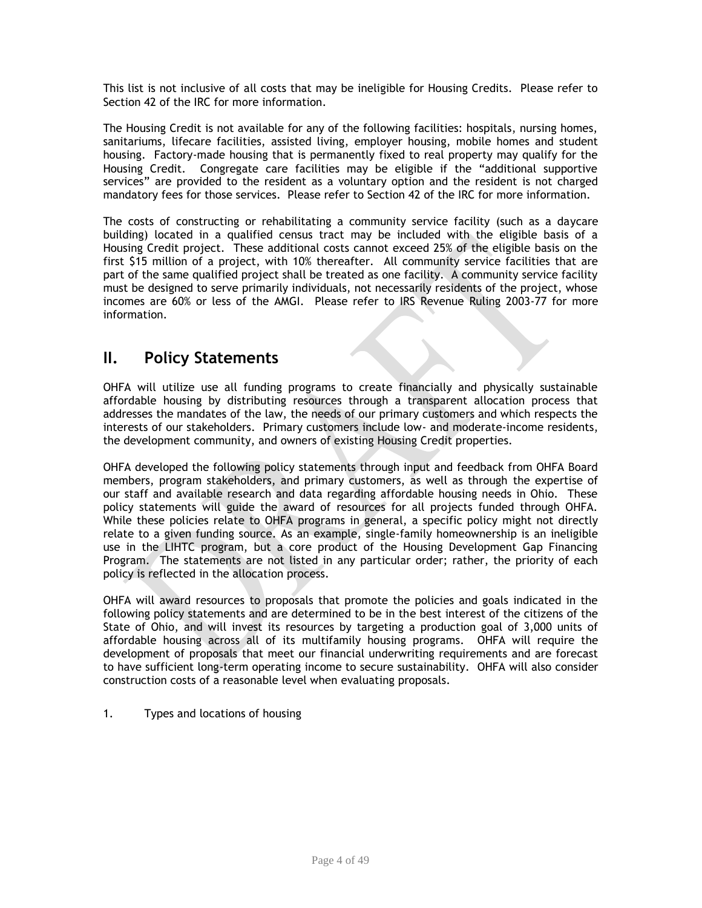This list is not inclusive of all costs that may be ineligible for Housing Credits. Please refer to Section 42 of the IRC for more information.

The Housing Credit is not available for any of the following facilities: hospitals, nursing homes, sanitariums, lifecare facilities, assisted living, employer housing, mobile homes and student housing. Factory-made housing that is permanently fixed to real property may qualify for the Housing Credit. Congregate care facilities may be eligible if the "additional supportive services" are provided to the resident as a voluntary option and the resident is not charged mandatory fees for those services. Please refer to Section 42 of the IRC for more information.

The costs of constructing or rehabilitating a community service facility (such as a daycare building) located in a qualified census tract may be included with the eligible basis of a Housing Credit project. These additional costs cannot exceed 25% of the eligible basis on the first $15 million of a project, with 10% thereafter. All community service facilities that are part of the same qualified project shall be treated as one facility. A community service facility must be designed to serve primarily individuals, not necessarily residents of the project, whose incomes are 60% or less of the AMGI. Please refer to IRS Revenue Ruling 2003-77 for more information.

## II. Policy Statements

OHFA will utilize use all funding programs to create financially and physically sustainable affordable housing by distributing resources through a transparent allocation process that addresses the mandates of the law, the needs of our primary customers and which respects the interests of our stakeholders. Primary customers include low- and moderate-income residents, the development community, and owners of existing Housing Credit properties.

OHFA developed the following policy statements through input and feedback from OHFA Board members, program stakeholders, and primary customers, as well as through the expertise of our staff and available research and data regarding affordable housing needs in Ohio. These policy statements will guide the award of resources for all projects funded through OHFA. While these policies relate to OHFA programs in general, a specific policy might not directly relate to a given funding source. As an example, single-family homeownership is an ineligible use in the LIHTC program, but a core product of the Housing Development Gap Financing Program. The statements are not listed in any particular order; rather, the priority of each policy is reflected in the allocation process.

OHFA will award resources to proposals that promote the policies and goals indicated in the following policy statements and are determined to be in the best interest of the citizens of the State of Ohio, and will invest its resources by targeting a production goal of 3,000 units of affordable housing across all of its multifamily housing programs. OHFA will require the development of proposals that meet our financial underwriting requirements and are forecast to have sufficient long-term operating income to secure sustainability. OHFA will also consider construction costs of a reasonable level when evaluating proposals.

1. Types and locations of housing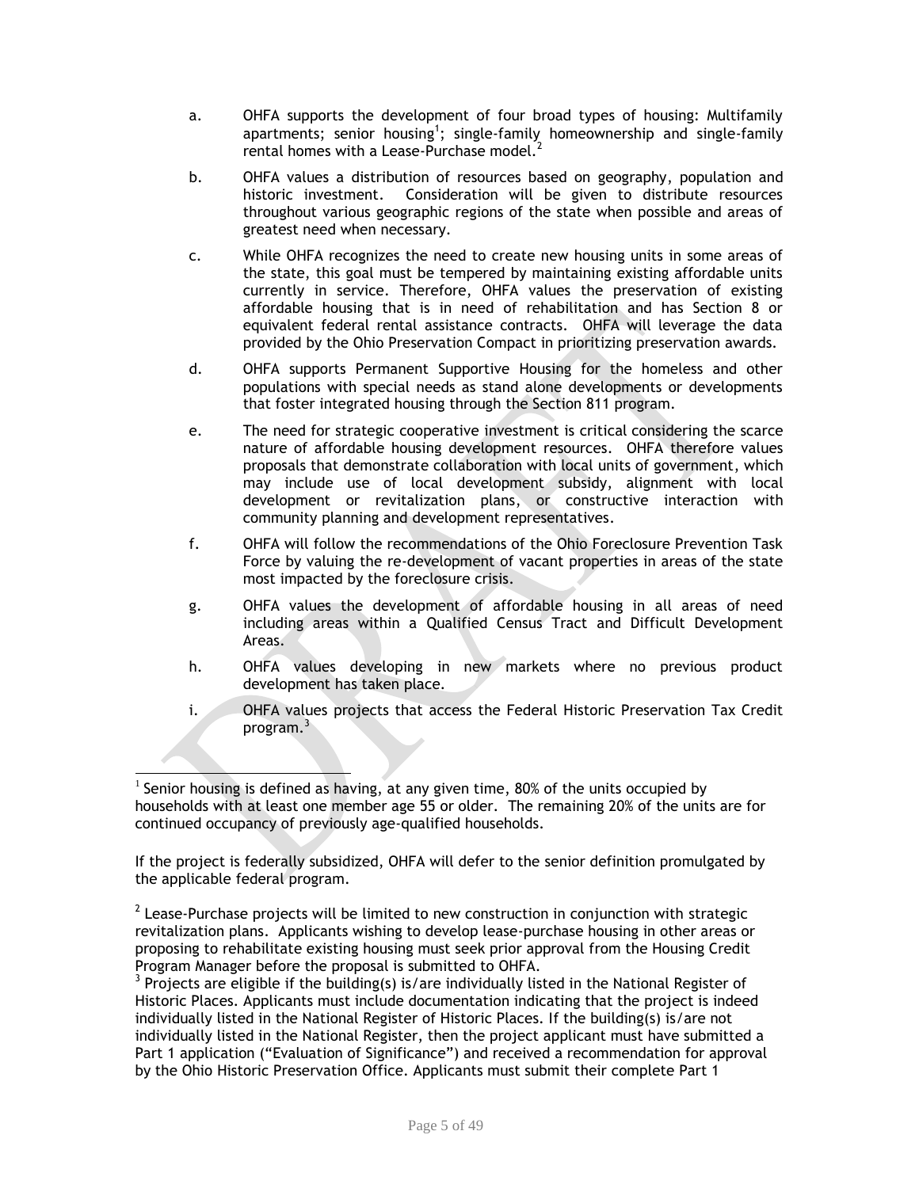a. OHFA supports the development of four broad types of housing: Multifamily apartments; senior housing[1]; single-family homeownership and single-family rental homes with a Lease-Purchase model.[2]

b. OHFA values a distribution of resources based on geography, population and historic investment. Consideration will be given to distribute resources throughout various geographic regions of the state when possible and areas of greatest need when necessary.

c. While OHFA recognizes the need to create new housing units in some areas of the state, this goal must be tempered by maintaining existing affordable units currently in service. Therefore, OHFA values the preservation of existing affordable housing that is in need of rehabilitation and has Section 8 or equivalent federal rental assistance contracts. OHFA will leverage the data provided by the Ohio Preservation Compact in prioritizing preservation awards.

d. OHFA supports Permanent Supportive Housing for the homeless and other populations with special needs as stand alone developments or developments that foster integrated housing through the Section 811 program.

e. The need for strategic cooperative investment is critical considering the scarce nature of affordable housing development resources. OHFA therefore values proposals that demonstrate collaboration with local units of government, which may include use of local development subsidy, alignment with local development or revitalization plans, or constructive interaction with community planning and development representatives.

f. OHFA will follow the recommendations of the Ohio Foreclosure Prevention Task Force by valuing the re-development of vacant properties in areas of the state most impacted by the foreclosure crisis.

g. OHFA values the development of affordable housing in all areas of need including areas within a Qualified Census Tract and Difficult Development Areas.

h. OHFA values developing in new markets where no previous product development has taken place.

i. OHFA values projects that access the Federal Historic Preservation Tax Credit program.[3]

---

[1] Senior housing is defined as having, at any given time, 80% of the units occupied by households with at least one member age 55 or older. The remaining 20% of the units are for continued occupancy of previously age-qualified households.

If the project is federally subsidized, OHFA will defer to the senior definition promulgated by the applicable federal program.

[2] Lease-Purchase projects will be limited to new construction in conjunction with strategic revitalization plans. Applicants wishing to develop lease-purchase housing in other areas or proposing to rehabilitate existing housing must seek prior approval from the Housing Credit Program Manager before the proposal is submitted to OHFA.

[3] Projects are eligible if the building(s) is/are individually listed in the National Register of Historic Places. Applicants must include documentation indicating that the project is indeed individually listed in the National Register of Historic Places. If the building(s) is/are not individually listed in the National Register, then the project applicant must have submitted a Part 1 application ("Evaluation of Significance") and received a recommendation for approval by the Ohio Historic Preservation Office. Applicants must submit their complete Part 1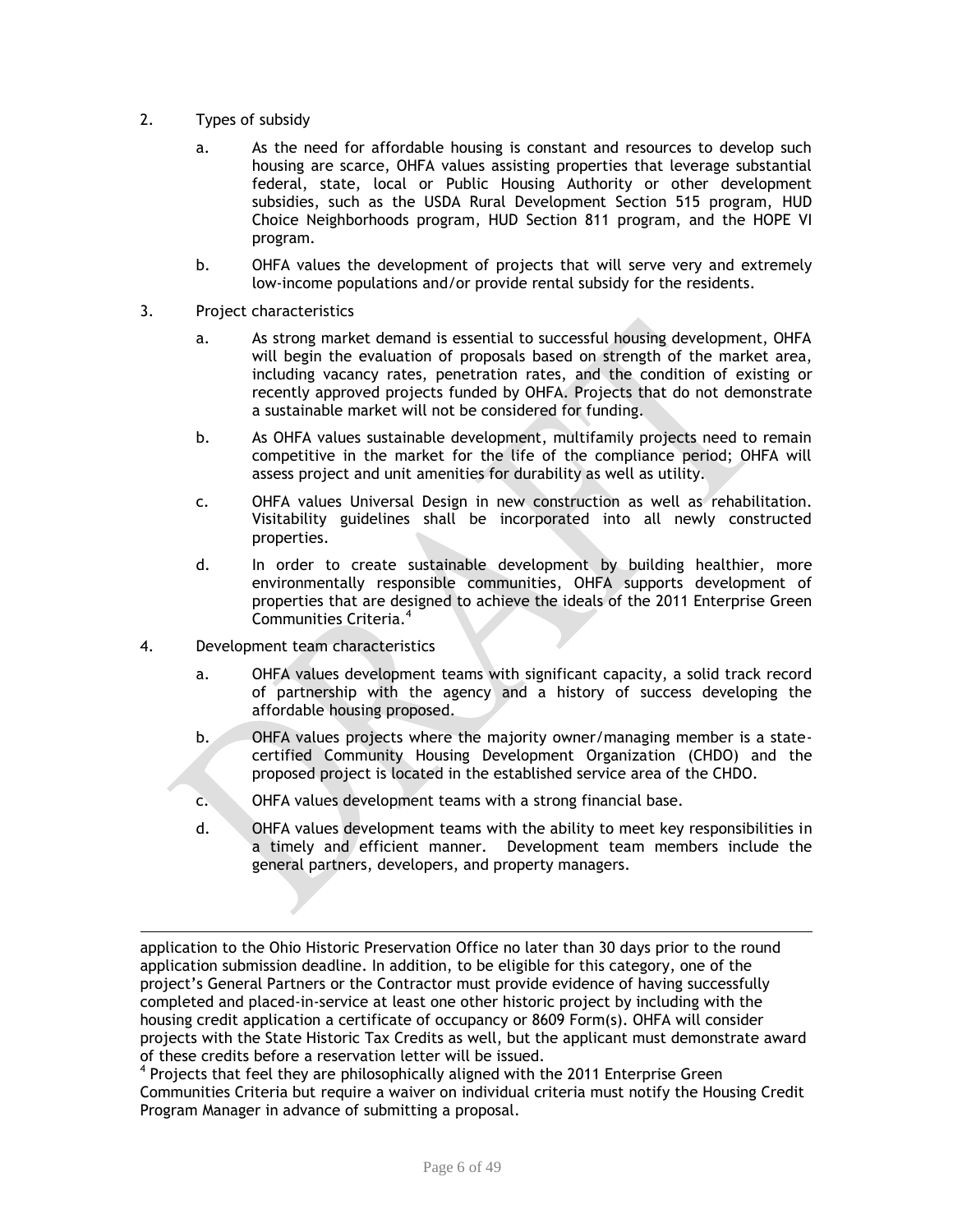2. Types of subsidy

   a. As the need for affordable housing is constant and resources to develop such housing are scarce, OHFA values assisting properties that leverage substantial federal, state, local or Public Housing Authority or other development subsidies, such as the USDA Rural Development Section 515 program, HUD Choice Neighborhoods program, HUD Section 811 program, and the HOPE VI program.

   b. OHFA values the development of projects that will serve very and extremely low-income populations and/or provide rental subsidy for the residents.

3. Project characteristics

   a. As strong market demand is essential to successful housing development, OHFA will begin the evaluation of proposals based on strength of the market area, including vacancy rates, penetration rates, and the condition of existing or recently approved projects funded by OHFA. Projects that do not demonstrate a sustainable market will not be considered for funding.

   b. As OHFA values sustainable development, multifamily projects need to remain competitive in the market for the life of the compliance period; OHFA will assess project and unit amenities for durability as well as utility.

   c. OHFA values Universal Design in new construction as well as rehabilitation. Visitability guidelines shall be incorporated into all newly constructed properties.

   d. In order to create sustainable development by building healthier, more environmentally responsible communities, OHFA supports development of properties that are designed to achieve the ideals of the 2011 Enterprise Green Communities Criteria.[4]

4. Development team characteristics

   a. OHFA values development teams with significant capacity, a solid track record of partnership with the agency and a history of success developing the affordable housing proposed.

   b. OHFA values projects where the majority owner/managing member is a state-certified Community Housing Development Organization (CHDO) and the proposed project is located in the established service area of the CHDO.

   c. OHFA values development teams with a strong financial base.

   d. OHFA values development teams with the ability to meet key responsibilities in a timely and efficient manner. Development team members include the general partners, developers, and property managers.

---

application to the Ohio Historic Preservation Office no later than 30 days prior to the round application submission deadline. In addition, to be eligible for this category, one of the project's General Partners or the Contractor must provide evidence of having successfully completed and placed-in-service at least one other historic project by including with the housing credit application a certificate of occupancy or 8609 Form(s). OHFA will consider projects with the State Historic Tax Credits as well, but the applicant must demonstrate award of these credits before a reservation letter will be issued.

[4] Projects that feel they are philosophically aligned with the 2011 Enterprise Green Communities Criteria but require a waiver on individual criteria must notify the Housing Credit Program Manager in advance of submitting a proposal.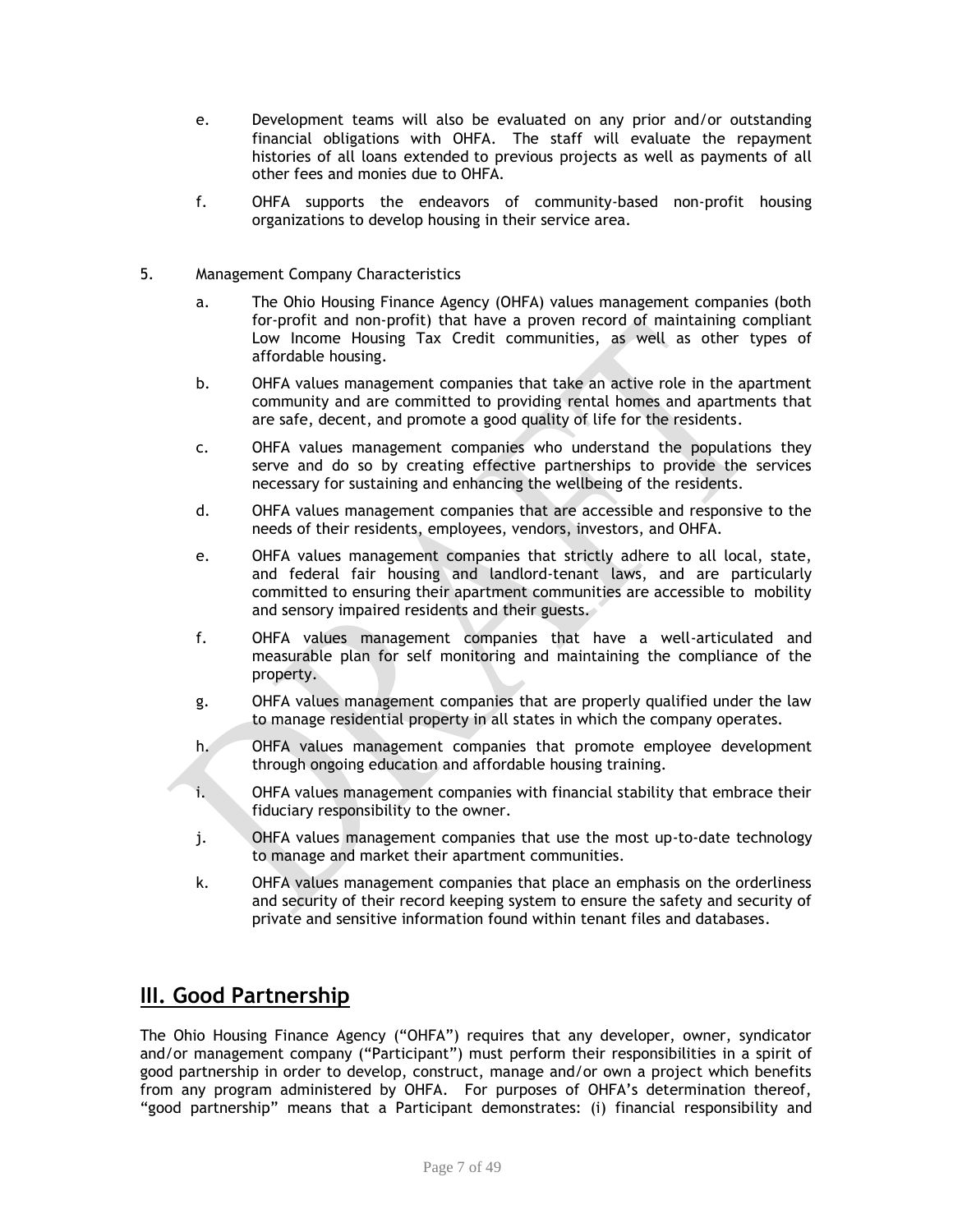e. Development teams will also be evaluated on any prior and/or outstanding financial obligations with OHFA. The staff will evaluate the repayment histories of all loans extended to previous projects as well as payments of all other fees and monies due to OHFA.

f. OHFA supports the endeavors of community-based non-profit housing organizations to develop housing in their service area.

5. Management Company Characteristics

   a. The Ohio Housing Finance Agency (OHFA) values management companies (both for-profit and non-profit) that have a proven record of maintaining compliant Low Income Housing Tax Credit communities, as well as other types of affordable housing.

   b. OHFA values management companies that take an active role in the apartment community and are committed to providing rental homes and apartments that are safe, decent, and promote a good quality of life for the residents.

   c. OHFA values management companies who understand the populations they serve and do so by creating effective partnerships to provide the services necessary for sustaining and enhancing the wellbeing of the residents.

   d. OHFA values management companies that are accessible and responsive to the needs of their residents, employees, vendors, investors, and OHFA.

   e. OHFA values management companies that strictly adhere to all local, state, and federal fair housing and landlord-tenant laws, and are particularly committed to ensuring their apartment communities are accessible to mobility and sensory impaired residents and their guests.

   f. OHFA values management companies that have a well-articulated and measurable plan for self monitoring and maintaining the compliance of the property.

   g. OHFA values management companies that are properly qualified under the law to manage residential property in all states in which the company operates.

   h. OHFA values management companies that promote employee development through ongoing education and affordable housing training.

   i. OHFA values management companies with financial stability that embrace their fiduciary responsibility to the owner.

   j. OHFA values management companies that use the most up-to-date technology to manage and market their apartment communities.

   k. OHFA values management companies that place an emphasis on the orderliness and security of their record keeping system to ensure the safety and security of private and sensitive information found within tenant files and databases.

## III. Good Partnership

The Ohio Housing Finance Agency ("OHFA") requires that any developer, owner, syndicator and/or management company ("Participant") must perform their responsibilities in a spirit of good partnership in order to develop, construct, manage and/or own a project which benefits from any program administered by OHFA. For purposes of OHFA's determination thereof, "good partnership" means that a Participant demonstrates: (i) financial responsibility and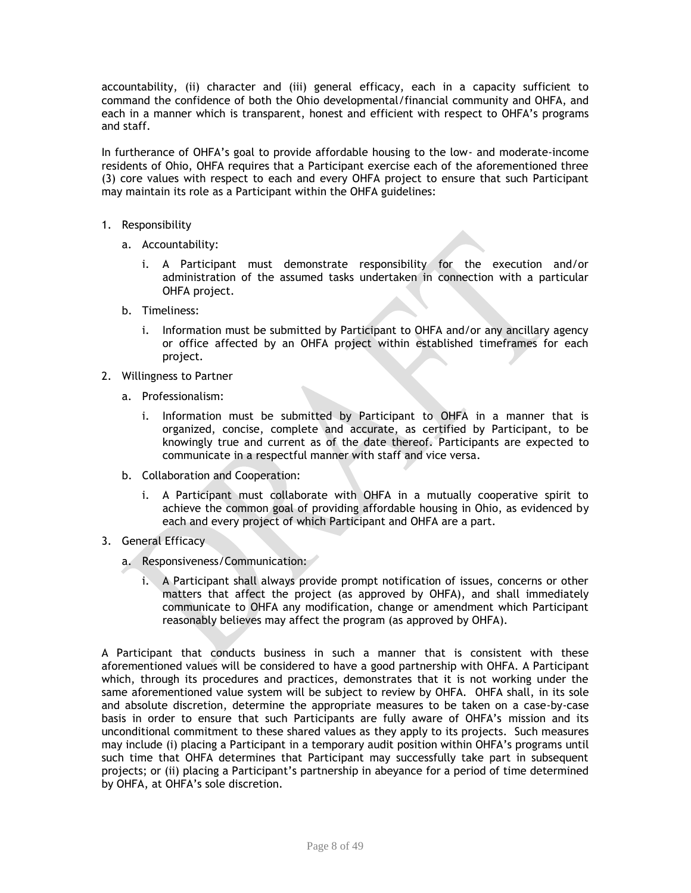accountability, (ii) character and (iii) general efficacy, each in a capacity sufficient to command the confidence of both the Ohio developmental/financial community and OHFA, and each in a manner which is transparent, honest and efficient with respect to OHFA's programs and staff.

In furtherance of OHFA's goal to provide affordable housing to the low- and moderate-income residents of Ohio, OHFA requires that a Participant exercise each of the aforementioned three (3) core values with respect to each and every OHFA project to ensure that such Participant may maintain its role as a Participant within the OHFA guidelines:

1. Responsibility
   a. Accountability:
      i. A Participant must demonstrate responsibility for the execution and/or administration of the assumed tasks undertaken in connection with a particular OHFA project.
   b. Timeliness:
      i. Information must be submitted by Participant to OHFA and/or any ancillary agency or office affected by an OHFA project within established timeframes for each project.
2. Willingness to Partner
   a. Professionalism:
      i. Information must be submitted by Participant to OHFA in a manner that is organized, concise, complete and accurate, as certified by Participant, to be knowingly true and current as of the date thereof. Participants are expected to communicate in a respectful manner with staff and vice versa.
   b. Collaboration and Cooperation:
      i. A Participant must collaborate with OHFA in a mutually cooperative spirit to achieve the common goal of providing affordable housing in Ohio, as evidenced by each and every project of which Participant and OHFA are a part.
3. General Efficacy
   a. Responsiveness/Communication:
      i. A Participant shall always provide prompt notification of issues, concerns or other matters that affect the project (as approved by OHFA), and shall immediately communicate to OHFA any modification, change or amendment which Participant reasonably believes may affect the program (as approved by OHFA).

A Participant that conducts business in such a manner that is consistent with these aforementioned values will be considered to have a good partnership with OHFA. A Participant which, through its procedures and practices, demonstrates that it is not working under the same aforementioned value system will be subject to review by OHFA. OHFA shall, in its sole and absolute discretion, determine the appropriate measures to be taken on a case-by-case basis in order to ensure that such Participants are fully aware of OHFA's mission and its unconditional commitment to these shared values as they apply to its projects. Such measures may include (i) placing a Participant in a temporary audit position within OHFA's programs until such time that OHFA determines that Participant may successfully take part in subsequent projects; or (ii) placing a Participant's partnership in abeyance for a period of time determined by OHFA, at OHFA's sole discretion.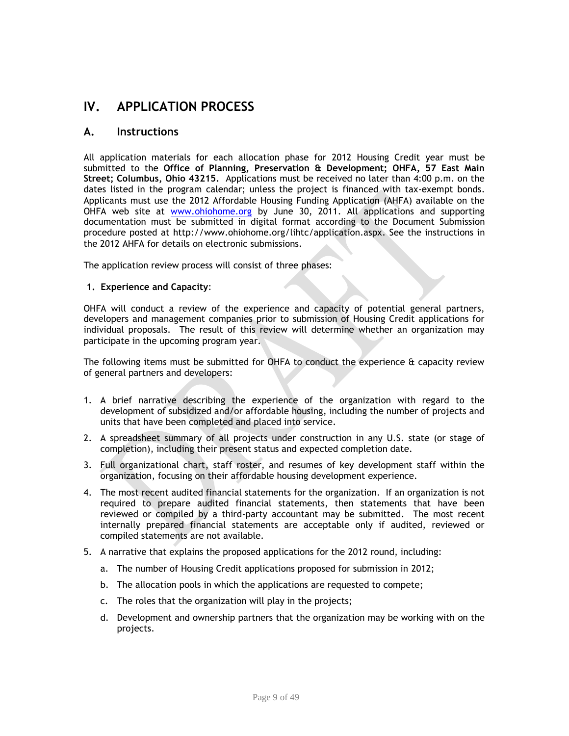# IV. APPLICATION PROCESS

## A. Instructions

All application materials for each allocation phase for 2012 Housing Credit year must be submitted to the **Office of Planning, Preservation & Development; OHFA, 57 East Main Street; Columbus, Ohio 43215.** Applications must be received no later than 4:00 p.m. on the dates listed in the program calendar; unless the project is financed with tax-exempt bonds. Applicants must use the 2012 Affordable Housing Funding Application (AHFA) available on the OHFA web site at www.ohiohome.org by June 30, 2011. All applications and supporting documentation must be submitted in digital format according to the Document Submission procedure posted at http://www.ohiohome.org/lihtc/application.aspx. See the instructions in the 2012 AHFA for details on electronic submissions.

The application review process will consist of three phases:

**1. Experience and Capacity**:

OHFA will conduct a review of the experience and capacity of potential general partners, developers and management companies prior to submission of Housing Credit applications for individual proposals. The result of this review will determine whether an organization may participate in the upcoming program year.

The following items must be submitted for OHFA to conduct the experience & capacity review of general partners and developers:

1. A brief narrative describing the experience of the organization with regard to the development of subsidized and/or affordable housing, including the number of projects and units that have been completed and placed into service.
2. A spreadsheet summary of all projects under construction in any U.S. state (or stage of completion), including their present status and expected completion date.
3. Full organizational chart, staff roster, and resumes of key development staff within the organization, focusing on their affordable housing development experience.
4. The most recent audited financial statements for the organization. If an organization is not required to prepare audited financial statements, then statements that have been reviewed or compiled by a third-party accountant may be submitted. The most recent internally prepared financial statements are acceptable only if audited, reviewed or compiled statements are not available.
5. A narrative that explains the proposed applications for the 2012 round, including:
   a. The number of Housing Credit applications proposed for submission in 2012;
   b. The allocation pools in which the applications are requested to compete;
   c. The roles that the organization will play in the projects;
   d. Development and ownership partners that the organization may be working with on the projects.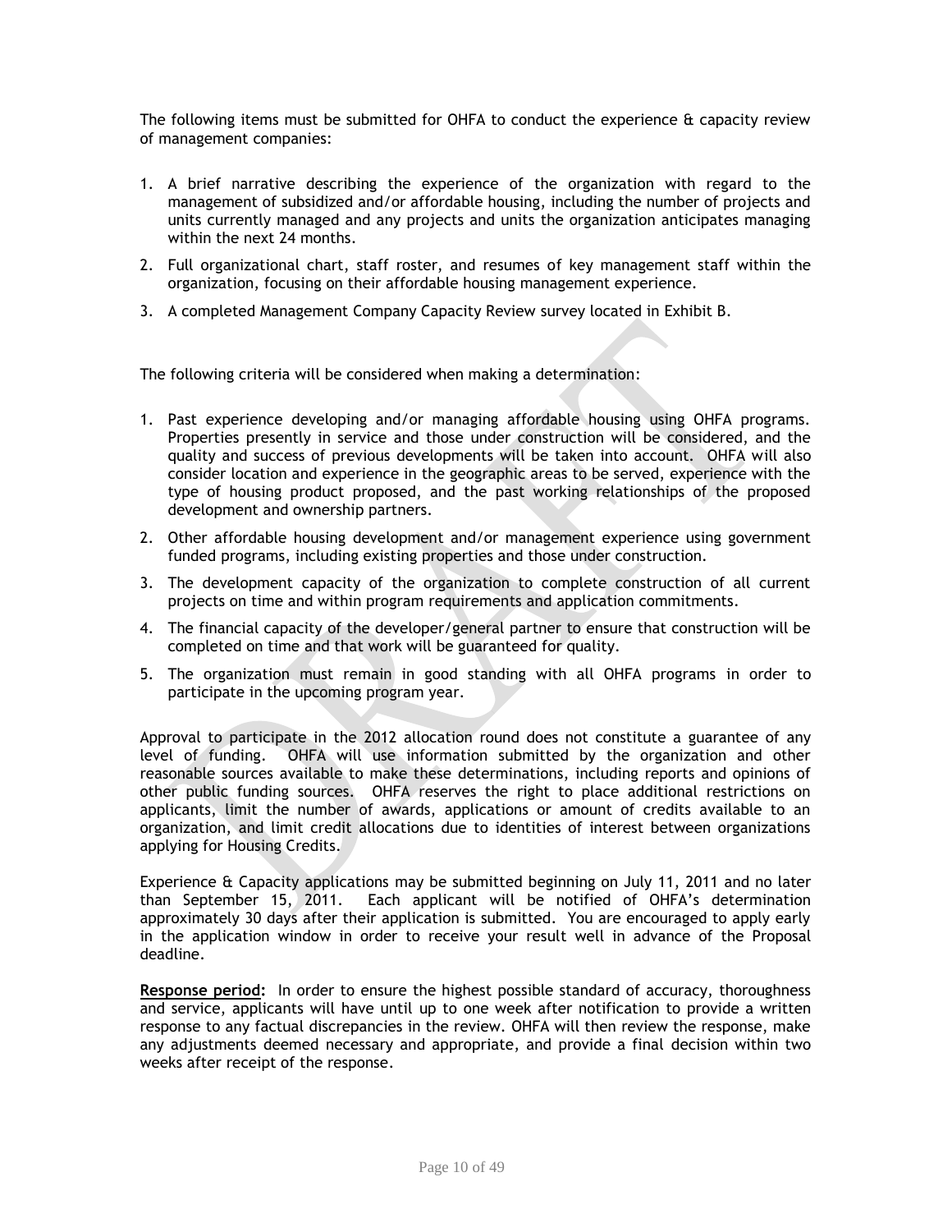The following items must be submitted for OHFA to conduct the experience & capacity review of management companies:

1. A brief narrative describing the experience of the organization with regard to the management of subsidized and/or affordable housing, including the number of projects and units currently managed and any projects and units the organization anticipates managing within the next 24 months.
2. Full organizational chart, staff roster, and resumes of key management staff within the organization, focusing on their affordable housing management experience.
3. A completed Management Company Capacity Review survey located in Exhibit B.

The following criteria will be considered when making a determination:

1. Past experience developing and/or managing affordable housing using OHFA programs. Properties presently in service and those under construction will be considered, and the quality and success of previous developments will be taken into account. OHFA will also consider location and experience in the geographic areas to be served, experience with the type of housing product proposed, and the past working relationships of the proposed development and ownership partners.
2. Other affordable housing development and/or management experience using government funded programs, including existing properties and those under construction.
3. The development capacity of the organization to complete construction of all current projects on time and within program requirements and application commitments.
4. The financial capacity of the developer/general partner to ensure that construction will be completed on time and that work will be guaranteed for quality.
5. The organization must remain in good standing with all OHFA programs in order to participate in the upcoming program year.

Approval to participate in the 2012 allocation round does not constitute a guarantee of any level of funding. OHFA will use information submitted by the organization and other reasonable sources available to make these determinations, including reports and opinions of other public funding sources. OHFA reserves the right to place additional restrictions on applicants, limit the number of awards, applications or amount of credits available to an organization, and limit credit allocations due to identities of interest between organizations applying for Housing Credits.

Experience & Capacity applications may be submitted beginning on July 11, 2011 and no later than September 15, 2011. Each applicant will be notified of OHFA's determination approximately 30 days after their application is submitted. You are encouraged to apply early in the application window in order to receive your result well in advance of the Proposal deadline.

**Response period:** In order to ensure the highest possible standard of accuracy, thoroughness and service, applicants will have until up to one week after notification to provide a written response to any factual discrepancies in the review. OHFA will then review the response, make any adjustments deemed necessary and appropriate, and provide a final decision within two weeks after receipt of the response.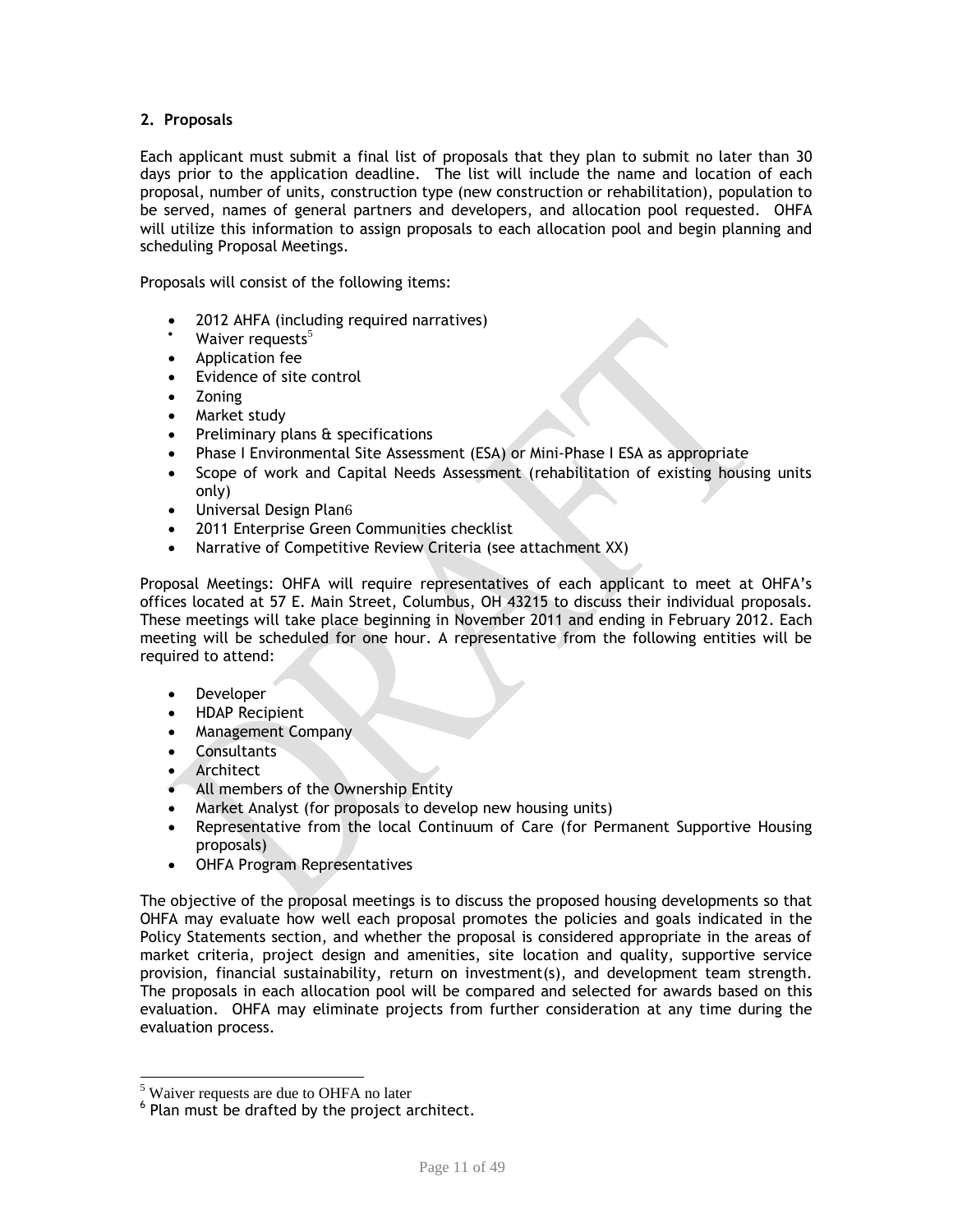## 2. Proposals

Each applicant must submit a final list of proposals that they plan to submit no later than 30 days prior to the application deadline. The list will include the name and location of each proposal, number of units, construction type (new construction or rehabilitation), population to be served, names of general partners and developers, and allocation pool requested. OHFA will utilize this information to assign proposals to each allocation pool and begin planning and scheduling Proposal Meetings.

Proposals will consist of the following items:

- 2012 AHFA (including required narratives)
- Waiver requests[5]
- Application fee
- Evidence of site control
- Zoning
- Market study
- Preliminary plans & specifications
- Phase I Environmental Site Assessment (ESA) or Mini-Phase I ESA as appropriate
- Scope of work and Capital Needs Assessment (rehabilitation of existing housing units only)
- Universal Design Plan[6]
- 2011 Enterprise Green Communities checklist
- Narrative of Competitive Review Criteria (see attachment XX)

Proposal Meetings: OHFA will require representatives of each applicant to meet at OHFA's offices located at 57 E. Main Street, Columbus, OH 43215 to discuss their individual proposals. These meetings will take place beginning in November 2011 and ending in February 2012. Each meeting will be scheduled for one hour. A representative from the following entities will be required to attend:

- Developer
- HDAP Recipient
- Management Company
- Consultants
- Architect
- All members of the Ownership Entity
- Market Analyst (for proposals to develop new housing units)
- Representative from the local Continuum of Care (for Permanent Supportive Housing proposals)
- OHFA Program Representatives

The objective of the proposal meetings is to discuss the proposed housing developments so that OHFA may evaluate how well each proposal promotes the policies and goals indicated in the Policy Statements section, and whether the proposal is considered appropriate in the areas of market criteria, project design and amenities, site location and quality, supportive service provision, financial sustainability, return on investment(s), and development team strength. The proposals in each allocation pool will be compared and selected for awards based on this evaluation. OHFA may eliminate projects from further consideration at any time during the evaluation process.

---

[5] Waiver requests are due to OHFA no later

[6] Plan must be drafted by the project architect.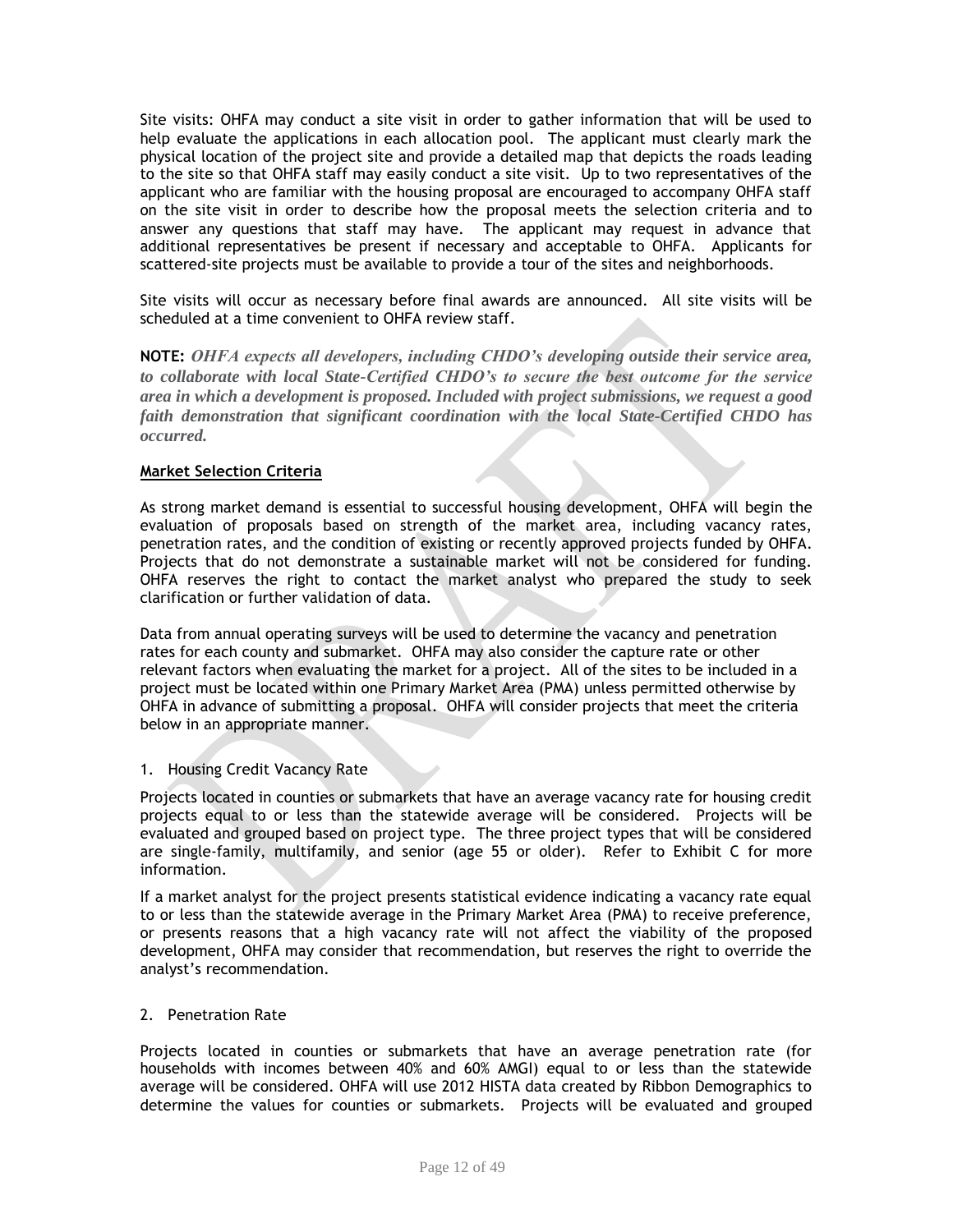Site visits: OHFA may conduct a site visit in order to gather information that will be used to help evaluate the applications in each allocation pool. The applicant must clearly mark the physical location of the project site and provide a detailed map that depicts the roads leading to the site so that OHFA staff may easily conduct a site visit. Up to two representatives of the applicant who are familiar with the housing proposal are encouraged to accompany OHFA staff on the site visit in order to describe how the proposal meets the selection criteria and to answer any questions that staff may have. The applicant may request in advance that additional representatives be present if necessary and acceptable to OHFA. Applicants for scattered-site projects must be available to provide a tour of the sites and neighborhoods.

Site visits will occur as necessary before final awards are announced. All site visits will be scheduled at a time convenient to OHFA review staff.

**NOTE:** ***OHFA expects all developers, including CHDO's developing outside their service area, to collaborate with local State-Certified CHDO's to secure the best outcome for the service area in which a development is proposed. Included with project submissions, we request a good faith demonstration that significant coordination with the local State-Certified CHDO has occurred.***

**Market Selection Criteria**

As strong market demand is essential to successful housing development, OHFA will begin the evaluation of proposals based on strength of the market area, including vacancy rates, penetration rates, and the condition of existing or recently approved projects funded by OHFA. Projects that do not demonstrate a sustainable market will not be considered for funding. OHFA reserves the right to contact the market analyst who prepared the study to seek clarification or further validation of data.

Data from annual operating surveys will be used to determine the vacancy and penetration rates for each county and submarket. OHFA may also consider the capture rate or other relevant factors when evaluating the market for a project. All of the sites to be included in a project must be located within one Primary Market Area (PMA) unless permitted otherwise by OHFA in advance of submitting a proposal. OHFA will consider projects that meet the criteria below in an appropriate manner.

1. Housing Credit Vacancy Rate

Projects located in counties or submarkets that have an average vacancy rate for housing credit projects equal to or less than the statewide average will be considered. Projects will be evaluated and grouped based on project type. The three project types that will be considered are single-family, multifamily, and senior (age 55 or older). Refer to Exhibit C for more information.

If a market analyst for the project presents statistical evidence indicating a vacancy rate equal to or less than the statewide average in the Primary Market Area (PMA) to receive preference, or presents reasons that a high vacancy rate will not affect the viability of the proposed development, OHFA may consider that recommendation, but reserves the right to override the analyst's recommendation.

2. Penetration Rate

Projects located in counties or submarkets that have an average penetration rate (for households with incomes between 40% and 60% AMGI) equal to or less than the statewide average will be considered. OHFA will use 2012 HISTA data created by Ribbon Demographics to determine the values for counties or submarkets. Projects will be evaluated and grouped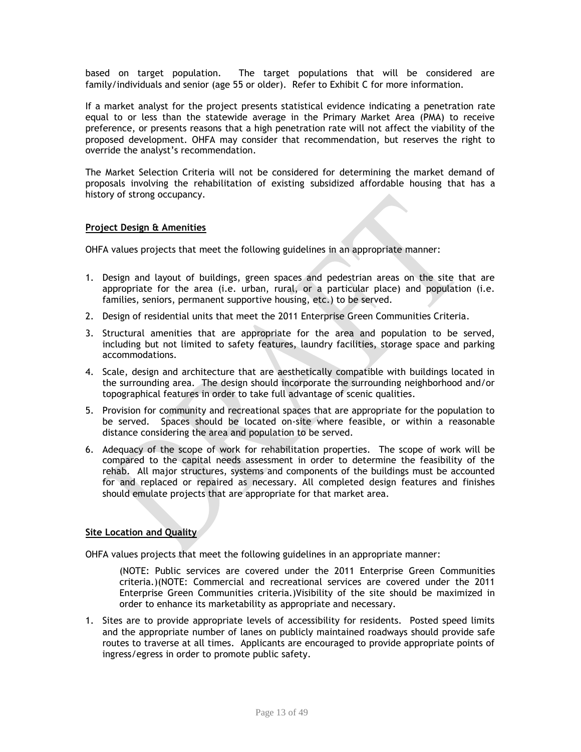based on target population. The target populations that will be considered are family/individuals and senior (age 55 or older). Refer to Exhibit C for more information.

If a market analyst for the project presents statistical evidence indicating a penetration rate equal to or less than the statewide average in the Primary Market Area (PMA) to receive preference, or presents reasons that a high penetration rate will not affect the viability of the proposed development. OHFA may consider that recommendation, but reserves the right to override the analyst's recommendation.

The Market Selection Criteria will not be considered for determining the market demand of proposals involving the rehabilitation of existing subsidized affordable housing that has a history of strong occupancy.

**Project Design & Amenities**

OHFA values projects that meet the following guidelines in an appropriate manner:

1. Design and layout of buildings, green spaces and pedestrian areas on the site that are appropriate for the area (i.e. urban, rural, or a particular place) and population (i.e. families, seniors, permanent supportive housing, etc.) to be served.
2. Design of residential units that meet the 2011 Enterprise Green Communities Criteria.
3. Structural amenities that are appropriate for the area and population to be served, including but not limited to safety features, laundry facilities, storage space and parking accommodations.
4. Scale, design and architecture that are aesthetically compatible with buildings located in the surrounding area. The design should incorporate the surrounding neighborhood and/or topographical features in order to take full advantage of scenic qualities.
5. Provision for community and recreational spaces that are appropriate for the population to be served. Spaces should be located on-site where feasible, or within a reasonable distance considering the area and population to be served.
6. Adequacy of the scope of work for rehabilitation properties. The scope of work will be compared to the capital needs assessment in order to determine the feasibility of the rehab. All major structures, systems and components of the buildings must be accounted for and replaced or repaired as necessary. All completed design features and finishes should emulate projects that are appropriate for that market area.

**Site Location and Quality**

OHFA values projects that meet the following guidelines in an appropriate manner:

> (NOTE: Public services are covered under the 2011 Enterprise Green Communities criteria.)(NOTE: Commercial and recreational services are covered under the 2011 Enterprise Green Communities criteria.)Visibility of the site should be maximized in order to enhance its marketability as appropriate and necessary.

1. Sites are to provide appropriate levels of accessibility for residents. Posted speed limits and the appropriate number of lanes on publicly maintained roadways should provide safe routes to traverse at all times. Applicants are encouraged to provide appropriate points of ingress/egress in order to promote public safety.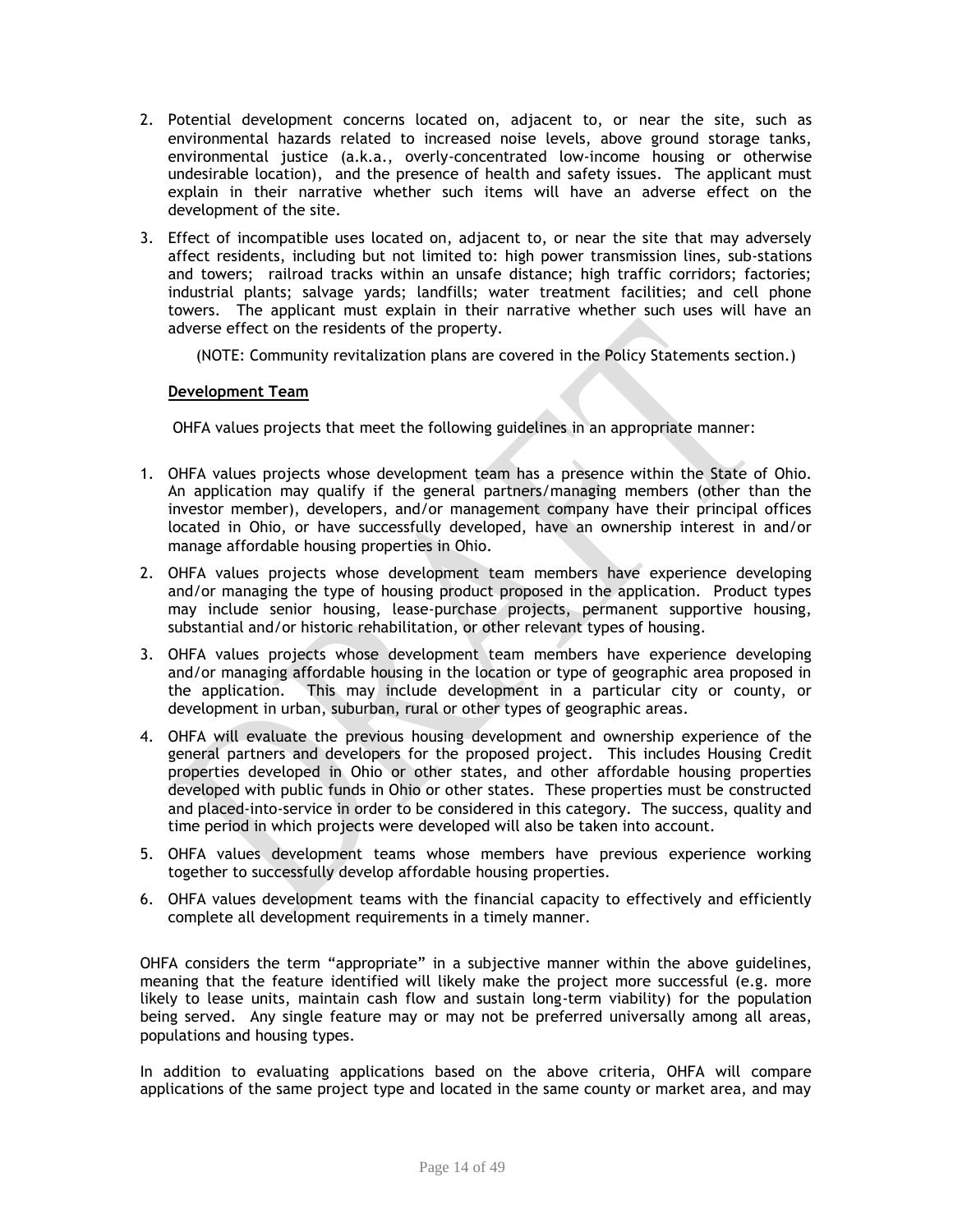2. Potential development concerns located on, adjacent to, or near the site, such as environmental hazards related to increased noise levels, above ground storage tanks, environmental justice (a.k.a., overly-concentrated low-income housing or otherwise undesirable location), and the presence of health and safety issues. The applicant must explain in their narrative whether such items will have an adverse effect on the development of the site.

3. Effect of incompatible uses located on, adjacent to, or near the site that may adversely affect residents, including but not limited to: high power transmission lines, sub-stations and towers; railroad tracks within an unsafe distance; high traffic corridors; factories; industrial plants; salvage yards; landfills; water treatment facilities; and cell phone towers. The applicant must explain in their narrative whether such uses will have an adverse effect on the residents of the property.

(NOTE: Community revitalization plans are covered in the Policy Statements section.)

**Development Team**

OHFA values projects that meet the following guidelines in an appropriate manner:

1. OHFA values projects whose development team has a presence within the State of Ohio. An application may qualify if the general partners/managing members (other than the investor member), developers, and/or management company have their principal offices located in Ohio, or have successfully developed, have an ownership interest in and/or manage affordable housing properties in Ohio.

2. OHFA values projects whose development team members have experience developing and/or managing the type of housing product proposed in the application. Product types may include senior housing, lease-purchase projects, permanent supportive housing, substantial and/or historic rehabilitation, or other relevant types of housing.

3. OHFA values projects whose development team members have experience developing and/or managing affordable housing in the location or type of geographic area proposed in the application. This may include development in a particular city or county, or development in urban, suburban, rural or other types of geographic areas.

4. OHFA will evaluate the previous housing development and ownership experience of the general partners and developers for the proposed project. This includes Housing Credit properties developed in Ohio or other states, and other affordable housing properties developed with public funds in Ohio or other states. These properties must be constructed and placed-into-service in order to be considered in this category. The success, quality and time period in which projects were developed will also be taken into account.

5. OHFA values development teams whose members have previous experience working together to successfully develop affordable housing properties.

6. OHFA values development teams with the financial capacity to effectively and efficiently complete all development requirements in a timely manner.

OHFA considers the term "appropriate" in a subjective manner within the above guidelines, meaning that the feature identified will likely make the project more successful (e.g. more likely to lease units, maintain cash flow and sustain long-term viability) for the population being served. Any single feature may or may not be preferred universally among all areas, populations and housing types.

In addition to evaluating applications based on the above criteria, OHFA will compare applications of the same project type and located in the same county or market area, and may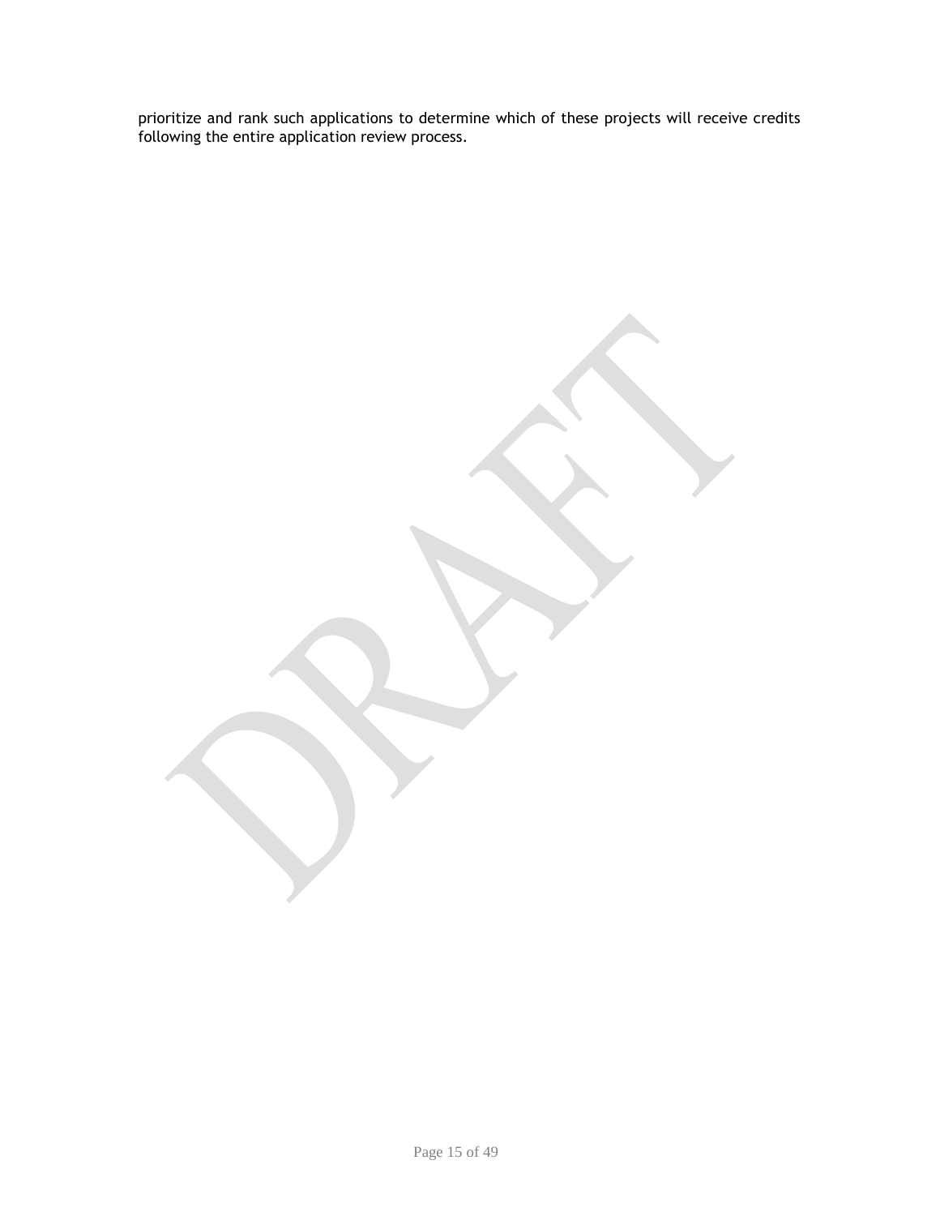prioritize and rank such applications to determine which of these projects will receive credits following the entire application review process.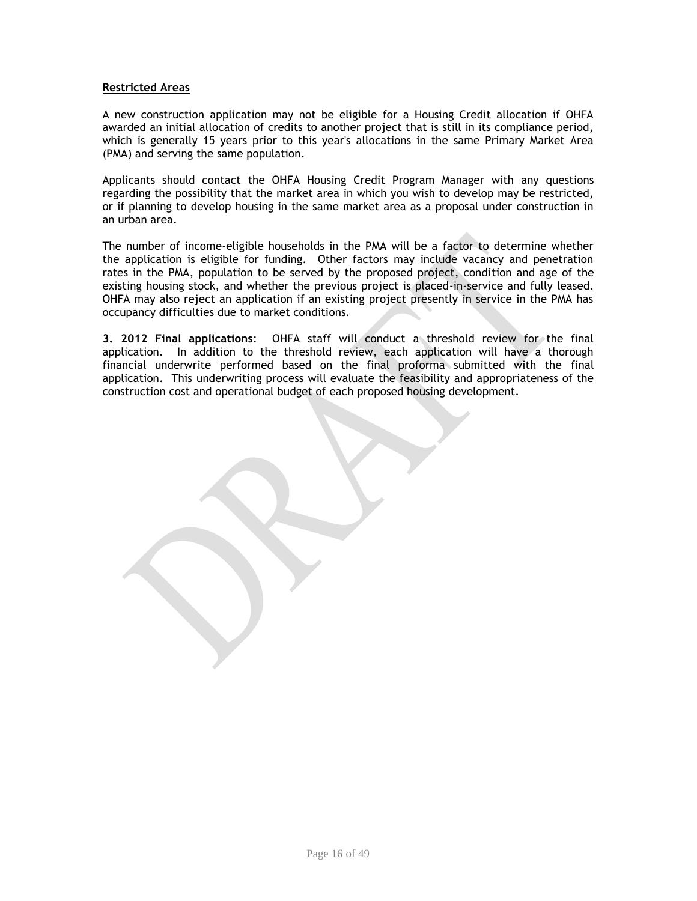**Restricted Areas**

A new construction application may not be eligible for a Housing Credit allocation if OHFA awarded an initial allocation of credits to another project that is still in its compliance period, which is generally 15 years prior to this year's allocations in the same Primary Market Area (PMA) and serving the same population.

Applicants should contact the OHFA Housing Credit Program Manager with any questions regarding the possibility that the market area in which you wish to develop may be restricted, or if planning to develop housing in the same market area as a proposal under construction in an urban area.

The number of income-eligible households in the PMA will be a factor to determine whether the application is eligible for funding. Other factors may include vacancy and penetration rates in the PMA, population to be served by the proposed project, condition and age of the existing housing stock, and whether the previous project is placed-in-service and fully leased. OHFA may also reject an application if an existing project presently in service in the PMA has occupancy difficulties due to market conditions.

**3. 2012 Final applications**: OHFA staff will conduct a threshold review for the final application. In addition to the threshold review, each application will have a thorough financial underwrite performed based on the final proforma submitted with the final application. This underwriting process will evaluate the feasibility and appropriateness of the construction cost and operational budget of each proposed housing development.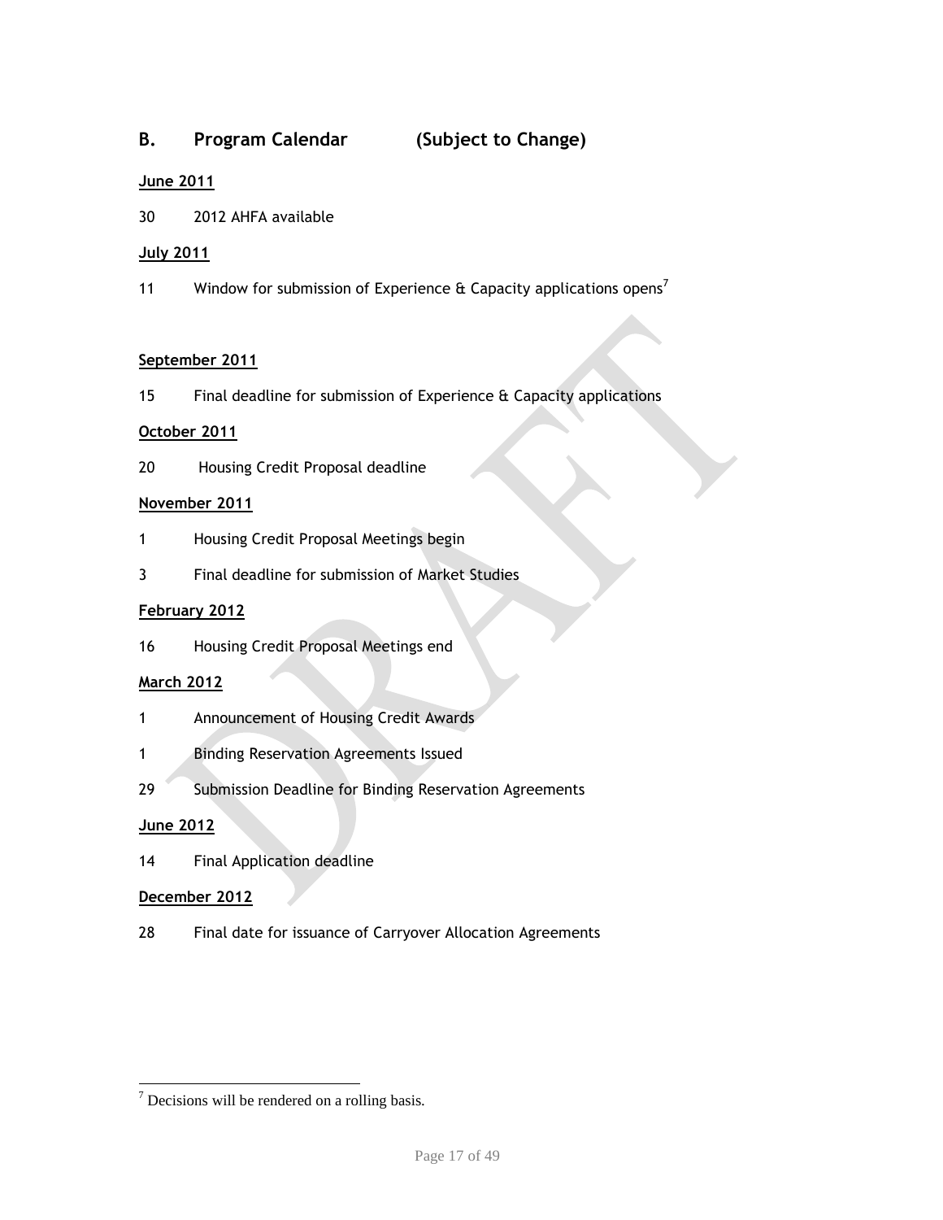## B. Program Calendar (Subject to Change)

**June 2011**

30 2012 AHFA available

**July 2011**

11 Window for submission of Experience & Capacity applications opens[7]

**September 2011**

15 Final deadline for submission of Experience & Capacity applications

**October 2011**

20 Housing Credit Proposal deadline

**November 2011**

1 Housing Credit Proposal Meetings begin

3 Final deadline for submission of Market Studies

**February 2012**

16 Housing Credit Proposal Meetings end

**March 2012**

1 Announcement of Housing Credit Awards

1 Binding Reservation Agreements Issued

29 Submission Deadline for Binding Reservation Agreements

**June 2012**

14 Final Application deadline

**December 2012**

28 Final date for issuance of Carryover Allocation Agreements

---

[7] Decisions will be rendered on a rolling basis.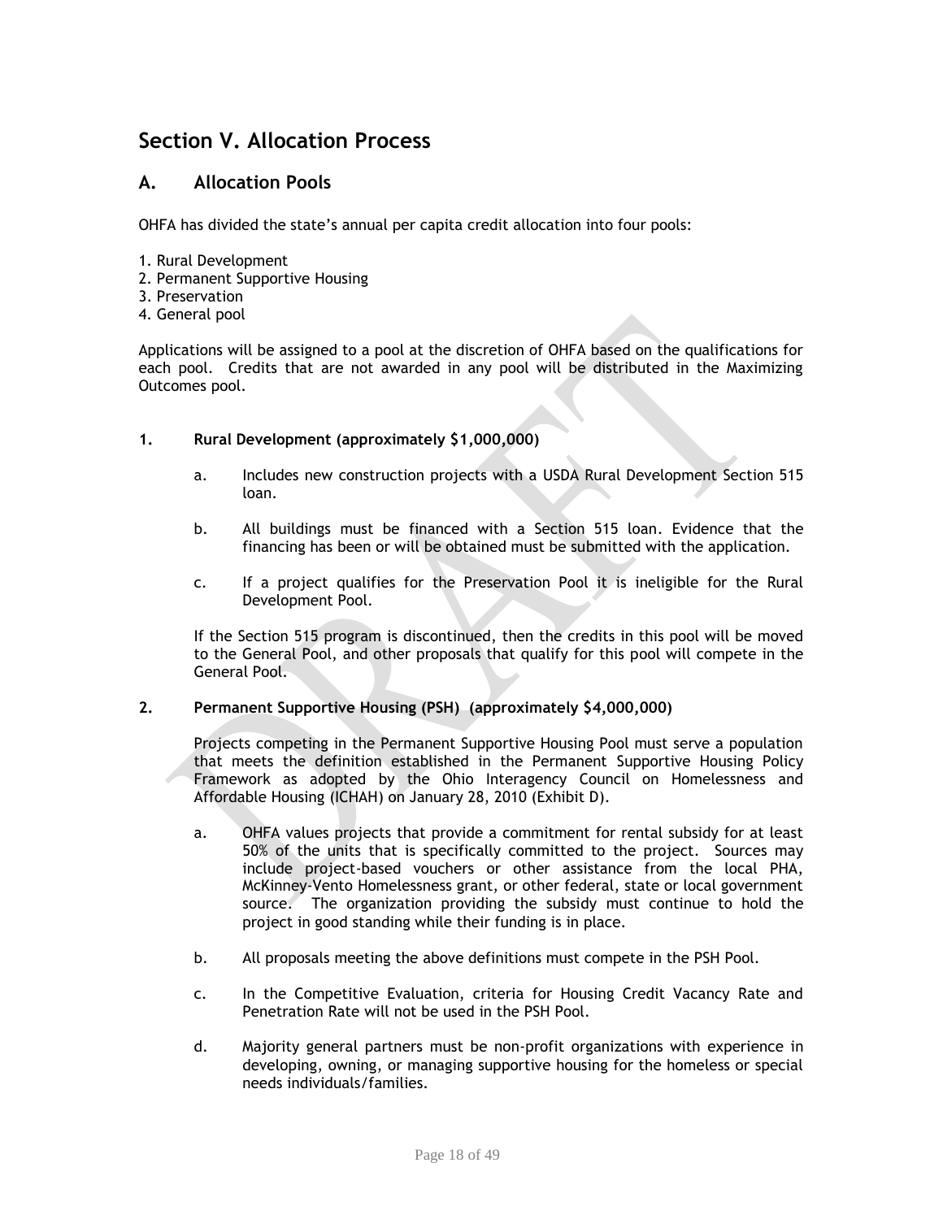# Section V. Allocation Process

## A. Allocation Pools

OHFA has divided the state's annual per capita credit allocation into four pools:

1. Rural Development
2. Permanent Supportive Housing
3. Preservation
4. General pool

Applications will be assigned to a pool at the discretion of OHFA based on the qualifications for each pool. Credits that are not awarded in any pool will be distributed in the Maximizing Outcomes pool.

### 1. Rural Development (approximately $1,000,000)

a. Includes new construction projects with a USDA Rural Development Section 515 loan.

b. All buildings must be financed with a Section 515 loan. Evidence that the financing has been or will be obtained must be submitted with the application.

c. If a project qualifies for the Preservation Pool it is ineligible for the Rural Development Pool.

If the Section 515 program is discontinued, then the credits in this pool will be moved to the General Pool, and other proposals that qualify for this pool will compete in the General Pool.

### 2. Permanent Supportive Housing (PSH) (approximately $4,000,000)

Projects competing in the Permanent Supportive Housing Pool must serve a population that meets the definition established in the Permanent Supportive Housing Policy Framework as adopted by the Ohio Interagency Council on Homelessness and Affordable Housing (ICHAH) on January 28, 2010 (Exhibit D).

a. OHFA values projects that provide a commitment for rental subsidy for at least 50% of the units that is specifically committed to the project. Sources may include project-based vouchers or other assistance from the local PHA, McKinney-Vento Homelessness grant, or other federal, state or local government source. The organization providing the subsidy must continue to hold the project in good standing while their funding is in place.

b. All proposals meeting the above definitions must compete in the PSH Pool.

c. In the Competitive Evaluation, criteria for Housing Credit Vacancy Rate and Penetration Rate will not be used in the PSH Pool.

d. Majority general partners must be non-profit organizations with experience in developing, owning, or managing supportive housing for the homeless or special needs individuals/families.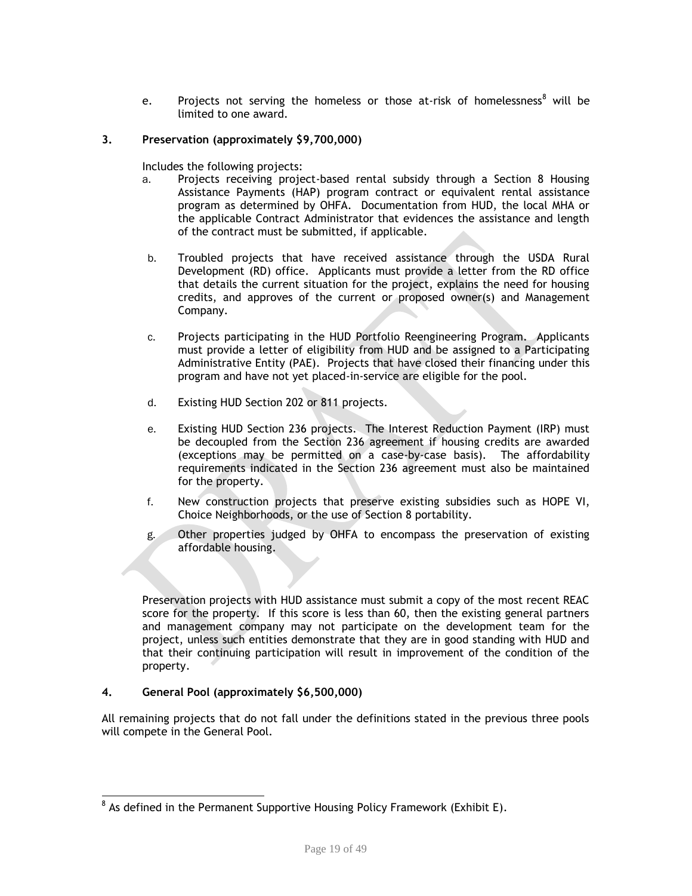e. Projects not serving the homeless or those at-risk of homelessness[8] will be limited to one award.

**3. Preservation (approximately $9,700,000)**

Includes the following projects:

a. Projects receiving project-based rental subsidy through a Section 8 Housing Assistance Payments (HAP) program contract or equivalent rental assistance program as determined by OHFA. Documentation from HUD, the local MHA or the applicable Contract Administrator that evidences the assistance and length of the contract must be submitted, if applicable.

b. Troubled projects that have received assistance through the USDA Rural Development (RD) office. Applicants must provide a letter from the RD office that details the current situation for the project, explains the need for housing credits, and approves of the current or proposed owner(s) and Management Company.

c. Projects participating in the HUD Portfolio Reengineering Program. Applicants must provide a letter of eligibility from HUD and be assigned to a Participating Administrative Entity (PAE). Projects that have closed their financing under this program and have not yet placed-in-service are eligible for the pool.

d. Existing HUD Section 202 or 811 projects.

e. Existing HUD Section 236 projects. The Interest Reduction Payment (IRP) must be decoupled from the Section 236 agreement if housing credits are awarded (exceptions may be permitted on a case-by-case basis). The affordability requirements indicated in the Section 236 agreement must also be maintained for the property.

f. New construction projects that preserve existing subsidies such as HOPE VI, Choice Neighborhoods, or the use of Section 8 portability.

g. Other properties judged by OHFA to encompass the preservation of existing affordable housing.

Preservation projects with HUD assistance must submit a copy of the most recent REAC score for the property. If this score is less than 60, then the existing general partners and management company may not participate on the development team for the project, unless such entities demonstrate that they are in good standing with HUD and that their continuing participation will result in improvement of the condition of the property.

**4. General Pool (approximately $6,500,000)**

All remaining projects that do not fall under the definitions stated in the previous three pools will compete in the General Pool.

---

[8] As defined in the Permanent Supportive Housing Policy Framework (Exhibit E).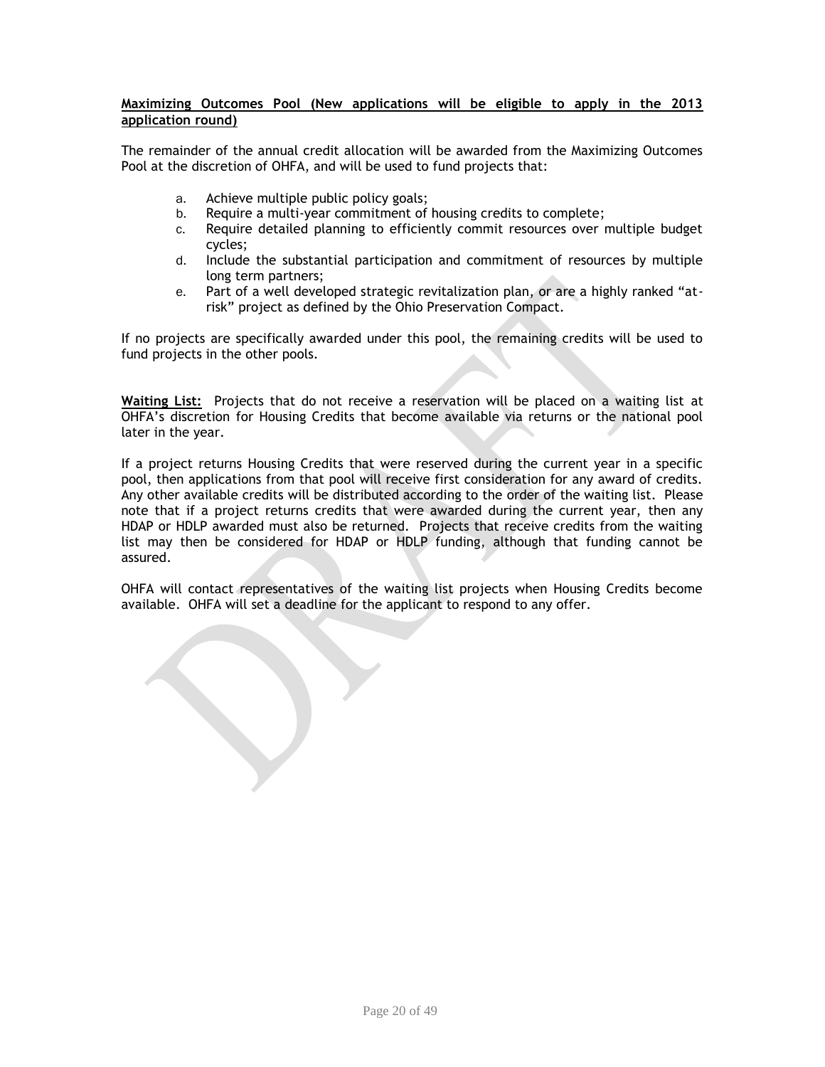**Maximizing Outcomes Pool (New applications will be eligible to apply in the 2013 application round)**

The remainder of the annual credit allocation will be awarded from the Maximizing Outcomes Pool at the discretion of OHFA, and will be used to fund projects that:

a. Achieve multiple public policy goals;
b. Require a multi-year commitment of housing credits to complete;
c. Require detailed planning to efficiently commit resources over multiple budget cycles;
d. Include the substantial participation and commitment of resources by multiple long term partners;
e. Part of a well developed strategic revitalization plan, or are a highly ranked "at-risk" project as defined by the Ohio Preservation Compact.

If no projects are specifically awarded under this pool, the remaining credits will be used to fund projects in the other pools.

**Waiting List:** Projects that do not receive a reservation will be placed on a waiting list at OHFA's discretion for Housing Credits that become available via returns or the national pool later in the year.

If a project returns Housing Credits that were reserved during the current year in a specific pool, then applications from that pool will receive first consideration for any award of credits. Any other available credits will be distributed according to the order of the waiting list. Please note that if a project returns credits that were awarded during the current year, then any HDAP or HDLP awarded must also be returned. Projects that receive credits from the waiting list may then be considered for HDAP or HDLP funding, although that funding cannot be assured.

OHFA will contact representatives of the waiting list projects when Housing Credits become available. OHFA will set a deadline for the applicant to respond to any offer.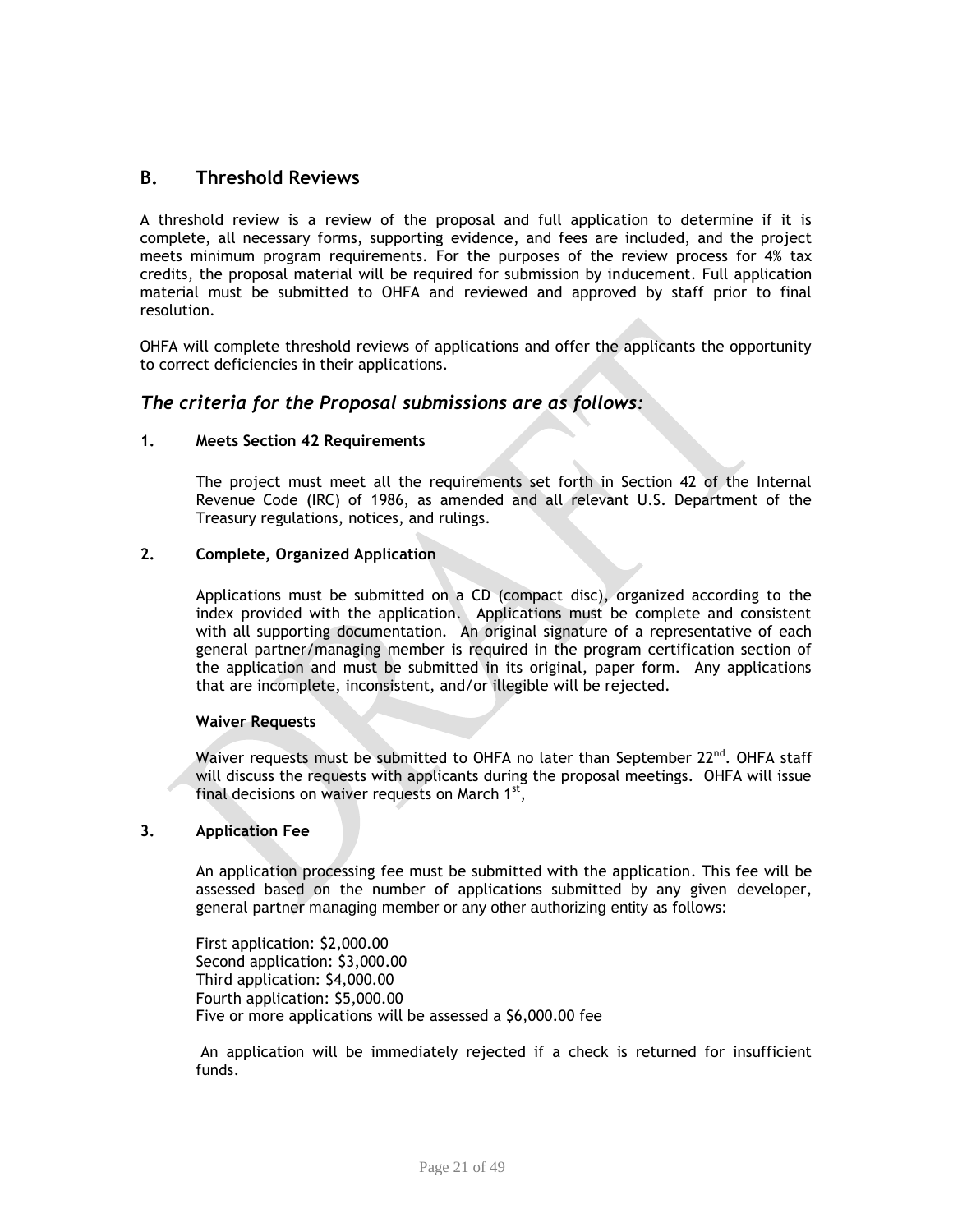## B. Threshold Reviews

A threshold review is a review of the proposal and full application to determine if it is complete, all necessary forms, supporting evidence, and fees are included, and the project meets minimum program requirements. For the purposes of the review process for 4% tax credits, the proposal material will be required for submission by inducement. Full application material must be submitted to OHFA and reviewed and approved by staff prior to final resolution.

OHFA will complete threshold reviews of applications and offer the applicants the opportunity to correct deficiencies in their applications.

### *The criteria for the Proposal submissions are as follows:*

**1. Meets Section 42 Requirements**

The project must meet all the requirements set forth in Section 42 of the Internal Revenue Code (IRC) of 1986, as amended and all relevant U.S. Department of the Treasury regulations, notices, and rulings.

**2. Complete, Organized Application**

Applications must be submitted on a CD (compact disc), organized according to the index provided with the application. Applications must be complete and consistent with all supporting documentation. An original signature of a representative of each general partner/managing member is required in the program certification section of the application and must be submitted in its original, paper form. Any applications that are incomplete, inconsistent, and/or illegible will be rejected.

**Waiver Requests**

Waiver requests must be submitted to OHFA no later than September 22nd. OHFA staff will discuss the requests with applicants during the proposal meetings. OHFA will issue final decisions on waiver requests on March 1st,

**3. Application Fee**

An application processing fee must be submitted with the application. This fee will be assessed based on the number of applications submitted by any given developer, general partner managing member or any other authorizing entity as follows:

First application: $2,000.00
Second application: $3,000.00
Third application: $4,000.00
Fourth application: $5,000.00
Five or more applications will be assessed a $6,000.00 fee

An application will be immediately rejected if a check is returned for insufficient funds.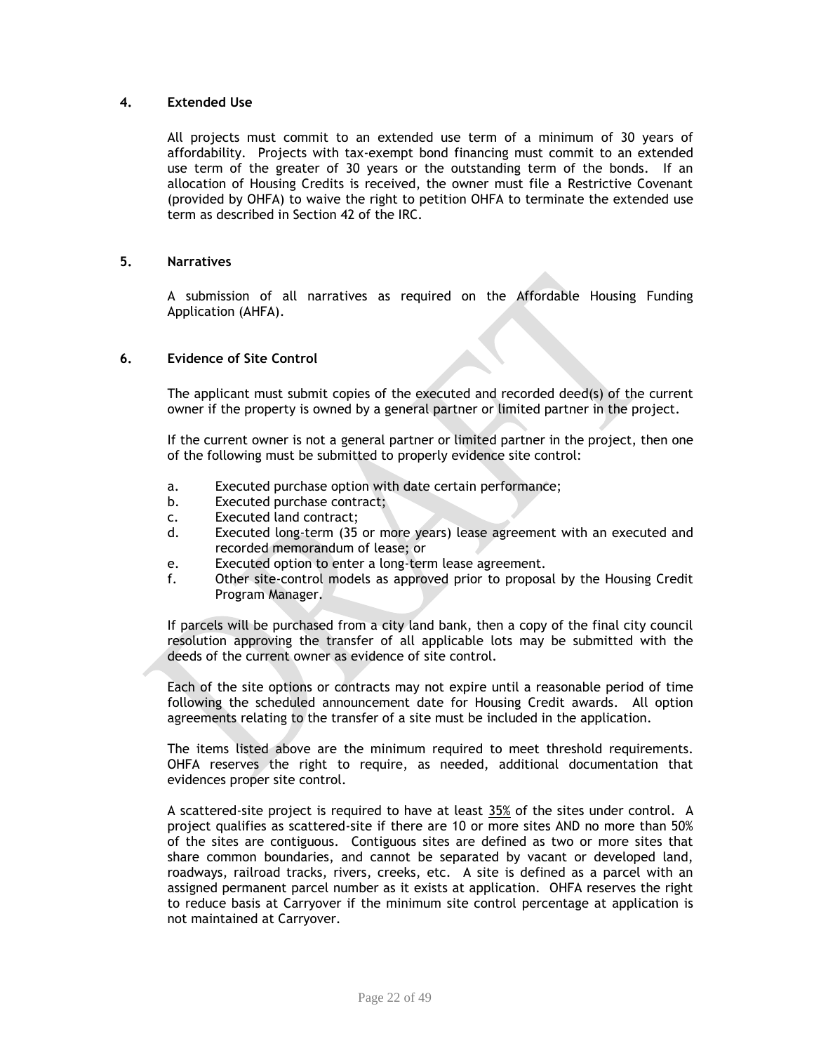## 4. Extended Use

All projects must commit to an extended use term of a minimum of 30 years of affordability. Projects with tax-exempt bond financing must commit to an extended use term of the greater of 30 years or the outstanding term of the bonds. If an allocation of Housing Credits is received, the owner must file a Restrictive Covenant (provided by OHFA) to waive the right to petition OHFA to terminate the extended use term as described in Section 42 of the IRC.

## 5. Narratives

A submission of all narratives as required on the Affordable Housing Funding Application (AHFA).

## 6. Evidence of Site Control

The applicant must submit copies of the executed and recorded deed(s) of the current owner if the property is owned by a general partner or limited partner in the project.

If the current owner is not a general partner or limited partner in the project, then one of the following must be submitted to properly evidence site control:

a. Executed purchase option with date certain performance;
b. Executed purchase contract;
c. Executed land contract;
d. Executed long-term (35 or more years) lease agreement with an executed and recorded memorandum of lease; or
e. Executed option to enter a long-term lease agreement.
f. Other site-control models as approved prior to proposal by the Housing Credit Program Manager.

If parcels will be purchased from a city land bank, then a copy of the final city council resolution approving the transfer of all applicable lots may be submitted with the deeds of the current owner as evidence of site control.

Each of the site options or contracts may not expire until a reasonable period of time following the scheduled announcement date for Housing Credit awards. All option agreements relating to the transfer of a site must be included in the application.

The items listed above are the minimum required to meet threshold requirements. OHFA reserves the right to require, as needed, additional documentation that evidences proper site control.

A scattered-site project is required to have at least 35% of the sites under control. A project qualifies as scattered-site if there are 10 or more sites AND no more than 50% of the sites are contiguous. Contiguous sites are defined as two or more sites that share common boundaries, and cannot be separated by vacant or developed land, roadways, railroad tracks, rivers, creeks, etc. A site is defined as a parcel with an assigned permanent parcel number as it exists at application. OHFA reserves the right to reduce basis at Carryover if the minimum site control percentage at application is not maintained at Carryover.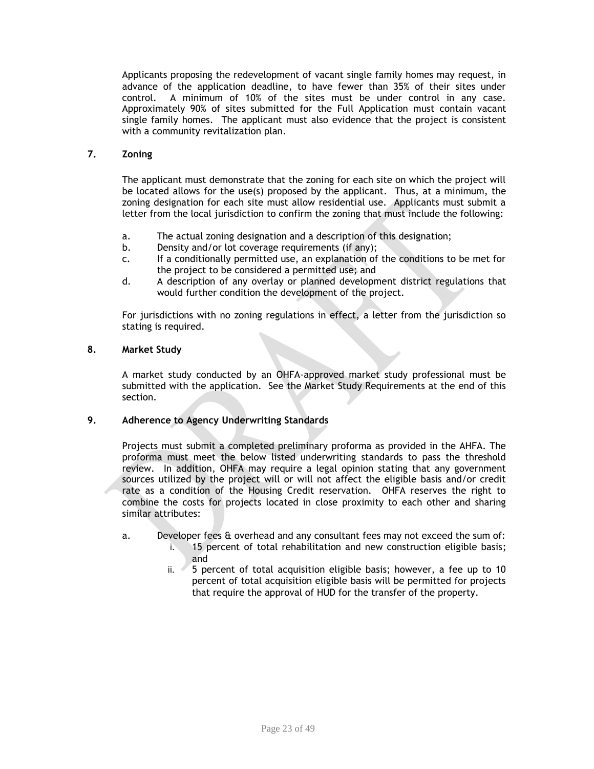Applicants proposing the redevelopment of vacant single family homes may request, in advance of the application deadline, to have fewer than 35% of their sites under control. A minimum of 10% of the sites must be under control in any case. Approximately 90% of sites submitted for the Full Application must contain vacant single family homes. The applicant must also evidence that the project is consistent with a community revitalization plan.

**7. Zoning**

The applicant must demonstrate that the zoning for each site on which the project will be located allows for the use(s) proposed by the applicant. Thus, at a minimum, the zoning designation for each site must allow residential use. Applicants must submit a letter from the local jurisdiction to confirm the zoning that must include the following:

a. The actual zoning designation and a description of this designation;
b. Density and/or lot coverage requirements (if any);
c. If a conditionally permitted use, an explanation of the conditions to be met for the project to be considered a permitted use; and
d. A description of any overlay or planned development district regulations that would further condition the development of the project.

For jurisdictions with no zoning regulations in effect, a letter from the jurisdiction so stating is required.

**8. Market Study**

A market study conducted by an OHFA-approved market study professional must be submitted with the application. See the Market Study Requirements at the end of this section.

**9. Adherence to Agency Underwriting Standards**

Projects must submit a completed preliminary proforma as provided in the AHFA. The proforma must meet the below listed underwriting standards to pass the threshold review. In addition, OHFA may require a legal opinion stating that any government sources utilized by the project will or will not affect the eligible basis and/or credit rate as a condition of the Housing Credit reservation. OHFA reserves the right to combine the costs for projects located in close proximity to each other and sharing similar attributes:

a. Developer fees & overhead and any consultant fees may not exceed the sum of:
   i. 15 percent of total rehabilitation and new construction eligible basis; and
   ii. 5 percent of total acquisition eligible basis; however, a fee up to 10 percent of total acquisition eligible basis will be permitted for projects that require the approval of HUD for the transfer of the property.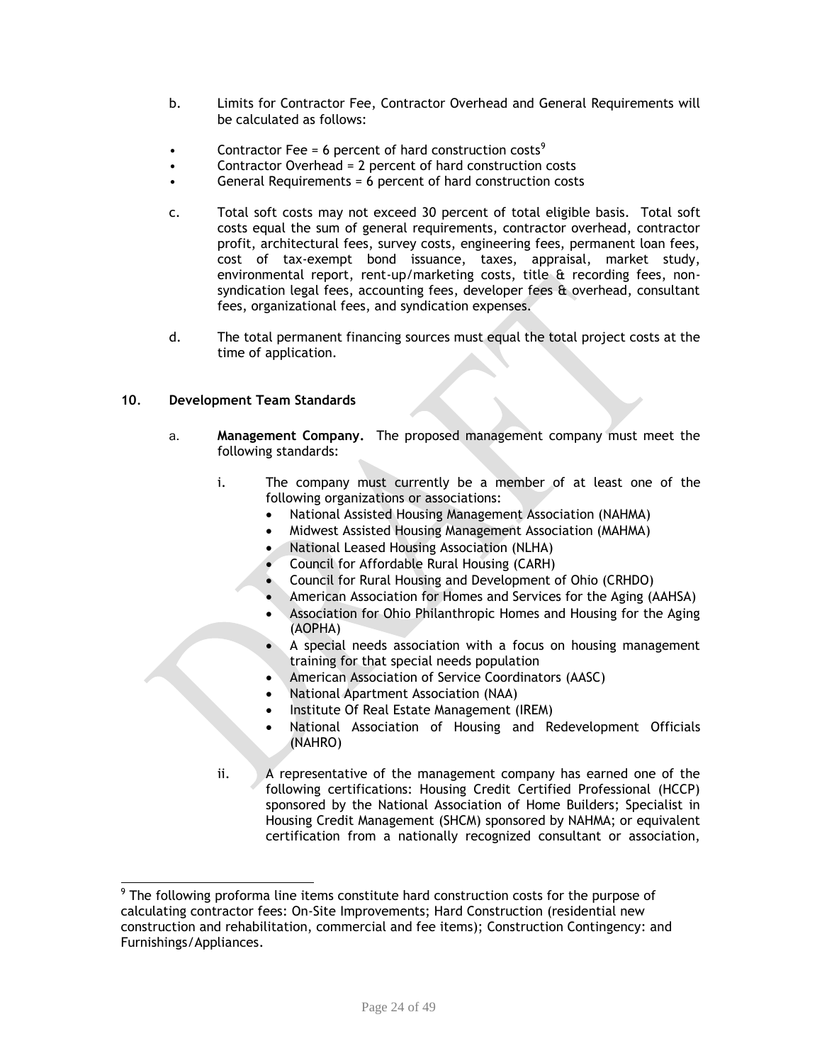b. Limits for Contractor Fee, Contractor Overhead and General Requirements will be calculated as follows:

- Contractor Fee = 6 percent of hard construction costs[9]
- Contractor Overhead = 2 percent of hard construction costs
- General Requirements = 6 percent of hard construction costs

c. Total soft costs may not exceed 30 percent of total eligible basis. Total soft costs equal the sum of general requirements, contractor overhead, contractor profit, architectural fees, survey costs, engineering fees, permanent loan fees, cost of tax-exempt bond issuance, taxes, appraisal, market study, environmental report, rent-up/marketing costs, title & recording fees, non-syndication legal fees, accounting fees, developer fees & overhead, consultant fees, organizational fees, and syndication expenses.

d. The total permanent financing sources must equal the total project costs at the time of application.

**10. Development Team Standards**

a. **Management Company.** The proposed management company must meet the following standards:

i. The company must currently be a member of at least one of the following organizations or associations:

- National Assisted Housing Management Association (NAHMA)
- Midwest Assisted Housing Management Association (MAHMA)
- National Leased Housing Association (NLHA)
- Council for Affordable Rural Housing (CARH)
- Council for Rural Housing and Development of Ohio (CRHDO)
- American Association for Homes and Services for the Aging (AAHSA)
- Association for Ohio Philanthropic Homes and Housing for the Aging (AOPHA)
- A special needs association with a focus on housing management training for that special needs population
- American Association of Service Coordinators (AASC)
- National Apartment Association (NAA)
- Institute Of Real Estate Management (IREM)
- National Association of Housing and Redevelopment Officials (NAHRO)

ii. A representative of the management company has earned one of the following certifications: Housing Credit Certified Professional (HCCP) sponsored by the National Association of Home Builders; Specialist in Housing Credit Management (SHCM) sponsored by NAHMA; or equivalent certification from a nationally recognized consultant or association,

[9] The following proforma line items constitute hard construction costs for the purpose of calculating contractor fees: On-Site Improvements; Hard Construction (residential new construction and rehabilitation, commercial and fee items); Construction Contingency: and Furnishings/Appliances.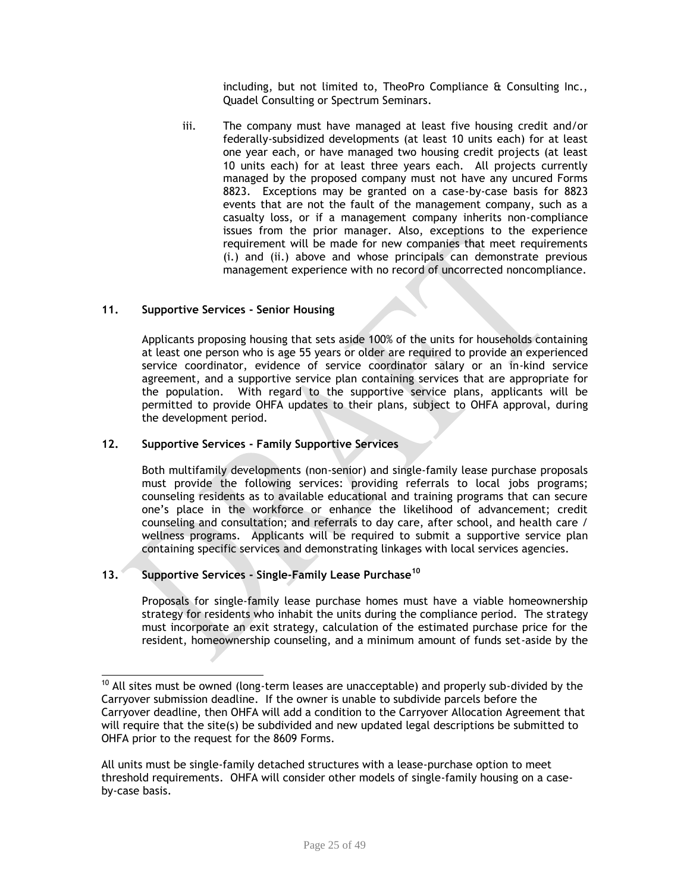including, but not limited to, TheoPro Compliance & Consulting Inc., Quadel Consulting or Spectrum Seminars.

iii. The company must have managed at least five housing credit and/or federally-subsidized developments (at least 10 units each) for at least one year each, or have managed two housing credit projects (at least 10 units each) for at least three years each. All projects currently managed by the proposed company must not have any uncured Forms 8823. Exceptions may be granted on a case-by-case basis for 8823 events that are not the fault of the management company, such as a casualty loss, or if a management company inherits non-compliance issues from the prior manager. Also, exceptions to the experience requirement will be made for new companies that meet requirements (i.) and (ii.) above and whose principals can demonstrate previous management experience with no record of uncorrected noncompliance.

**11. Supportive Services - Senior Housing**

Applicants proposing housing that sets aside 100% of the units for households containing at least one person who is age 55 years or older are required to provide an experienced service coordinator, evidence of service coordinator salary or an in-kind service agreement, and a supportive service plan containing services that are appropriate for the population. With regard to the supportive service plans, applicants will be permitted to provide OHFA updates to their plans, subject to OHFA approval, during the development period.

**12. Supportive Services - Family Supportive Services**

Both multifamily developments (non-senior) and single-family lease purchase proposals must provide the following services: providing referrals to local jobs programs; counseling residents as to available educational and training programs that can secure one's place in the workforce or enhance the likelihood of advancement; credit counseling and consultation; and referrals to day care, after school, and health care / wellness programs. Applicants will be required to submit a supportive service plan containing specific services and demonstrating linkages with local services agencies.

**13. Supportive Services - Single-Family Lease Purchase[10]**

Proposals for single-family lease purchase homes must have a viable homeownership strategy for residents who inhabit the units during the compliance period. The strategy must incorporate an exit strategy, calculation of the estimated purchase price for the resident, homeownership counseling, and a minimum amount of funds set-aside by the

---

[10] All sites must be owned (long-term leases are unacceptable) and properly sub-divided by the Carryover submission deadline. If the owner is unable to subdivide parcels before the Carryover deadline, then OHFA will add a condition to the Carryover Allocation Agreement that will require that the site(s) be subdivided and new updated legal descriptions be submitted to OHFA prior to the request for the 8609 Forms.

All units must be single-family detached structures with a lease-purchase option to meet threshold requirements. OHFA will consider other models of single-family housing on a case-by-case basis.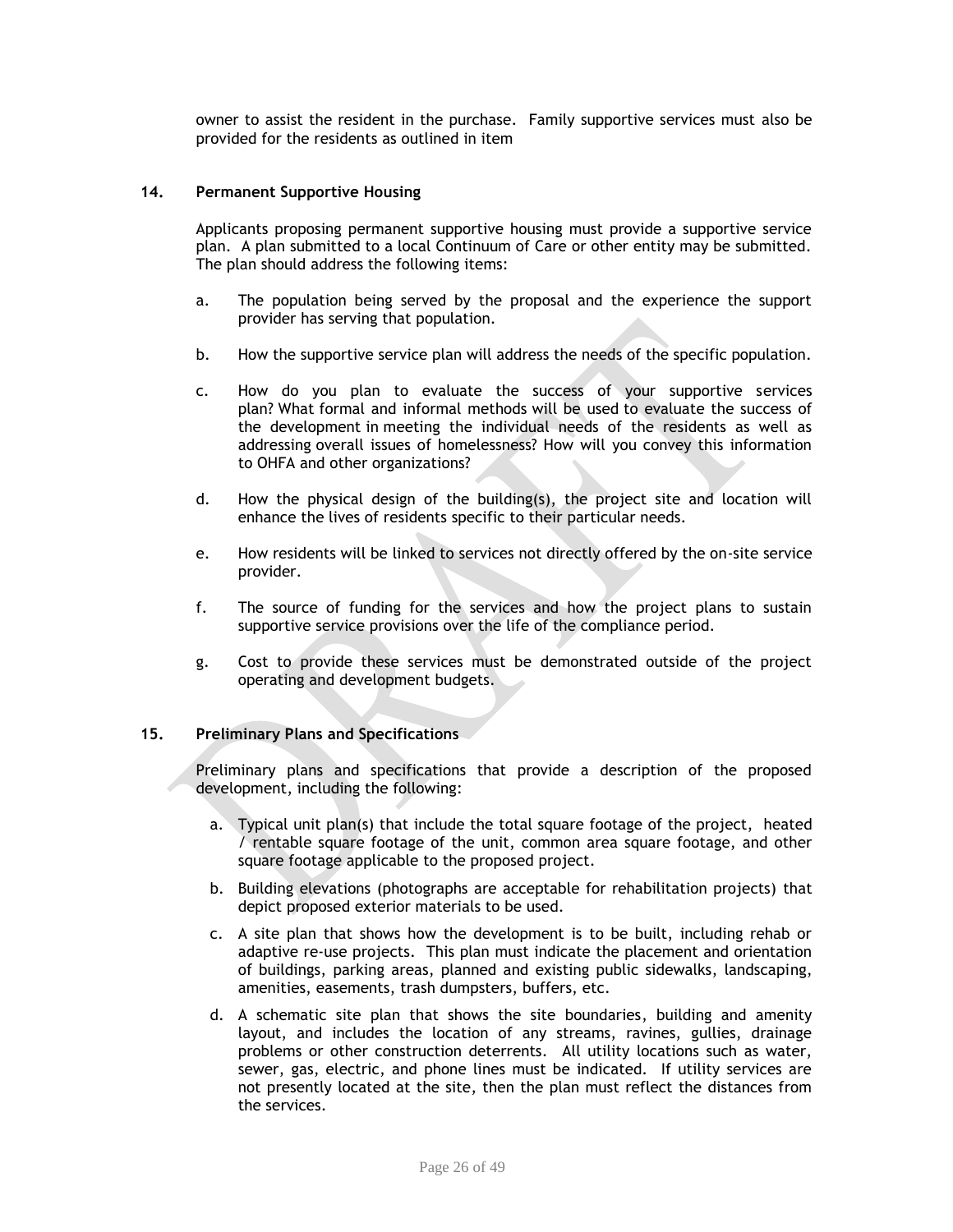owner to assist the resident in the purchase. Family supportive services must also be provided for the residents as outlined in item

**14. Permanent Supportive Housing**

Applicants proposing permanent supportive housing must provide a supportive service plan. A plan submitted to a local Continuum of Care or other entity may be submitted. The plan should address the following items:

a. The population being served by the proposal and the experience the support provider has serving that population.

b. How the supportive service plan will address the needs of the specific population.

c. How do you plan to evaluate the success of your supportive services plan? What formal and informal methods will be used to evaluate the success of the development in meeting the individual needs of the residents as well as addressing overall issues of homelessness? How will you convey this information to OHFA and other organizations?

d. How the physical design of the building(s), the project site and location will enhance the lives of residents specific to their particular needs.

e. How residents will be linked to services not directly offered by the on-site service provider.

f. The source of funding for the services and how the project plans to sustain supportive service provisions over the life of the compliance period.

g. Cost to provide these services must be demonstrated outside of the project operating and development budgets.

**15. Preliminary Plans and Specifications**

Preliminary plans and specifications that provide a description of the proposed development, including the following:

a. Typical unit plan(s) that include the total square footage of the project, heated / rentable square footage of the unit, common area square footage, and other square footage applicable to the proposed project.

b. Building elevations (photographs are acceptable for rehabilitation projects) that depict proposed exterior materials to be used.

c. A site plan that shows how the development is to be built, including rehab or adaptive re-use projects. This plan must indicate the placement and orientation of buildings, parking areas, planned and existing public sidewalks, landscaping, amenities, easements, trash dumpsters, buffers, etc.

d. A schematic site plan that shows the site boundaries, building and amenity layout, and includes the location of any streams, ravines, gullies, drainage problems or other construction deterrents. All utility locations such as water, sewer, gas, electric, and phone lines must be indicated. If utility services are not presently located at the site, then the plan must reflect the distances from the services.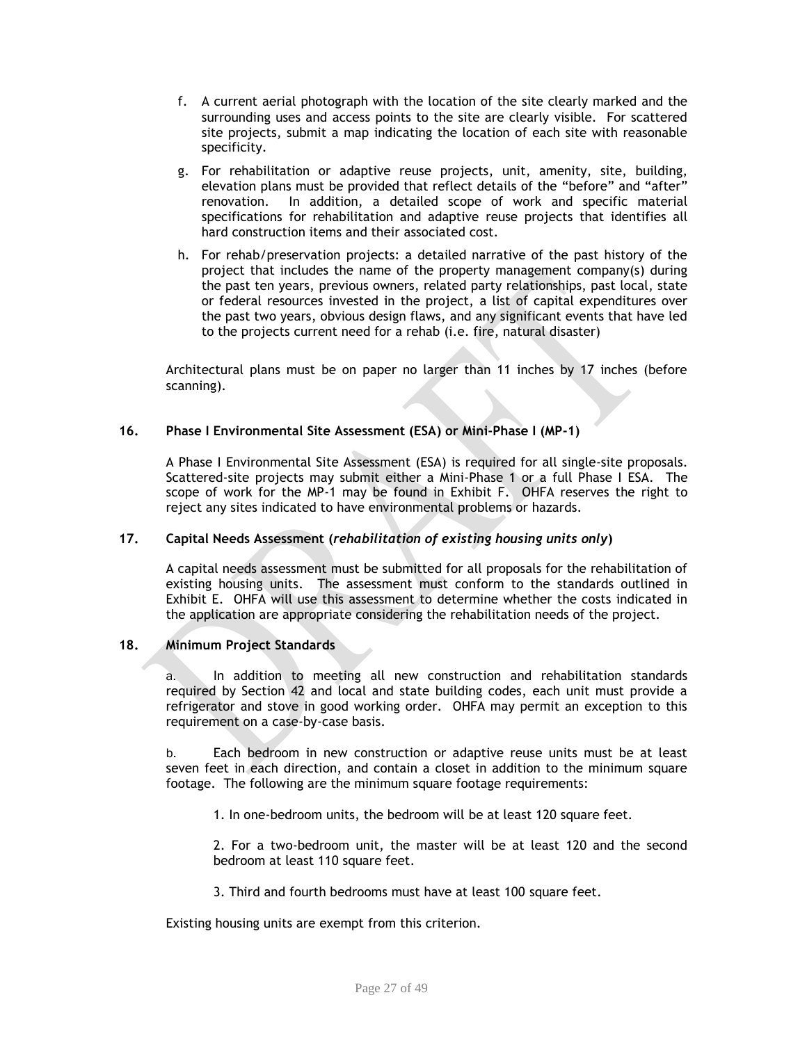f. A current aerial photograph with the location of the site clearly marked and the surrounding uses and access points to the site are clearly visible. For scattered site projects, submit a map indicating the location of each site with reasonable specificity.

g. For rehabilitation or adaptive reuse projects, unit, amenity, site, building, elevation plans must be provided that reflect details of the "before" and "after" renovation. In addition, a detailed scope of work and specific material specifications for rehabilitation and adaptive reuse projects that identifies all hard construction items and their associated cost.

h. For rehab/preservation projects: a detailed narrative of the past history of the project that includes the name of the property management company(s) during the past ten years, previous owners, related party relationships, past local, state or federal resources invested in the project, a list of capital expenditures over the past two years, obvious design flaws, and any significant events that have led to the projects current need for a rehab (i.e. fire, natural disaster)

Architectural plans must be on paper no larger than 11 inches by 17 inches (before scanning).

### 16. Phase I Environmental Site Assessment (ESA) or Mini-Phase I (MP-1)

A Phase I Environmental Site Assessment (ESA) is required for all single-site proposals. Scattered-site projects may submit either a Mini-Phase 1 or a full Phase I ESA. The scope of work for the MP-1 may be found in Exhibit F. OHFA reserves the right to reject any sites indicated to have environmental problems or hazards.

### 17. Capital Needs Assessment (*rehabilitation of existing housing units only*)

A capital needs assessment must be submitted for all proposals for the rehabilitation of existing housing units. The assessment must conform to the standards outlined in Exhibit E. OHFA will use this assessment to determine whether the costs indicated in the application are appropriate considering the rehabilitation needs of the project.

### 18. Minimum Project Standards

a. In addition to meeting all new construction and rehabilitation standards required by Section 42 and local and state building codes, each unit must provide a refrigerator and stove in good working order. OHFA may permit an exception to this requirement on a case-by-case basis.

b. Each bedroom in new construction or adaptive reuse units must be at least seven feet in each direction, and contain a closet in addition to the minimum square footage. The following are the minimum square footage requirements:

1. In one-bedroom units, the bedroom will be at least 120 square feet.

2. For a two-bedroom unit, the master will be at least 120 and the second bedroom at least 110 square feet.

3. Third and fourth bedrooms must have at least 100 square feet.

Existing housing units are exempt from this criterion.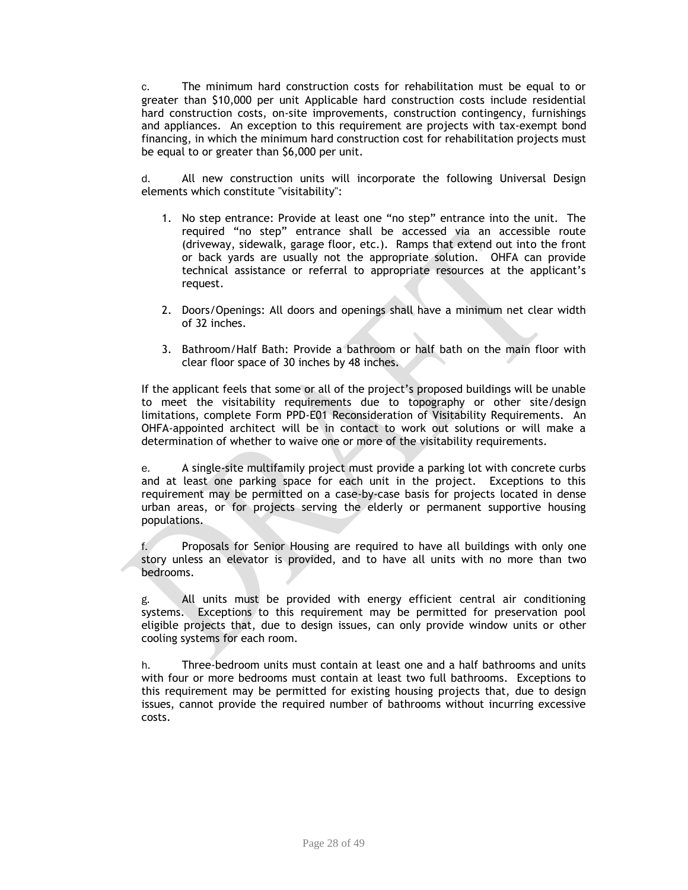c. The minimum hard construction costs for rehabilitation must be equal to or greater than $10,000 per unit Applicable hard construction costs include residential hard construction costs, on-site improvements, construction contingency, furnishings and appliances. An exception to this requirement are projects with tax-exempt bond financing, in which the minimum hard construction cost for rehabilitation projects must be equal to or greater than $6,000 per unit.

d. All new construction units will incorporate the following Universal Design elements which constitute "visitability":

1. No step entrance: Provide at least one “no step” entrance into the unit. The required “no step” entrance shall be accessed via an accessible route (driveway, sidewalk, garage floor, etc.). Ramps that extend out into the front or back yards are usually not the appropriate solution. OHFA can provide technical assistance or referral to appropriate resources at the applicant’s request.

2. Doors/Openings: All doors and openings shall have a minimum net clear width of 32 inches.

3. Bathroom/Half Bath: Provide a bathroom or half bath on the main floor with clear floor space of 30 inches by 48 inches.

If the applicant feels that some or all of the project’s proposed buildings will be unable to meet the visitability requirements due to topography or other site/design limitations, complete Form PPD-E01 Reconsideration of Visitability Requirements. An OHFA-appointed architect will be in contact to work out solutions or will make a determination of whether to waive one or more of the visitability requirements.

e. A single-site multifamily project must provide a parking lot with concrete curbs and at least one parking space for each unit in the project. Exceptions to this requirement may be permitted on a case-by-case basis for projects located in dense urban areas, or for projects serving the elderly or permanent supportive housing populations.

f. Proposals for Senior Housing are required to have all buildings with only one story unless an elevator is provided, and to have all units with no more than two bedrooms.

g. All units must be provided with energy efficient central air conditioning systems. Exceptions to this requirement may be permitted for preservation pool eligible projects that, due to design issues, can only provide window units or other cooling systems for each room.

h. Three-bedroom units must contain at least one and a half bathrooms and units with four or more bedrooms must contain at least two full bathrooms. Exceptions to this requirement may be permitted for existing housing projects that, due to design issues, cannot provide the required number of bathrooms without incurring excessive costs.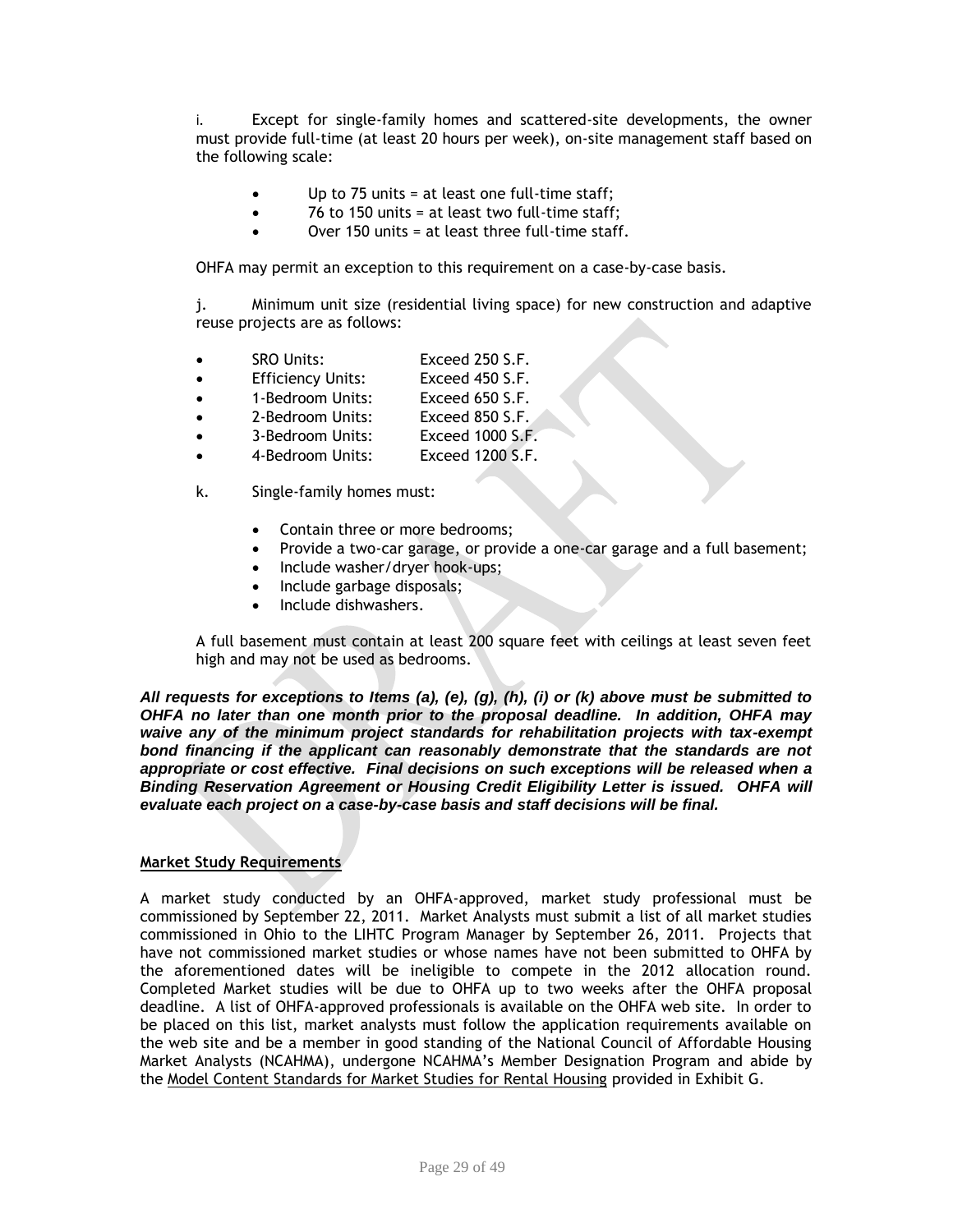i. Except for single-family homes and scattered-site developments, the owner must provide full-time (at least 20 hours per week), on-site management staff based on the following scale:

- Up to 75 units = at least one full-time staff;
- 76 to 150 units = at least two full-time staff;
- Over 150 units = at least three full-time staff.

OHFA may permit an exception to this requirement on a case-by-case basis.

j. Minimum unit size (residential living space) for new construction and adaptive reuse projects are as follows:

- SRO Units: Exceed 250 S.F.
- Efficiency Units: Exceed 450 S.F.
- 1-Bedroom Units: Exceed 650 S.F.
- 2-Bedroom Units: Exceed 850 S.F.
- 3-Bedroom Units: Exceed 1000 S.F.
- 4-Bedroom Units: Exceed 1200 S.F.

k. Single-family homes must:

- Contain three or more bedrooms;
- Provide a two-car garage, or provide a one-car garage and a full basement;
- Include washer/dryer hook-ups;
- Include garbage disposals;
- Include dishwashers.

A full basement must contain at least 200 square feet with ceilings at least seven feet high and may not be used as bedrooms.

***All requests for exceptions to Items (a), (e), (g), (h), (i) or (k) above must be submitted to OHFA no later than one month prior to the proposal deadline. In addition, OHFA may waive any of the minimum project standards for rehabilitation projects with tax-exempt bond financing if the applicant can reasonably demonstrate that the standards are not appropriate or cost effective. Final decisions on such exceptions will be released when a Binding Reservation Agreement or Housing Credit Eligibility Letter is issued. OHFA will evaluate each project on a case-by-case basis and staff decisions will be final.***

**Market Study Requirements**

A market study conducted by an OHFA-approved, market study professional must be commissioned by September 22, 2011. Market Analysts must submit a list of all market studies commissioned in Ohio to the LIHTC Program Manager by September 26, 2011. Projects that have not commissioned market studies or whose names have not been submitted to OHFA by the aforementioned dates will be ineligible to compete in the 2012 allocation round. Completed Market studies will be due to OHFA up to two weeks after the OHFA proposal deadline. A list of OHFA-approved professionals is available on the OHFA web site. In order to be placed on this list, market analysts must follow the application requirements available on the web site and be a member in good standing of the National Council of Affordable Housing Market Analysts (NCAHMA), undergone NCAHMA's Member Designation Program and abide by the Model Content Standards for Market Studies for Rental Housing provided in Exhibit G.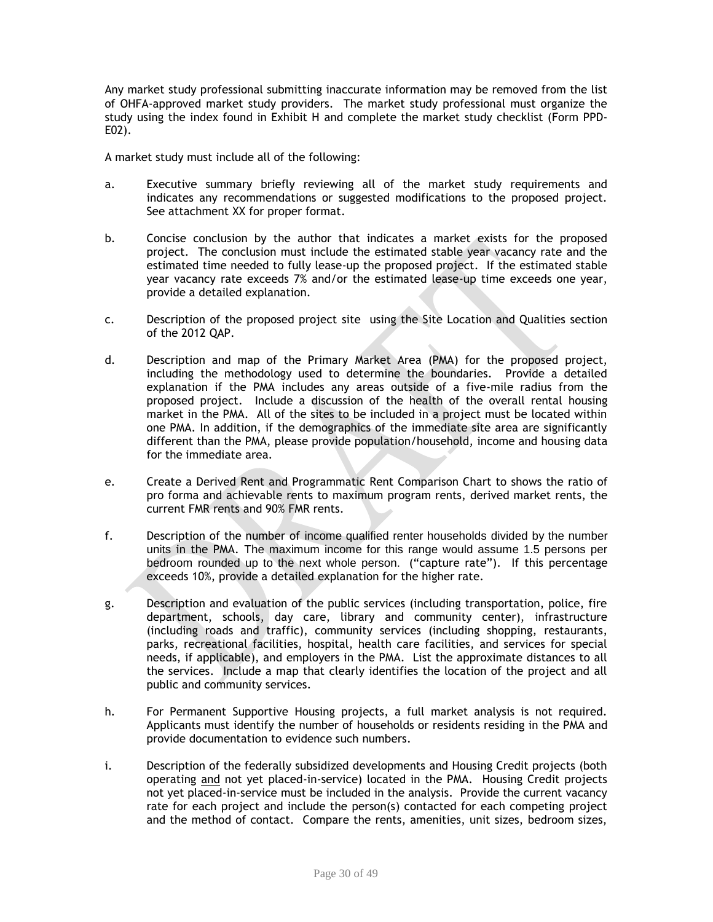Any market study professional submitting inaccurate information may be removed from the list of OHFA-approved market study providers. The market study professional must organize the study using the index found in Exhibit H and complete the market study checklist (Form PPD-E02).

A market study must include all of the following:

a. Executive summary briefly reviewing all of the market study requirements and indicates any recommendations or suggested modifications to the proposed project. See attachment XX for proper format.

b. Concise conclusion by the author that indicates a market exists for the proposed project. The conclusion must include the estimated stable year vacancy rate and the estimated time needed to fully lease-up the proposed project. If the estimated stable year vacancy rate exceeds 7% and/or the estimated lease-up time exceeds one year, provide a detailed explanation.

c. Description of the proposed project site using the Site Location and Qualities section of the 2012 QAP.

d. Description and map of the Primary Market Area (PMA) for the proposed project, including the methodology used to determine the boundaries. Provide a detailed explanation if the PMA includes any areas outside of a five-mile radius from the proposed project. Include a discussion of the health of the overall rental housing market in the PMA. All of the sites to be included in a project must be located within one PMA. In addition, if the demographics of the immediate site area are significantly different than the PMA, please provide population/household, income and housing data for the immediate area.

e. Create a Derived Rent and Programmatic Rent Comparison Chart to shows the ratio of pro forma and achievable rents to maximum program rents, derived market rents, the current FMR rents and 90% FMR rents.

f. Description of the number of income qualified renter households divided by the number units in the PMA. The maximum income for this range would assume 1.5 persons per bedroom rounded up to the next whole person. ("capture rate"). If this percentage exceeds 10%, provide a detailed explanation for the higher rate.

g. Description and evaluation of the public services (including transportation, police, fire department, schools, day care, library and community center), infrastructure (including roads and traffic), community services (including shopping, restaurants, parks, recreational facilities, hospital, health care facilities, and services for special needs, if applicable), and employers in the PMA. List the approximate distances to all the services. Include a map that clearly identifies the location of the project and all public and community services.

h. For Permanent Supportive Housing projects, a full market analysis is not required. Applicants must identify the number of households or residents residing in the PMA and provide documentation to evidence such numbers.

i. Description of the federally subsidized developments and Housing Credit projects (both operating <u>and</u> not yet placed-in-service) located in the PMA. Housing Credit projects not yet placed-in-service must be included in the analysis. Provide the current vacancy rate for each project and include the person(s) contacted for each competing project and the method of contact. Compare the rents, amenities, unit sizes, bedroom sizes,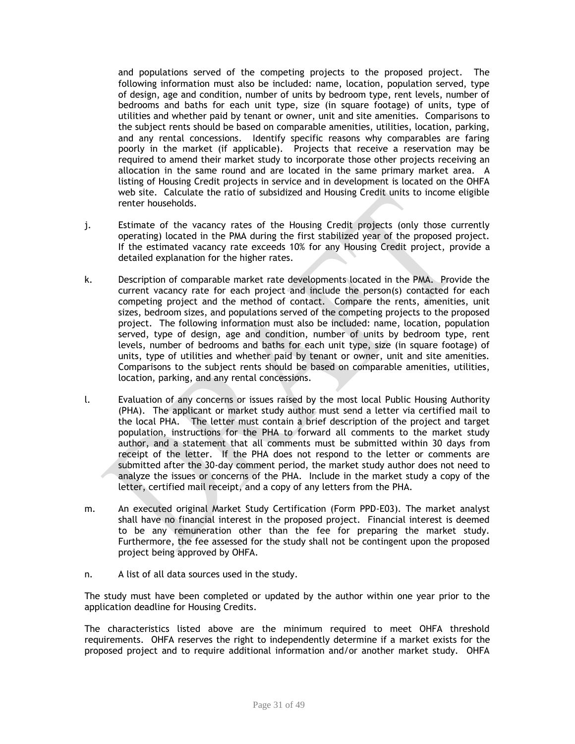and populations served of the competing projects to the proposed project. The following information must also be included: name, location, population served, type of design, age and condition, number of units by bedroom type, rent levels, number of bedrooms and baths for each unit type, size (in square footage) of units, type of utilities and whether paid by tenant or owner, unit and site amenities. Comparisons to the subject rents should be based on comparable amenities, utilities, location, parking, and any rental concessions. Identify specific reasons why comparables are faring poorly in the market (if applicable). Projects that receive a reservation may be required to amend their market study to incorporate those other projects receiving an allocation in the same round and are located in the same primary market area. A listing of Housing Credit projects in service and in development is located on the OHFA web site. Calculate the ratio of subsidized and Housing Credit units to income eligible renter households.

j. Estimate of the vacancy rates of the Housing Credit projects (only those currently operating) located in the PMA during the first stabilized year of the proposed project. If the estimated vacancy rate exceeds 10% for any Housing Credit project, provide a detailed explanation for the higher rates.

k. Description of comparable market rate developments located in the PMA. Provide the current vacancy rate for each project and include the person(s) contacted for each competing project and the method of contact. Compare the rents, amenities, unit sizes, bedroom sizes, and populations served of the competing projects to the proposed project. The following information must also be included: name, location, population served, type of design, age and condition, number of units by bedroom type, rent levels, number of bedrooms and baths for each unit type, size (in square footage) of units, type of utilities and whether paid by tenant or owner, unit and site amenities. Comparisons to the subject rents should be based on comparable amenities, utilities, location, parking, and any rental concessions.

l. Evaluation of any concerns or issues raised by the most local Public Housing Authority (PHA). The applicant or market study author must send a letter via certified mail to the local PHA. The letter must contain a brief description of the project and target population, instructions for the PHA to forward all comments to the market study author, and a statement that all comments must be submitted within 30 days from receipt of the letter. If the PHA does not respond to the letter or comments are submitted after the 30-day comment period, the market study author does not need to analyze the issues or concerns of the PHA. Include in the market study a copy of the letter, certified mail receipt, and a copy of any letters from the PHA.

m. An executed original Market Study Certification (Form PPD-E03). The market analyst shall have no financial interest in the proposed project. Financial interest is deemed to be any remuneration other than the fee for preparing the market study. Furthermore, the fee assessed for the study shall not be contingent upon the proposed project being approved by OHFA.

n. A list of all data sources used in the study.

The study must have been completed or updated by the author within one year prior to the application deadline for Housing Credits.

The characteristics listed above are the minimum required to meet OHFA threshold requirements. OHFA reserves the right to independently determine if a market exists for the proposed project and to require additional information and/or another market study. OHFA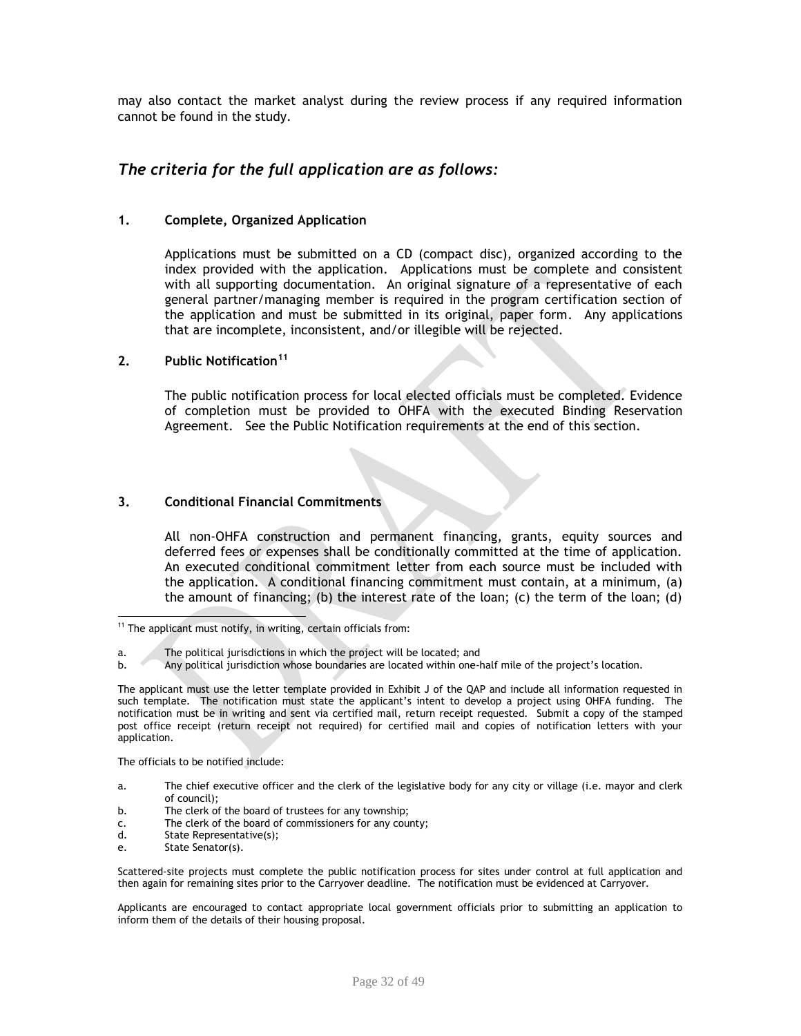may also contact the market analyst during the review process if any required information cannot be found in the study.

## *The criteria for the full application are as follows:*

### 1. Complete, Organized Application

Applications must be submitted on a CD (compact disc), organized according to the index provided with the application. Applications must be complete and consistent with all supporting documentation. An original signature of a representative of each general partner/managing member is required in the program certification section of the application and must be submitted in its original, paper form. Any applications that are incomplete, inconsistent, and/or illegible will be rejected.

### 2. Public Notification[11]

The public notification process for local elected officials must be completed. Evidence of completion must be provided to OHFA with the executed Binding Reservation Agreement. See the Public Notification requirements at the end of this section.

### 3. Conditional Financial Commitments

All non-OHFA construction and permanent financing, grants, equity sources and deferred fees or expenses shall be conditionally committed at the time of application. An executed conditional commitment letter from each source must be included with the application. A conditional financing commitment must contain, at a minimum, (a) the amount of financing; (b) the interest rate of the loan; (c) the term of the loan; (d)

---

[11] The applicant must notify, in writing, certain officials from:

a. The political jurisdictions in which the project will be located; and
b. Any political jurisdiction whose boundaries are located within one-half mile of the project's location.

The applicant must use the letter template provided in Exhibit J of the QAP and include all information requested in such template. The notification must state the applicant's intent to develop a project using OHFA funding. The notification must be in writing and sent via certified mail, return receipt requested. Submit a copy of the stamped post office receipt (return receipt not required) for certified mail and copies of notification letters with your application.

The officials to be notified include:

a. The chief executive officer and the clerk of the legislative body for any city or village (i.e. mayor and clerk of council);
b. The clerk of the board of trustees for any township;
c. The clerk of the board of commissioners for any county;
d. State Representative(s);
e. State Senator(s).

Scattered-site projects must complete the public notification process for sites under control at full application and then again for remaining sites prior to the Carryover deadline. The notification must be evidenced at Carryover.

Applicants are encouraged to contact appropriate local government officials prior to submitting an application to inform them of the details of their housing proposal.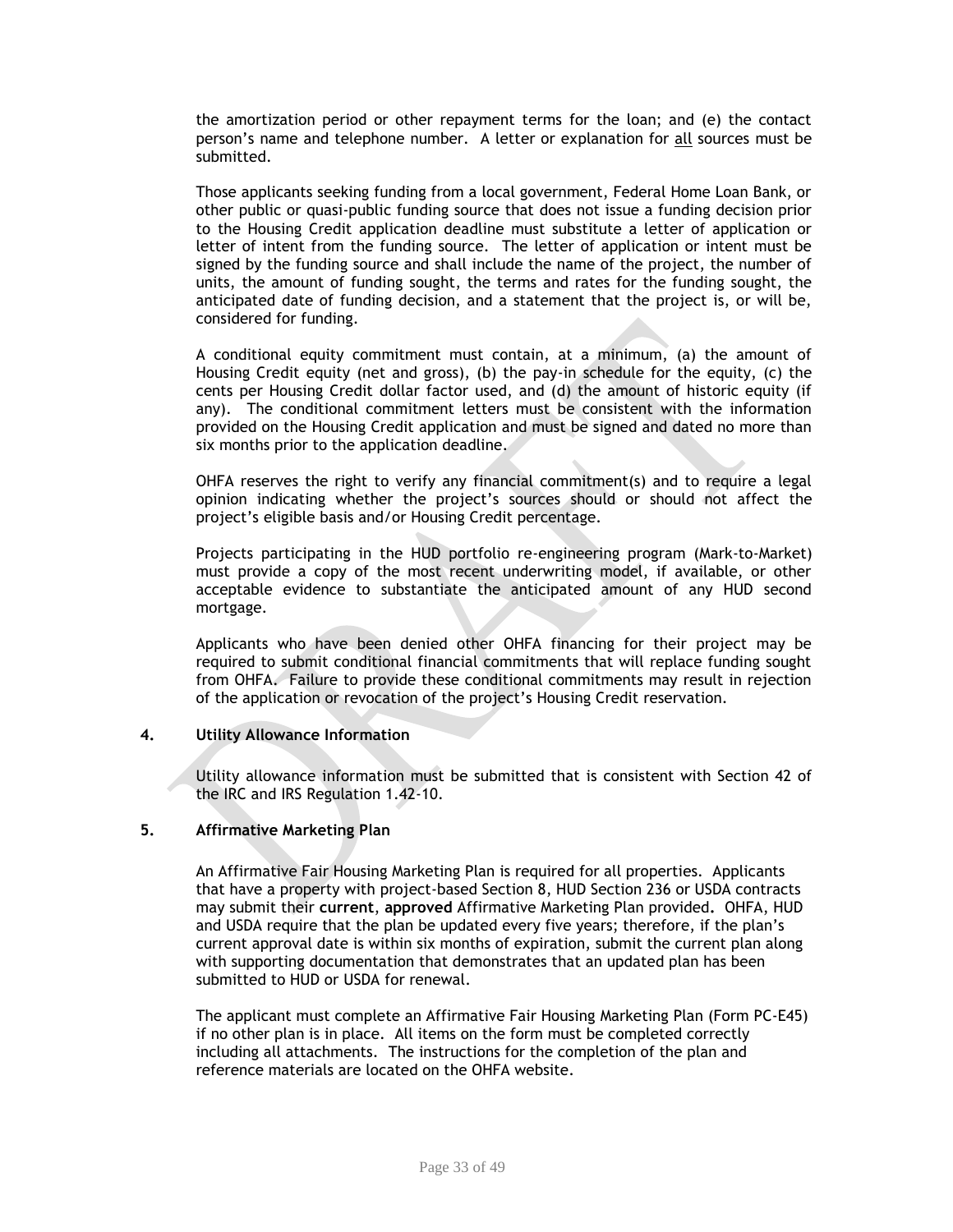the amortization period or other repayment terms for the loan; and (e) the contact person's name and telephone number. A letter or explanation for all sources must be submitted.

Those applicants seeking funding from a local government, Federal Home Loan Bank, or other public or quasi-public funding source that does not issue a funding decision prior to the Housing Credit application deadline must substitute a letter of application or letter of intent from the funding source. The letter of application or intent must be signed by the funding source and shall include the name of the project, the number of units, the amount of funding sought, the terms and rates for the funding sought, the anticipated date of funding decision, and a statement that the project is, or will be, considered for funding.

A conditional equity commitment must contain, at a minimum, (a) the amount of Housing Credit equity (net and gross), (b) the pay-in schedule for the equity, (c) the cents per Housing Credit dollar factor used, and (d) the amount of historic equity (if any). The conditional commitment letters must be consistent with the information provided on the Housing Credit application and must be signed and dated no more than six months prior to the application deadline.

OHFA reserves the right to verify any financial commitment(s) and to require a legal opinion indicating whether the project's sources should or should not affect the project's eligible basis and/or Housing Credit percentage.

Projects participating in the HUD portfolio re-engineering program (Mark-to-Market) must provide a copy of the most recent underwriting model, if available, or other acceptable evidence to substantiate the anticipated amount of any HUD second mortgage.

Applicants who have been denied other OHFA financing for their project may be required to submit conditional financial commitments that will replace funding sought from OHFA. Failure to provide these conditional commitments may result in rejection of the application or revocation of the project's Housing Credit reservation.

**4. Utility Allowance Information**

Utility allowance information must be submitted that is consistent with Section 42 of the IRC and IRS Regulation 1.42-10.

**5. Affirmative Marketing Plan**

An Affirmative Fair Housing Marketing Plan is required for all properties. Applicants that have a property with project-based Section 8, HUD Section 236 or USDA contracts may submit their **current**, **approved** Affirmative Marketing Plan provided**.** OHFA, HUD and USDA require that the plan be updated every five years; therefore, if the plan's current approval date is within six months of expiration, submit the current plan along with supporting documentation that demonstrates that an updated plan has been submitted to HUD or USDA for renewal.

The applicant must complete an Affirmative Fair Housing Marketing Plan (Form PC-E45) if no other plan is in place. All items on the form must be completed correctly including all attachments. The instructions for the completion of the plan and reference materials are located on the OHFA website.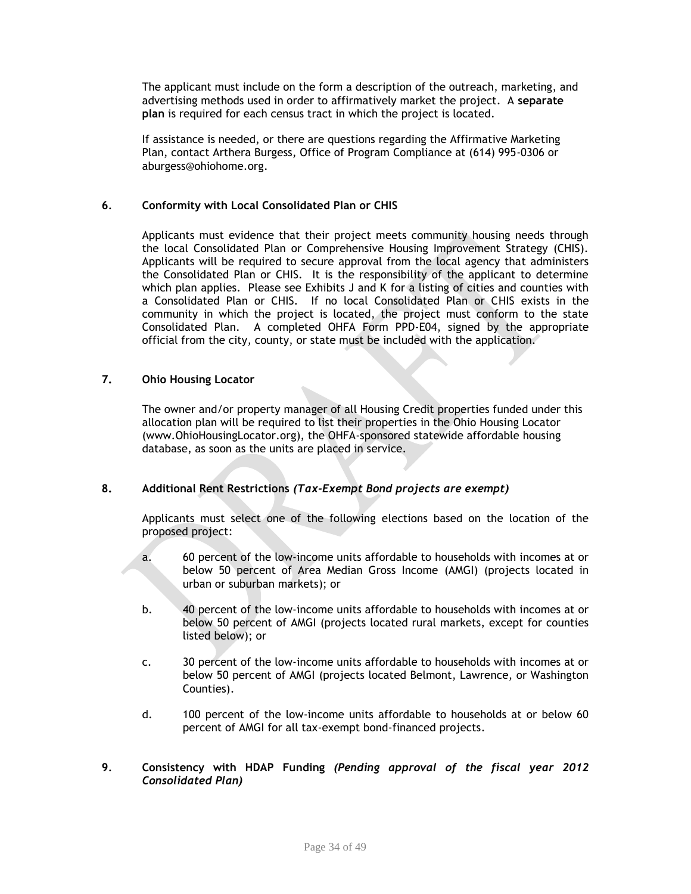The applicant must include on the form a description of the outreach, marketing, and advertising methods used in order to affirmatively market the project. A **separate plan** is required for each census tract in which the project is located.

If assistance is needed, or there are questions regarding the Affirmative Marketing Plan, contact Arthera Burgess, Office of Program Compliance at (614) 995-0306 or aburgess@ohiohome.org.

**6. Conformity with Local Consolidated Plan or CHIS**

Applicants must evidence that their project meets community housing needs through the local Consolidated Plan or Comprehensive Housing Improvement Strategy (CHIS). Applicants will be required to secure approval from the local agency that administers the Consolidated Plan or CHIS. It is the responsibility of the applicant to determine which plan applies. Please see Exhibits J and K for a listing of cities and counties with a Consolidated Plan or CHIS. If no local Consolidated Plan or CHIS exists in the community in which the project is located, the project must conform to the state Consolidated Plan. A completed OHFA Form PPD-E04, signed by the appropriate official from the city, county, or state must be included with the application.

**7. Ohio Housing Locator**

The owner and/or property manager of all Housing Credit properties funded under this allocation plan will be required to list their properties in the Ohio Housing Locator (www.OhioHousingLocator.org), the OHFA-sponsored statewide affordable housing database, as soon as the units are placed in service.

**8. Additional Rent Restrictions** ***(Tax-Exempt Bond projects are exempt)***

Applicants must select one of the following elections based on the location of the proposed project:

a. 60 percent of the low-income units affordable to households with incomes at or below 50 percent of Area Median Gross Income (AMGI) (projects located in urban or suburban markets); or

b. 40 percent of the low-income units affordable to households with incomes at or below 50 percent of AMGI (projects located rural markets, except for counties listed below); or

c. 30 percent of the low-income units affordable to households with incomes at or below 50 percent of AMGI (projects located Belmont, Lawrence, or Washington Counties).

d. 100 percent of the low-income units affordable to households at or below 60 percent of AMGI for all tax-exempt bond-financed projects.

**9. Consistency with HDAP Funding** ***(Pending approval of the fiscal year 2012 Consolidated Plan)***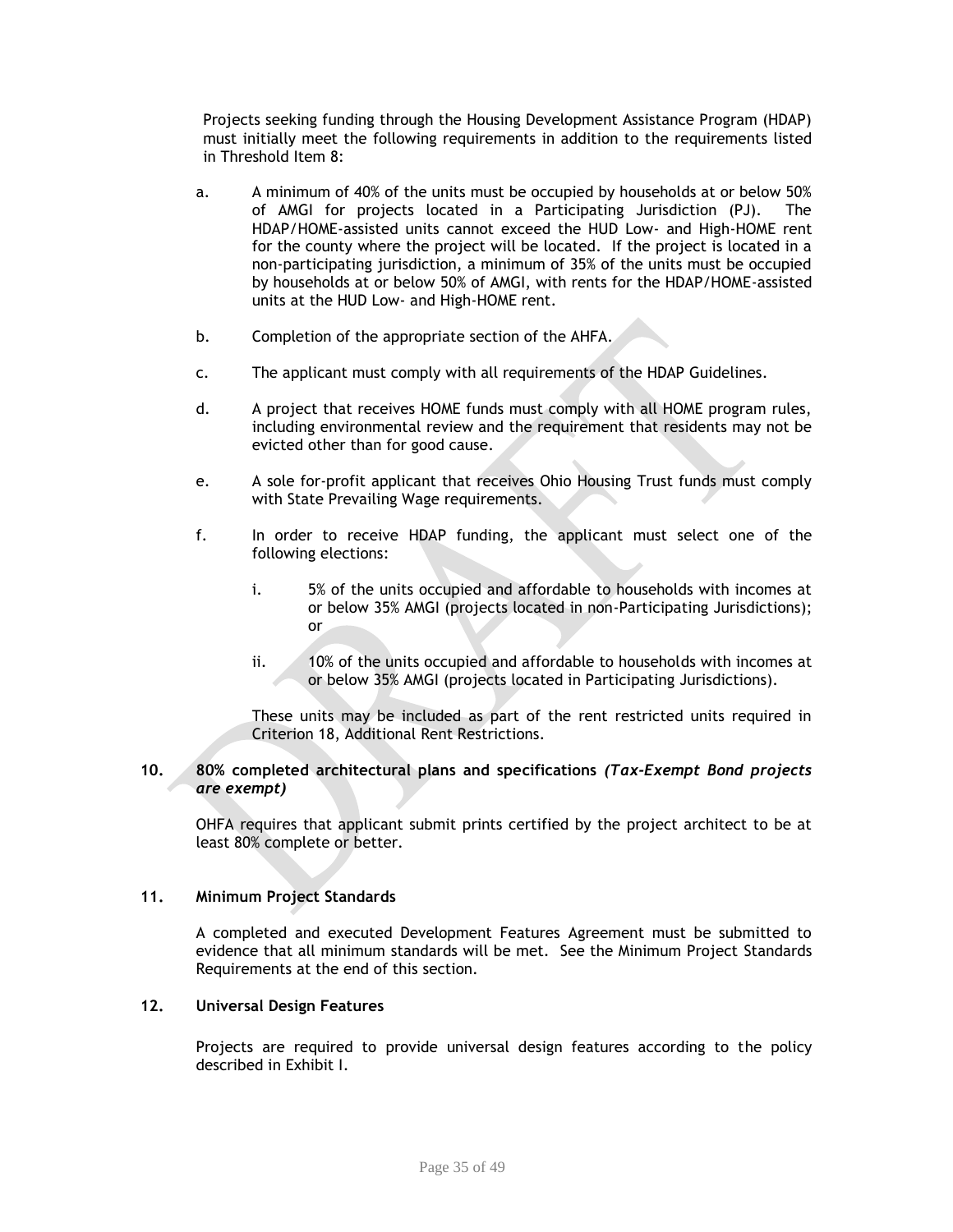Projects seeking funding through the Housing Development Assistance Program (HDAP) must initially meet the following requirements in addition to the requirements listed in Threshold Item 8:

a. A minimum of 40% of the units must be occupied by households at or below 50% of AMGI for projects located in a Participating Jurisdiction (PJ). The HDAP/HOME-assisted units cannot exceed the HUD Low- and High-HOME rent for the county where the project will be located. If the project is located in a non-participating jurisdiction, a minimum of 35% of the units must be occupied by households at or below 50% of AMGI, with rents for the HDAP/HOME-assisted units at the HUD Low- and High-HOME rent.

b. Completion of the appropriate section of the AHFA.

c. The applicant must comply with all requirements of the HDAP Guidelines.

d. A project that receives HOME funds must comply with all HOME program rules, including environmental review and the requirement that residents may not be evicted other than for good cause.

e. A sole for-profit applicant that receives Ohio Housing Trust funds must comply with State Prevailing Wage requirements.

f. In order to receive HDAP funding, the applicant must select one of the following elections:

   i. 5% of the units occupied and affordable to households with incomes at or below 35% AMGI (projects located in non-Participating Jurisdictions); or

   ii. 10% of the units occupied and affordable to households with incomes at or below 35% AMGI (projects located in Participating Jurisdictions).

   These units may be included as part of the rent restricted units required in Criterion 18, Additional Rent Restrictions.

**10. 80% completed architectural plans and specifications *(Tax-Exempt Bond projects are exempt)***

OHFA requires that applicant submit prints certified by the project architect to be at least 80% complete or better.

**11. Minimum Project Standards**

A completed and executed Development Features Agreement must be submitted to evidence that all minimum standards will be met. See the Minimum Project Standards Requirements at the end of this section.

**12. Universal Design Features**

Projects are required to provide universal design features according to the policy described in Exhibit I.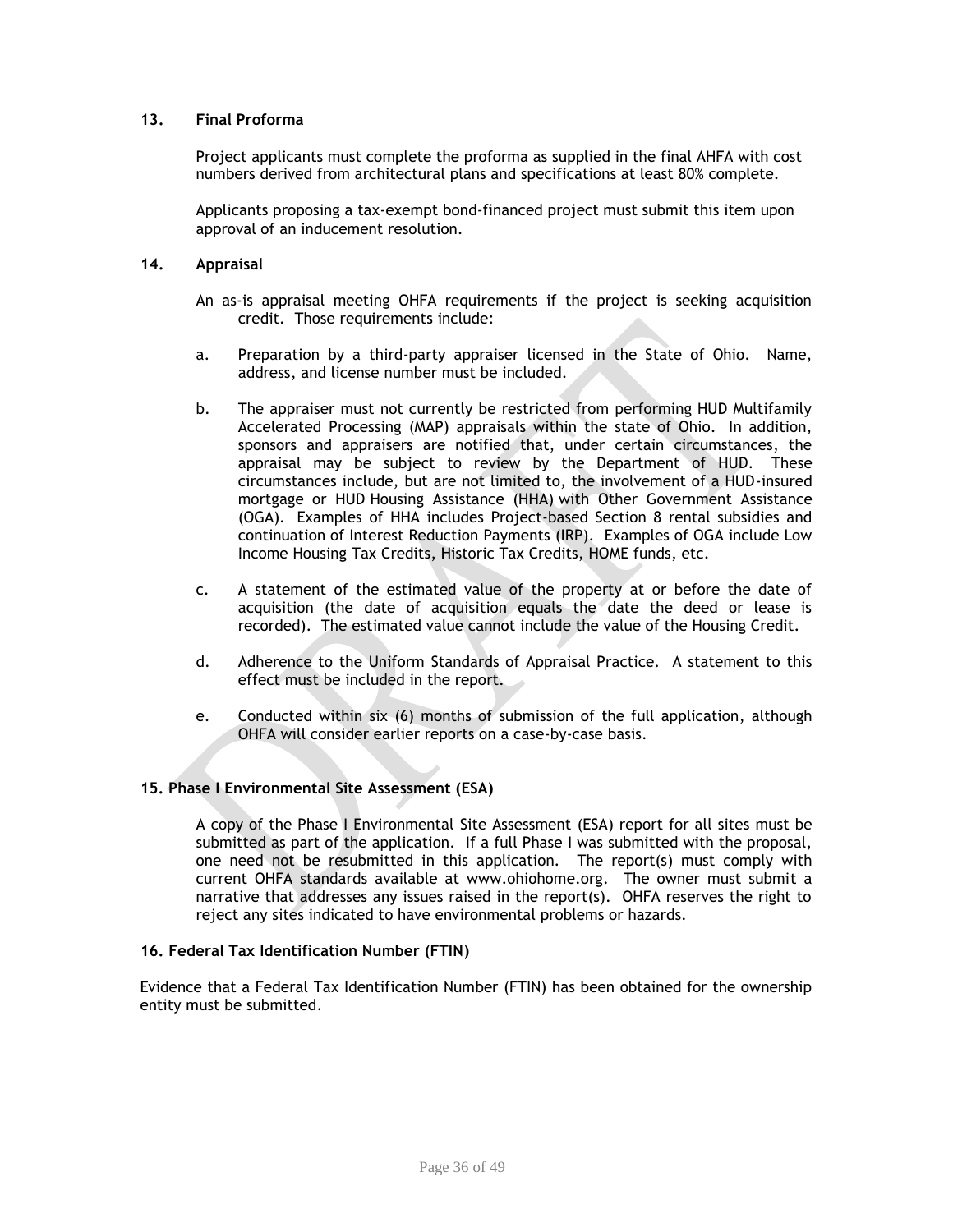### 13. Final Proforma

Project applicants must complete the proforma as supplied in the final AHFA with cost numbers derived from architectural plans and specifications at least 80% complete.

Applicants proposing a tax-exempt bond-financed project must submit this item upon approval of an inducement resolution.

### 14. Appraisal

An as-is appraisal meeting OHFA requirements if the project is seeking acquisition credit. Those requirements include:

a. Preparation by a third-party appraiser licensed in the State of Ohio. Name, address, and license number must be included.

b. The appraiser must not currently be restricted from performing HUD Multifamily Accelerated Processing (MAP) appraisals within the state of Ohio. In addition, sponsors and appraisers are notified that, under certain circumstances, the appraisal may be subject to review by the Department of HUD. These circumstances include, but are not limited to, the involvement of a HUD-insured mortgage or HUD Housing Assistance (HHA) with Other Government Assistance (OGA). Examples of HHA includes Project-based Section 8 rental subsidies and continuation of Interest Reduction Payments (IRP). Examples of OGA include Low Income Housing Tax Credits, Historic Tax Credits, HOME funds, etc.

c. A statement of the estimated value of the property at or before the date of acquisition (the date of acquisition equals the date the deed or lease is recorded). The estimated value cannot include the value of the Housing Credit.

d. Adherence to the Uniform Standards of Appraisal Practice. A statement to this effect must be included in the report.

e. Conducted within six (6) months of submission of the full application, although OHFA will consider earlier reports on a case-by-case basis.

### 15. Phase I Environmental Site Assessment (ESA)

A copy of the Phase I Environmental Site Assessment (ESA) report for all sites must be submitted as part of the application. If a full Phase I was submitted with the proposal, one need not be resubmitted in this application. The report(s) must comply with current OHFA standards available at www.ohiohome.org. The owner must submit a narrative that addresses any issues raised in the report(s). OHFA reserves the right to reject any sites indicated to have environmental problems or hazards.

### 16. Federal Tax Identification Number (FTIN)

Evidence that a Federal Tax Identification Number (FTIN) has been obtained for the ownership entity must be submitted.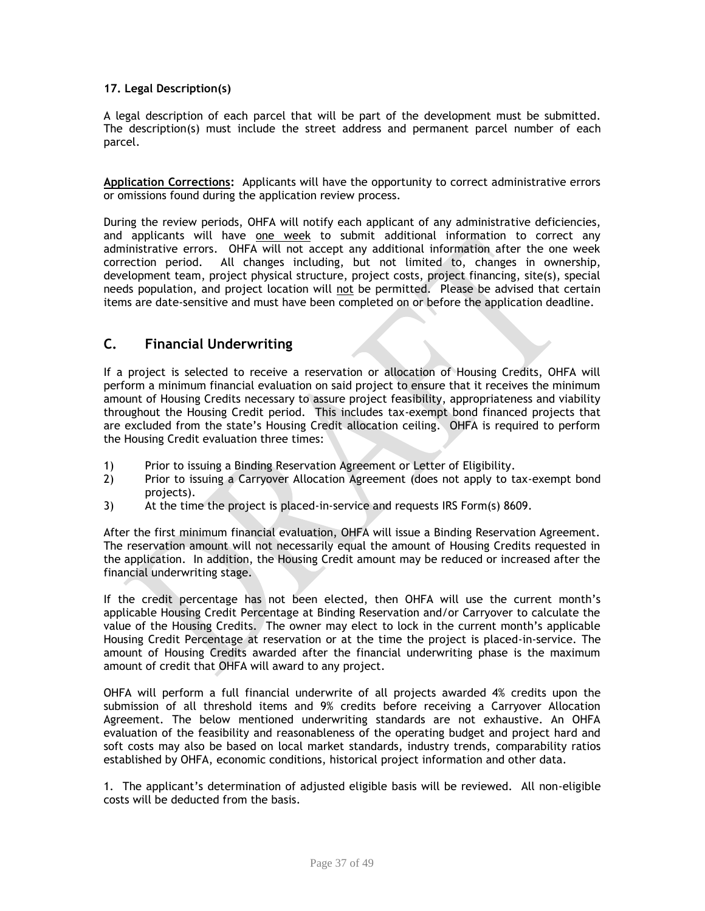**17. Legal Description(s)**

A legal description of each parcel that will be part of the development must be submitted. The description(s) must include the street address and permanent parcel number of each parcel.

**Application Corrections:** Applicants will have the opportunity to correct administrative errors or omissions found during the application review process.

During the review periods, OHFA will notify each applicant of any administrative deficiencies, and applicants will have one week to submit additional information to correct any administrative errors. OHFA will not accept any additional information after the one week correction period. All changes including, but not limited to, changes in ownership, development team, project physical structure, project costs, project financing, site(s), special needs population, and project location will not be permitted. Please be advised that certain items are date-sensitive and must have been completed on or before the application deadline.

## C. Financial Underwriting

If a project is selected to receive a reservation or allocation of Housing Credits, OHFA will perform a minimum financial evaluation on said project to ensure that it receives the minimum amount of Housing Credits necessary to assure project feasibility, appropriateness and viability throughout the Housing Credit period. This includes tax-exempt bond financed projects that are excluded from the state's Housing Credit allocation ceiling. OHFA is required to perform the Housing Credit evaluation three times:

1) Prior to issuing a Binding Reservation Agreement or Letter of Eligibility.
2) Prior to issuing a Carryover Allocation Agreement (does not apply to tax-exempt bond projects).
3) At the time the project is placed-in-service and requests IRS Form(s) 8609.

After the first minimum financial evaluation, OHFA will issue a Binding Reservation Agreement. The reservation amount will not necessarily equal the amount of Housing Credits requested in the application. In addition, the Housing Credit amount may be reduced or increased after the financial underwriting stage.

If the credit percentage has not been elected, then OHFA will use the current month's applicable Housing Credit Percentage at Binding Reservation and/or Carryover to calculate the value of the Housing Credits. The owner may elect to lock in the current month's applicable Housing Credit Percentage at reservation or at the time the project is placed-in-service. The amount of Housing Credits awarded after the financial underwriting phase is the maximum amount of credit that OHFA will award to any project.

OHFA will perform a full financial underwrite of all projects awarded 4% credits upon the submission of all threshold items and 9% credits before receiving a Carryover Allocation Agreement. The below mentioned underwriting standards are not exhaustive. An OHFA evaluation of the feasibility and reasonableness of the operating budget and project hard and soft costs may also be based on local market standards, industry trends, comparability ratios established by OHFA, economic conditions, historical project information and other data.

1. The applicant's determination of adjusted eligible basis will be reviewed. All non-eligible costs will be deducted from the basis.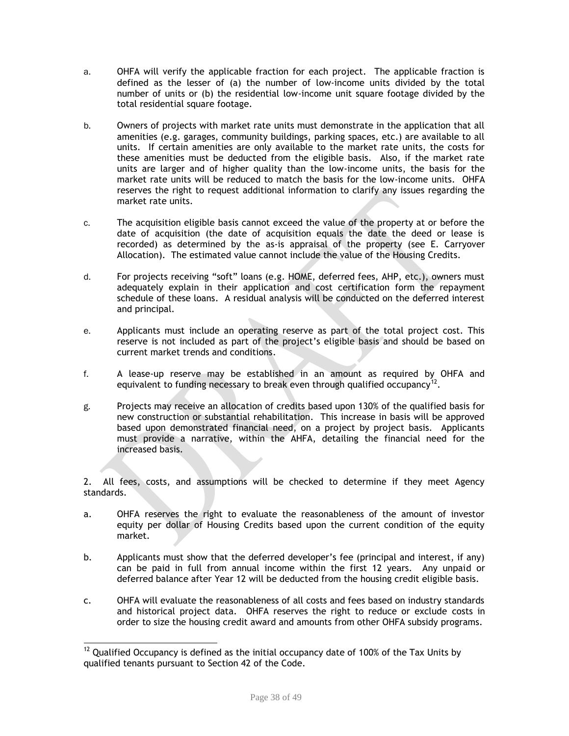a. OHFA will verify the applicable fraction for each project. The applicable fraction is defined as the lesser of (a) the number of low-income units divided by the total number of units or (b) the residential low-income unit square footage divided by the total residential square footage.

b. Owners of projects with market rate units must demonstrate in the application that all amenities (e.g. garages, community buildings, parking spaces, etc.) are available to all units. If certain amenities are only available to the market rate units, the costs for these amenities must be deducted from the eligible basis. Also, if the market rate units are larger and of higher quality than the low-income units, the basis for the market rate units will be reduced to match the basis for the low-income units. OHFA reserves the right to request additional information to clarify any issues regarding the market rate units.

c. The acquisition eligible basis cannot exceed the value of the property at or before the date of acquisition (the date of acquisition equals the date the deed or lease is recorded) as determined by the as-is appraisal of the property (see E. Carryover Allocation). The estimated value cannot include the value of the Housing Credits.

d. For projects receiving "soft" loans (e.g. HOME, deferred fees, AHP, etc.), owners must adequately explain in their application and cost certification form the repayment schedule of these loans. A residual analysis will be conducted on the deferred interest and principal.

e. Applicants must include an operating reserve as part of the total project cost. This reserve is not included as part of the project's eligible basis and should be based on current market trends and conditions.

f. A lease-up reserve may be established in an amount as required by OHFA and equivalent to funding necessary to break even through qualified occupancy[12].

g. Projects may receive an allocation of credits based upon 130% of the qualified basis for new construction or substantial rehabilitation. This increase in basis will be approved based upon demonstrated financial need, on a project by project basis. Applicants must provide a narrative, within the AHFA, detailing the financial need for the increased basis.

2. All fees, costs, and assumptions will be checked to determine if they meet Agency standards.

a. OHFA reserves the right to evaluate the reasonableness of the amount of investor equity per dollar of Housing Credits based upon the current condition of the equity market.

b. Applicants must show that the deferred developer's fee (principal and interest, if any) can be paid in full from annual income within the first 12 years. Any unpaid or deferred balance after Year 12 will be deducted from the housing credit eligible basis.

c. OHFA will evaluate the reasonableness of all costs and fees based on industry standards and historical project data. OHFA reserves the right to reduce or exclude costs in order to size the housing credit award and amounts from other OHFA subsidy programs.

---

[12] Qualified Occupancy is defined as the initial occupancy date of 100% of the Tax Units by qualified tenants pursuant to Section 42 of the Code.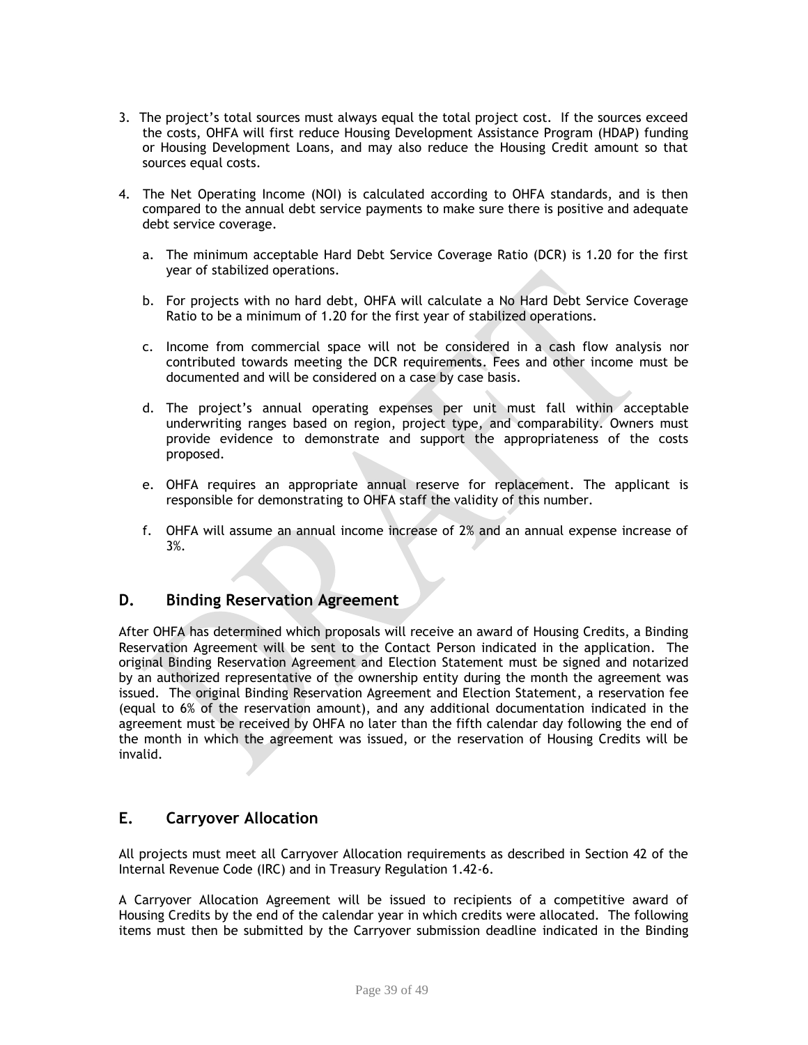3. The project's total sources must always equal the total project cost. If the sources exceed the costs, OHFA will first reduce Housing Development Assistance Program (HDAP) funding or Housing Development Loans, and may also reduce the Housing Credit amount so that sources equal costs.

4. The Net Operating Income (NOI) is calculated according to OHFA standards, and is then compared to the annual debt service payments to make sure there is positive and adequate debt service coverage.

   a. The minimum acceptable Hard Debt Service Coverage Ratio (DCR) is 1.20 for the first year of stabilized operations.

   b. For projects with no hard debt, OHFA will calculate a No Hard Debt Service Coverage Ratio to be a minimum of 1.20 for the first year of stabilized operations.

   c. Income from commercial space will not be considered in a cash flow analysis nor contributed towards meeting the DCR requirements. Fees and other income must be documented and will be considered on a case by case basis.

   d. The project's annual operating expenses per unit must fall within acceptable underwriting ranges based on region, project type, and comparability. Owners must provide evidence to demonstrate and support the appropriateness of the costs proposed.

   e. OHFA requires an appropriate annual reserve for replacement. The applicant is responsible for demonstrating to OHFA staff the validity of this number.

   f. OHFA will assume an annual income increase of 2% and an annual expense increase of 3%.

## D. Binding Reservation Agreement

After OHFA has determined which proposals will receive an award of Housing Credits, a Binding Reservation Agreement will be sent to the Contact Person indicated in the application. The original Binding Reservation Agreement and Election Statement must be signed and notarized by an authorized representative of the ownership entity during the month the agreement was issued. The original Binding Reservation Agreement and Election Statement, a reservation fee (equal to 6% of the reservation amount), and any additional documentation indicated in the agreement must be received by OHFA no later than the fifth calendar day following the end of the month in which the agreement was issued, or the reservation of Housing Credits will be invalid.

## E. Carryover Allocation

All projects must meet all Carryover Allocation requirements as described in Section 42 of the Internal Revenue Code (IRC) and in Treasury Regulation 1.42-6.

A Carryover Allocation Agreement will be issued to recipients of a competitive award of Housing Credits by the end of the calendar year in which credits were allocated. The following items must then be submitted by the Carryover submission deadline indicated in the Binding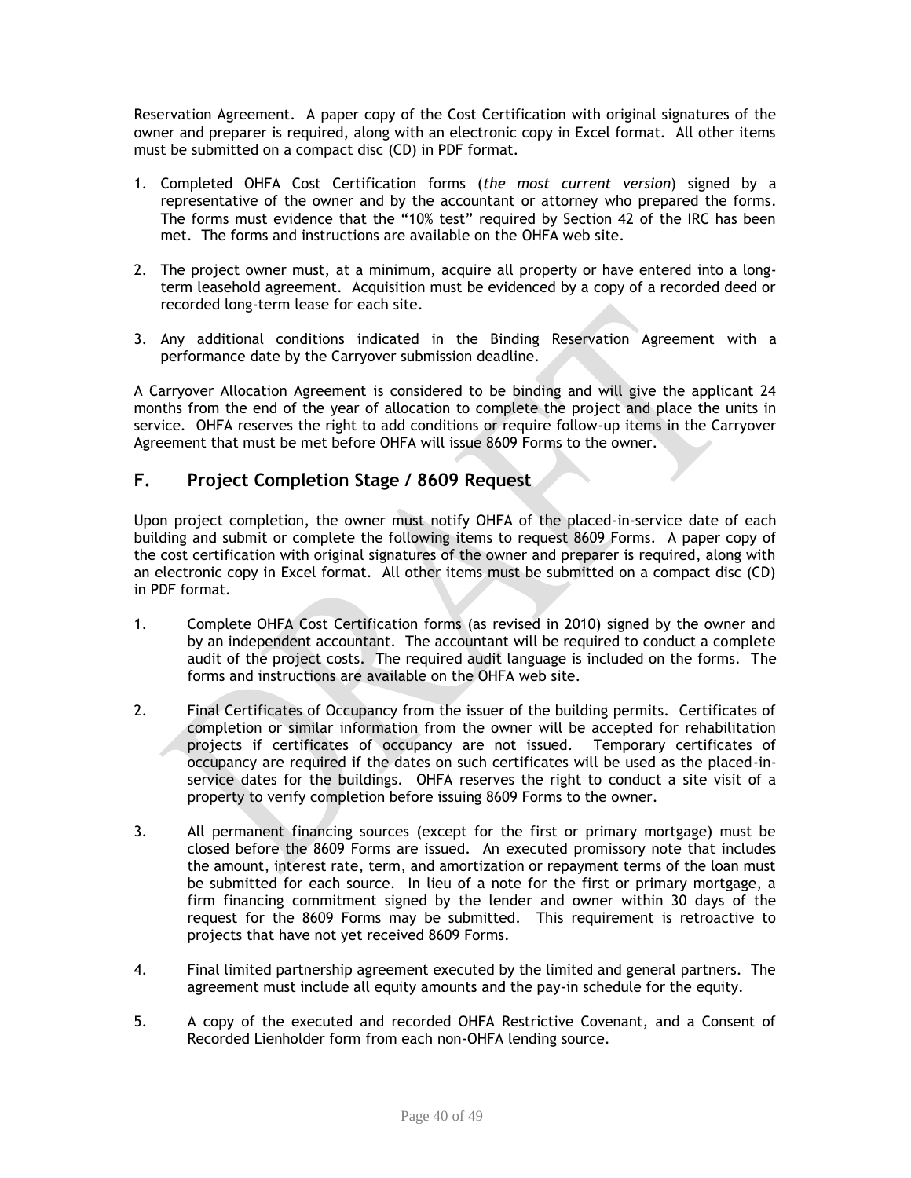Reservation Agreement. A paper copy of the Cost Certification with original signatures of the owner and preparer is required, along with an electronic copy in Excel format. All other items must be submitted on a compact disc (CD) in PDF format.

1. Completed OHFA Cost Certification forms (*the most current version*) signed by a representative of the owner and by the accountant or attorney who prepared the forms. The forms must evidence that the "10% test" required by Section 42 of the IRC has been met. The forms and instructions are available on the OHFA web site.

2. The project owner must, at a minimum, acquire all property or have entered into a long-term leasehold agreement. Acquisition must be evidenced by a copy of a recorded deed or recorded long-term lease for each site.

3. Any additional conditions indicated in the Binding Reservation Agreement with a performance date by the Carryover submission deadline.

A Carryover Allocation Agreement is considered to be binding and will give the applicant 24 months from the end of the year of allocation to complete the project and place the units in service. OHFA reserves the right to add conditions or require follow-up items in the Carryover Agreement that must be met before OHFA will issue 8609 Forms to the owner.

## F. Project Completion Stage / 8609 Request

Upon project completion, the owner must notify OHFA of the placed-in-service date of each building and submit or complete the following items to request 8609 Forms. A paper copy of the cost certification with original signatures of the owner and preparer is required, along with an electronic copy in Excel format. All other items must be submitted on a compact disc (CD) in PDF format.

1. Complete OHFA Cost Certification forms (as revised in 2010) signed by the owner and by an independent accountant. The accountant will be required to conduct a complete audit of the project costs. The required audit language is included on the forms. The forms and instructions are available on the OHFA web site.

2. Final Certificates of Occupancy from the issuer of the building permits. Certificates of completion or similar information from the owner will be accepted for rehabilitation projects if certificates of occupancy are not issued. Temporary certificates of occupancy are required if the dates on such certificates will be used as the placed-in-service dates for the buildings. OHFA reserves the right to conduct a site visit of a property to verify completion before issuing 8609 Forms to the owner.

3. All permanent financing sources (except for the first or primary mortgage) must be closed before the 8609 Forms are issued. An executed promissory note that includes the amount, interest rate, term, and amortization or repayment terms of the loan must be submitted for each source. In lieu of a note for the first or primary mortgage, a firm financing commitment signed by the lender and owner within 30 days of the request for the 8609 Forms may be submitted. This requirement is retroactive to projects that have not yet received 8609 Forms.

4. Final limited partnership agreement executed by the limited and general partners. The agreement must include all equity amounts and the pay-in schedule for the equity.

5. A copy of the executed and recorded OHFA Restrictive Covenant, and a Consent of Recorded Lienholder form from each non-OHFA lending source.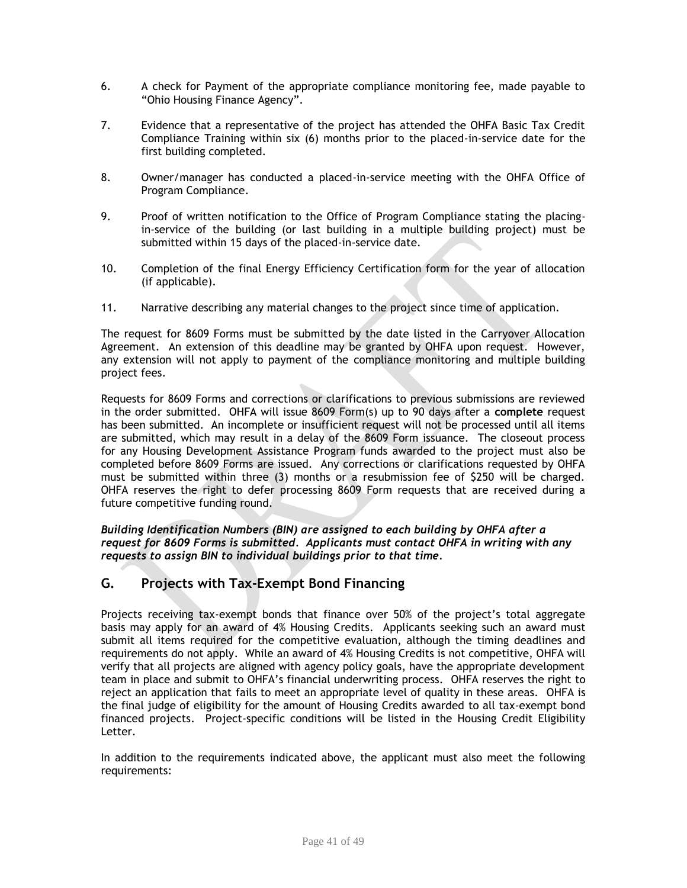6. A check for Payment of the appropriate compliance monitoring fee, made payable to "Ohio Housing Finance Agency".

7. Evidence that a representative of the project has attended the OHFA Basic Tax Credit Compliance Training within six (6) months prior to the placed-in-service date for the first building completed.

8. Owner/manager has conducted a placed-in-service meeting with the OHFA Office of Program Compliance.

9. Proof of written notification to the Office of Program Compliance stating the placing-in-service of the building (or last building in a multiple building project) must be submitted within 15 days of the placed-in-service date.

10. Completion of the final Energy Efficiency Certification form for the year of allocation (if applicable).

11. Narrative describing any material changes to the project since time of application.

The request for 8609 Forms must be submitted by the date listed in the Carryover Allocation Agreement. An extension of this deadline may be granted by OHFA upon request. However, any extension will not apply to payment of the compliance monitoring and multiple building project fees.

Requests for 8609 Forms and corrections or clarifications to previous submissions are reviewed in the order submitted. OHFA will issue 8609 Form(s) up to 90 days after a **complete** request has been submitted. An incomplete or insufficient request will not be processed until all items are submitted, which may result in a delay of the 8609 Form issuance. The closeout process for any Housing Development Assistance Program funds awarded to the project must also be completed before 8609 Forms are issued. Any corrections or clarifications requested by OHFA must be submitted within three (3) months or a resubmission fee of $250 will be charged. OHFA reserves the right to defer processing 8609 Form requests that are received during a future competitive funding round.

***Building Identification Numbers (BIN) are assigned to each building by OHFA after a request for 8609 Forms is submitted. Applicants must contact OHFA in writing with any requests to assign BIN to individual buildings prior to that time.***

## G. Projects with Tax-Exempt Bond Financing

Projects receiving tax-exempt bonds that finance over 50% of the project's total aggregate basis may apply for an award of 4% Housing Credits. Applicants seeking such an award must submit all items required for the competitive evaluation, although the timing deadlines and requirements do not apply. While an award of 4% Housing Credits is not competitive, OHFA will verify that all projects are aligned with agency policy goals, have the appropriate development team in place and submit to OHFA's financial underwriting process. OHFA reserves the right to reject an application that fails to meet an appropriate level of quality in these areas. OHFA is the final judge of eligibility for the amount of Housing Credits awarded to all tax-exempt bond financed projects. Project-specific conditions will be listed in the Housing Credit Eligibility Letter.

In addition to the requirements indicated above, the applicant must also meet the following requirements: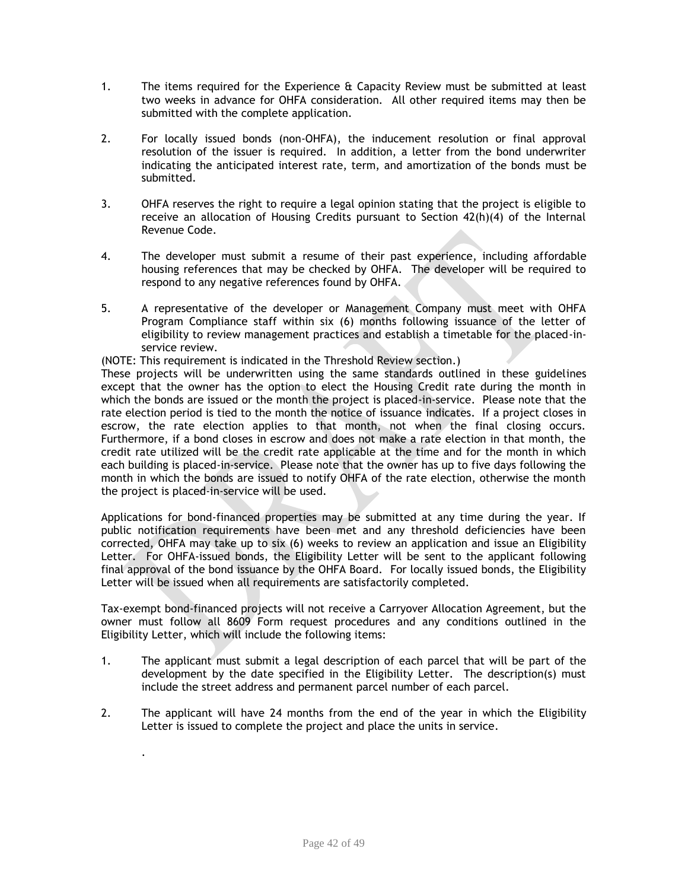1. The items required for the Experience & Capacity Review must be submitted at least two weeks in advance for OHFA consideration. All other required items may then be submitted with the complete application.

2. For locally issued bonds (non-OHFA), the inducement resolution or final approval resolution of the issuer is required. In addition, a letter from the bond underwriter indicating the anticipated interest rate, term, and amortization of the bonds must be submitted.

3. OHFA reserves the right to require a legal opinion stating that the project is eligible to receive an allocation of Housing Credits pursuant to Section 42(h)(4) of the Internal Revenue Code.

4. The developer must submit a resume of their past experience, including affordable housing references that may be checked by OHFA. The developer will be required to respond to any negative references found by OHFA.

5. A representative of the developer or Management Company must meet with OHFA Program Compliance staff within six (6) months following issuance of the letter of eligibility to review management practices and establish a timetable for the placed-in-service review.

(NOTE: This requirement is indicated in the Threshold Review section.)

These projects will be underwritten using the same standards outlined in these guidelines except that the owner has the option to elect the Housing Credit rate during the month in which the bonds are issued or the month the project is placed-in-service. Please note that the rate election period is tied to the month the notice of issuance indicates. If a project closes in escrow, the rate election applies to that month, not when the final closing occurs. Furthermore, if a bond closes in escrow and does not make a rate election in that month, the credit rate utilized will be the credit rate applicable at the time and for the month in which each building is placed-in-service. Please note that the owner has up to five days following the month in which the bonds are issued to notify OHFA of the rate election, otherwise the month the project is placed-in-service will be used.

Applications for bond-financed properties may be submitted at any time during the year. If public notification requirements have been met and any threshold deficiencies have been corrected, OHFA may take up to six (6) weeks to review an application and issue an Eligibility Letter. For OHFA-issued bonds, the Eligibility Letter will be sent to the applicant following final approval of the bond issuance by the OHFA Board. For locally issued bonds, the Eligibility Letter will be issued when all requirements are satisfactorily completed.

Tax-exempt bond-financed projects will not receive a Carryover Allocation Agreement, but the owner must follow all 8609 Form request procedures and any conditions outlined in the Eligibility Letter, which will include the following items:

1. The applicant must submit a legal description of each parcel that will be part of the development by the date specified in the Eligibility Letter. The description(s) must include the street address and permanent parcel number of each parcel.

2. The applicant will have 24 months from the end of the year in which the Eligibility Letter is issued to complete the project and place the units in service.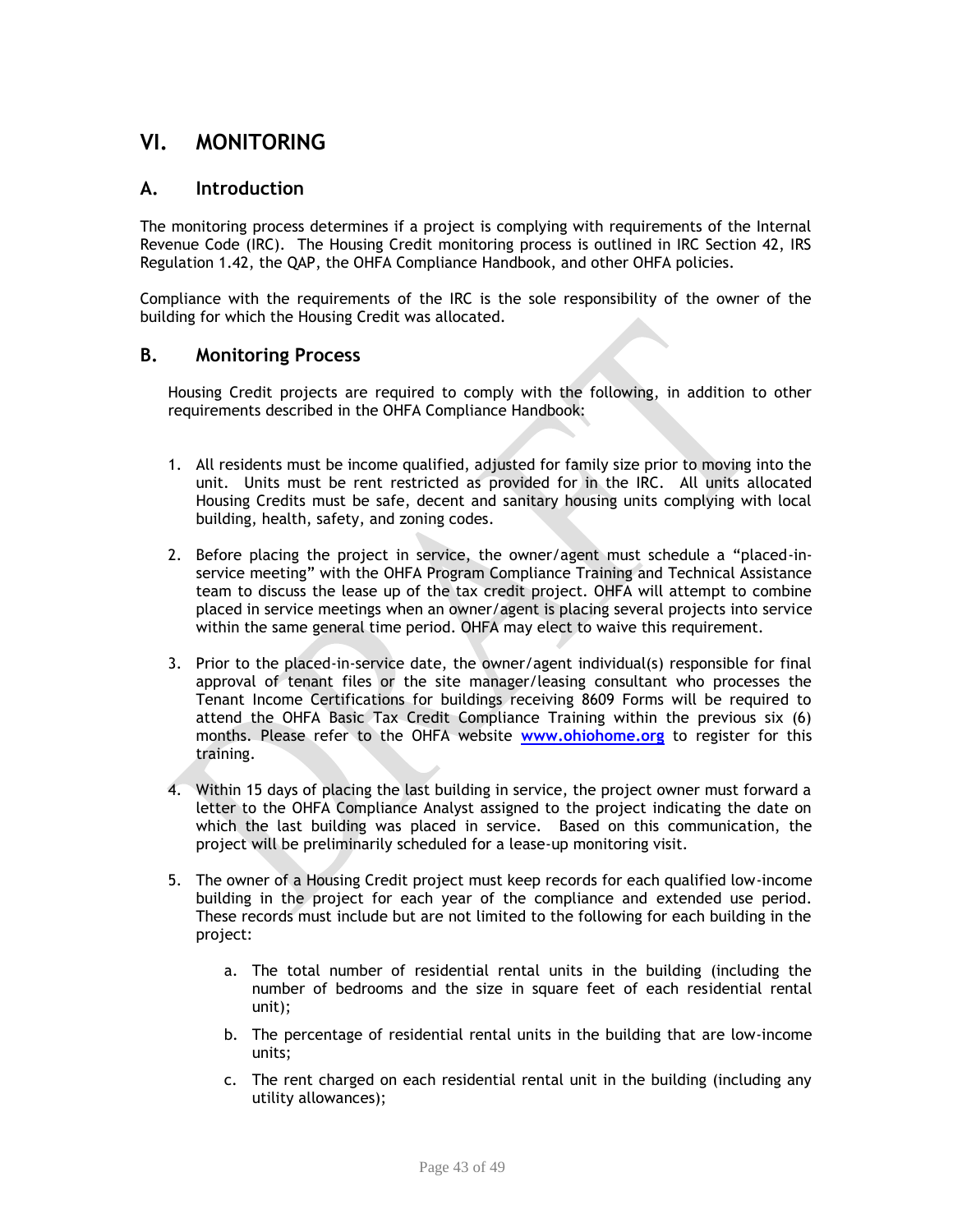# VI. MONITORING

## A. Introduction

The monitoring process determines if a project is complying with requirements of the Internal Revenue Code (IRC). The Housing Credit monitoring process is outlined in IRC Section 42, IRS Regulation 1.42, the QAP, the OHFA Compliance Handbook, and other OHFA policies.

Compliance with the requirements of the IRC is the sole responsibility of the owner of the building for which the Housing Credit was allocated.

## B. Monitoring Process

Housing Credit projects are required to comply with the following, in addition to other requirements described in the OHFA Compliance Handbook:

1. All residents must be income qualified, adjusted for family size prior to moving into the unit. Units must be rent restricted as provided for in the IRC. All units allocated Housing Credits must be safe, decent and sanitary housing units complying with local building, health, safety, and zoning codes.

2. Before placing the project in service, the owner/agent must schedule a "placed-in-service meeting" with the OHFA Program Compliance Training and Technical Assistance team to discuss the lease up of the tax credit project. OHFA will attempt to combine placed in service meetings when an owner/agent is placing several projects into service within the same general time period. OHFA may elect to waive this requirement.

3. Prior to the placed-in-service date, the owner/agent individual(s) responsible for final approval of tenant files or the site manager/leasing consultant who processes the Tenant Income Certifications for buildings receiving 8609 Forms will be required to attend the OHFA Basic Tax Credit Compliance Training within the previous six (6) months. Please refer to the OHFA website **www.ohiohome.org** to register for this training.

4. Within 15 days of placing the last building in service, the project owner must forward a letter to the OHFA Compliance Analyst assigned to the project indicating the date on which the last building was placed in service. Based on this communication, the project will be preliminarily scheduled for a lease-up monitoring visit.

5. The owner of a Housing Credit project must keep records for each qualified low-income building in the project for each year of the compliance and extended use period. These records must include but are not limited to the following for each building in the project:

    a. The total number of residential rental units in the building (including the number of bedrooms and the size in square feet of each residential rental unit);

    b. The percentage of residential rental units in the building that are low-income units;

    c. The rent charged on each residential rental unit in the building (including any utility allowances);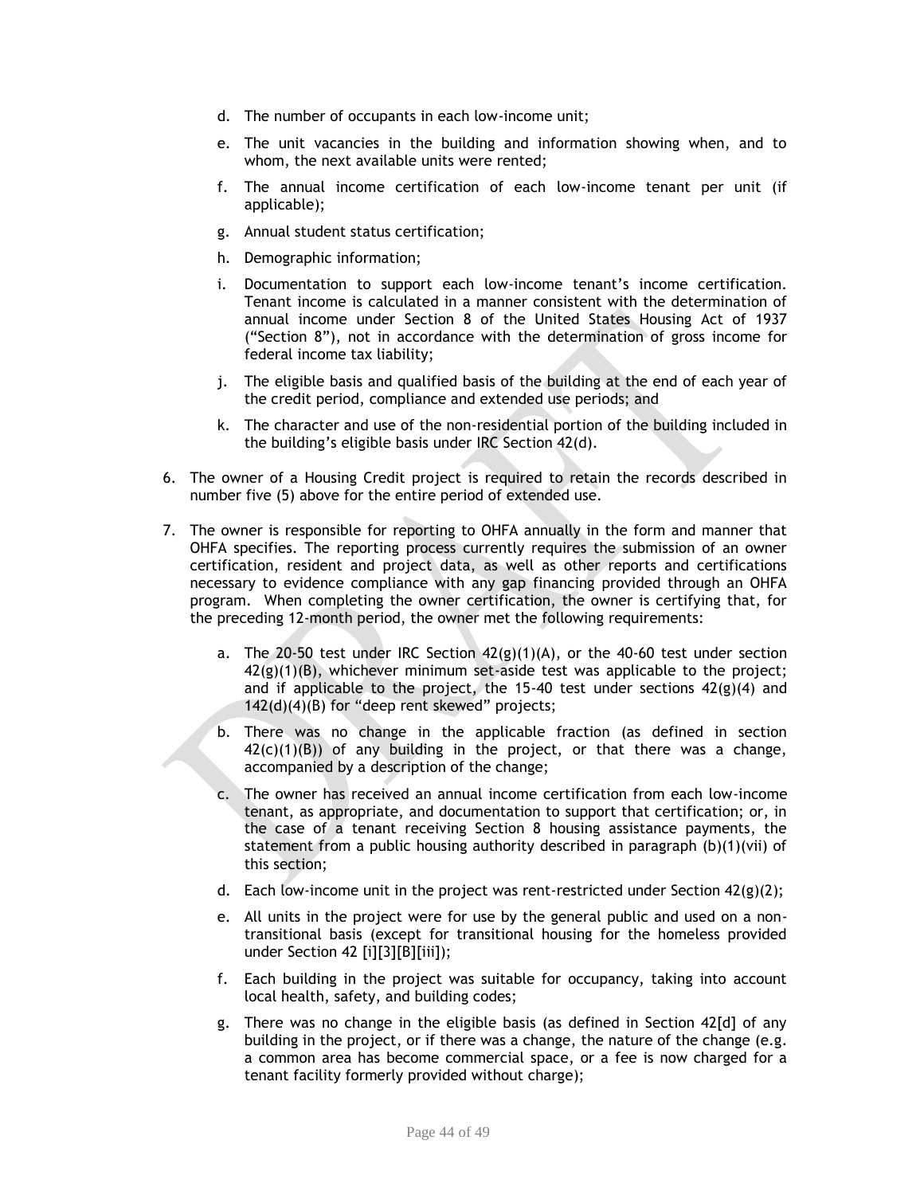d. The number of occupants in each low-income unit;

e. The unit vacancies in the building and information showing when, and to whom, the next available units were rented;

f. The annual income certification of each low-income tenant per unit (if applicable);

g. Annual student status certification;

h. Demographic information;

i. Documentation to support each low-income tenant's income certification. Tenant income is calculated in a manner consistent with the determination of annual income under Section 8 of the United States Housing Act of 1937 ("Section 8"), not in accordance with the determination of gross income for federal income tax liability;

j. The eligible basis and qualified basis of the building at the end of each year of the credit period, compliance and extended use periods; and

k. The character and use of the non-residential portion of the building included in the building's eligible basis under IRC Section 42(d).

6. The owner of a Housing Credit project is required to retain the records described in number five (5) above for the entire period of extended use.

7. The owner is responsible for reporting to OHFA annually in the form and manner that OHFA specifies. The reporting process currently requires the submission of an owner certification, resident and project data, as well as other reports and certifications necessary to evidence compliance with any gap financing provided through an OHFA program. When completing the owner certification, the owner is certifying that, for the preceding 12-month period, the owner met the following requirements:

   a. The 20-50 test under IRC Section 42(g)(1)(A), or the 40-60 test under section 42(g)(1)(B), whichever minimum set-aside test was applicable to the project; and if applicable to the project, the 15-40 test under sections 42(g)(4) and 142(d)(4)(B) for "deep rent skewed" projects;

   b. There was no change in the applicable fraction (as defined in section 42(c)(1)(B)) of any building in the project, or that there was a change, accompanied by a description of the change;

   c. The owner has received an annual income certification from each low-income tenant, as appropriate, and documentation to support that certification; or, in the case of a tenant receiving Section 8 housing assistance payments, the statement from a public housing authority described in paragraph (b)(1)(vii) of this section;

   d. Each low-income unit in the project was rent-restricted under Section 42(g)(2);

   e. All units in the project were for use by the general public and used on a non-transitional basis (except for transitional housing for the homeless provided under Section 42 [i][3][B][iii]);

   f. Each building in the project was suitable for occupancy, taking into account local health, safety, and building codes;

   g. There was no change in the eligible basis (as defined in Section 42[d] of any building in the project, or if there was a change, the nature of the change (e.g. a common area has become commercial space, or a fee is now charged for a tenant facility formerly provided without charge);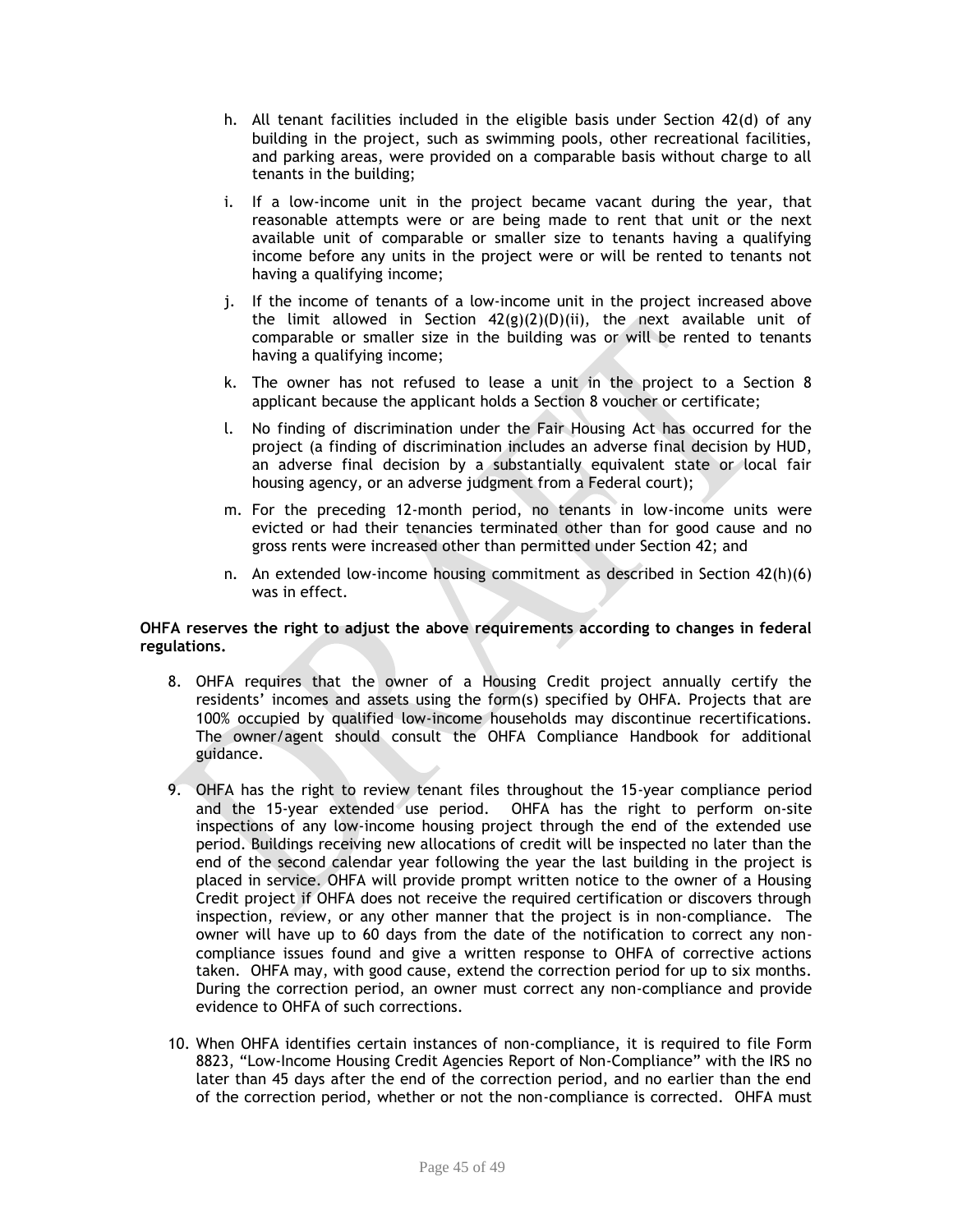h. All tenant facilities included in the eligible basis under Section 42(d) of any building in the project, such as swimming pools, other recreational facilities, and parking areas, were provided on a comparable basis without charge to all tenants in the building;

i. If a low-income unit in the project became vacant during the year, that reasonable attempts were or are being made to rent that unit or the next available unit of comparable or smaller size to tenants having a qualifying income before any units in the project were or will be rented to tenants not having a qualifying income;

j. If the income of tenants of a low-income unit in the project increased above the limit allowed in Section 42(g)(2)(D)(ii), the next available unit of comparable or smaller size in the building was or will be rented to tenants having a qualifying income;

k. The owner has not refused to lease a unit in the project to a Section 8 applicant because the applicant holds a Section 8 voucher or certificate;

l. No finding of discrimination under the Fair Housing Act has occurred for the project (a finding of discrimination includes an adverse final decision by HUD, an adverse final decision by a substantially equivalent state or local fair housing agency, or an adverse judgment from a Federal court);

m. For the preceding 12-month period, no tenants in low-income units were evicted or had their tenancies terminated other than for good cause and no gross rents were increased other than permitted under Section 42; and

n. An extended low-income housing commitment as described in Section 42(h)(6) was in effect.

**OHFA reserves the right to adjust the above requirements according to changes in federal regulations.**

8. OHFA requires that the owner of a Housing Credit project annually certify the residents' incomes and assets using the form(s) specified by OHFA. Projects that are 100% occupied by qualified low-income households may discontinue recertifications. The owner/agent should consult the OHFA Compliance Handbook for additional guidance.

9. OHFA has the right to review tenant files throughout the 15-year compliance period and the 15-year extended use period. OHFA has the right to perform on-site inspections of any low-income housing project through the end of the extended use period. Buildings receiving new allocations of credit will be inspected no later than the end of the second calendar year following the year the last building in the project is placed in service. OHFA will provide prompt written notice to the owner of a Housing Credit project if OHFA does not receive the required certification or discovers through inspection, review, or any other manner that the project is in non-compliance. The owner will have up to 60 days from the date of the notification to correct any non-compliance issues found and give a written response to OHFA of corrective actions taken. OHFA may, with good cause, extend the correction period for up to six months. During the correction period, an owner must correct any non-compliance and provide evidence to OHFA of such corrections.

10. When OHFA identifies certain instances of non-compliance, it is required to file Form 8823, "Low-Income Housing Credit Agencies Report of Non-Compliance" with the IRS no later than 45 days after the end of the correction period, and no earlier than the end of the correction period, whether or not the non-compliance is corrected. OHFA must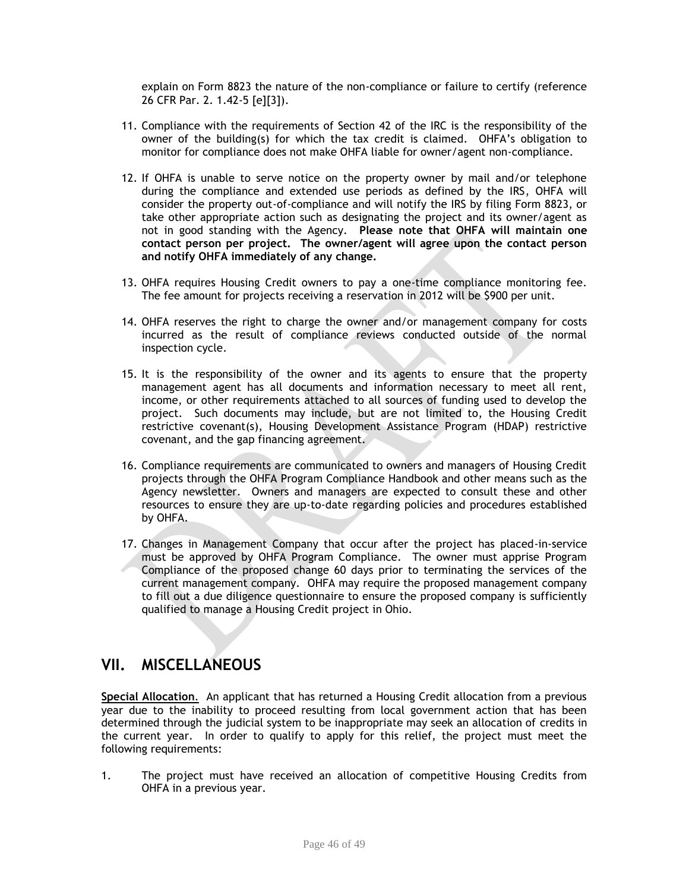explain on Form 8823 the nature of the non-compliance or failure to certify (reference 26 CFR Par. 2. 1.42-5 [e][3]).

11. Compliance with the requirements of Section 42 of the IRC is the responsibility of the owner of the building(s) for which the tax credit is claimed. OHFA's obligation to monitor for compliance does not make OHFA liable for owner/agent non-compliance.

12. If OHFA is unable to serve notice on the property owner by mail and/or telephone during the compliance and extended use periods as defined by the IRS, OHFA will consider the property out-of-compliance and will notify the IRS by filing Form 8823, or take other appropriate action such as designating the project and its owner/agent as not in good standing with the Agency. **Please note that OHFA will maintain one contact person per project. The owner/agent will agree upon the contact person and notify OHFA immediately of any change.**

13. OHFA requires Housing Credit owners to pay a one-time compliance monitoring fee. The fee amount for projects receiving a reservation in 2012 will be $900 per unit.

14. OHFA reserves the right to charge the owner and/or management company for costs incurred as the result of compliance reviews conducted outside of the normal inspection cycle.

15. It is the responsibility of the owner and its agents to ensure that the property management agent has all documents and information necessary to meet all rent, income, or other requirements attached to all sources of funding used to develop the project. Such documents may include, but are not limited to, the Housing Credit restrictive covenant(s), Housing Development Assistance Program (HDAP) restrictive covenant, and the gap financing agreement.

16. Compliance requirements are communicated to owners and managers of Housing Credit projects through the OHFA Program Compliance Handbook and other means such as the Agency newsletter. Owners and managers are expected to consult these and other resources to ensure they are up-to-date regarding policies and procedures established by OHFA.

17. Changes in Management Company that occur after the project has placed-in-service must be approved by OHFA Program Compliance. The owner must apprise Program Compliance of the proposed change 60 days prior to terminating the services of the current management company. OHFA may require the proposed management company to fill out a due diligence questionnaire to ensure the proposed company is sufficiently qualified to manage a Housing Credit project in Ohio.

## VII. MISCELLANEOUS

**Special Allocation**. An applicant that has returned a Housing Credit allocation from a previous year due to the inability to proceed resulting from local government action that has been determined through the judicial system to be inappropriate may seek an allocation of credits in the current year. In order to qualify to apply for this relief, the project must meet the following requirements:

1. The project must have received an allocation of competitive Housing Credits from OHFA in a previous year.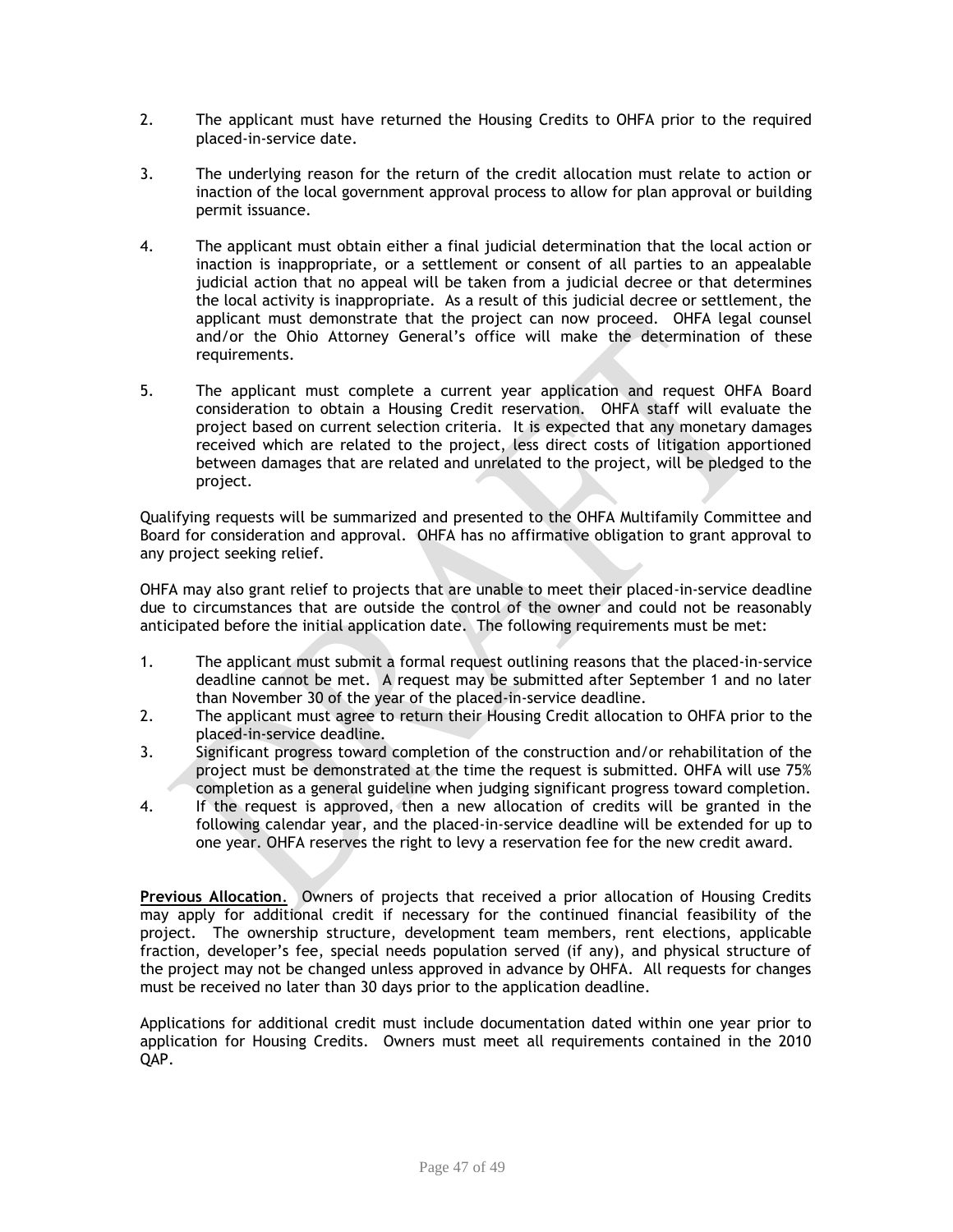2. The applicant must have returned the Housing Credits to OHFA prior to the required placed-in-service date.

3. The underlying reason for the return of the credit allocation must relate to action or inaction of the local government approval process to allow for plan approval or building permit issuance.

4. The applicant must obtain either a final judicial determination that the local action or inaction is inappropriate, or a settlement or consent of all parties to an appealable judicial action that no appeal will be taken from a judicial decree or that determines the local activity is inappropriate. As a result of this judicial decree or settlement, the applicant must demonstrate that the project can now proceed. OHFA legal counsel and/or the Ohio Attorney General's office will make the determination of these requirements.

5. The applicant must complete a current year application and request OHFA Board consideration to obtain a Housing Credit reservation. OHFA staff will evaluate the project based on current selection criteria. It is expected that any monetary damages received which are related to the project, less direct costs of litigation apportioned between damages that are related and unrelated to the project, will be pledged to the project.

Qualifying requests will be summarized and presented to the OHFA Multifamily Committee and Board for consideration and approval. OHFA has no affirmative obligation to grant approval to any project seeking relief.

OHFA may also grant relief to projects that are unable to meet their placed-in-service deadline due to circumstances that are outside the control of the owner and could not be reasonably anticipated before the initial application date. The following requirements must be met:

1. The applicant must submit a formal request outlining reasons that the placed-in-service deadline cannot be met. A request may be submitted after September 1 and no later than November 30 of the year of the placed-in-service deadline.
2. The applicant must agree to return their Housing Credit allocation to OHFA prior to the placed-in-service deadline.
3. Significant progress toward completion of the construction and/or rehabilitation of the project must be demonstrated at the time the request is submitted. OHFA will use 75% completion as a general guideline when judging significant progress toward completion.
4. If the request is approved, then a new allocation of credits will be granted in the following calendar year, and the placed-in-service deadline will be extended for up to one year. OHFA reserves the right to levy a reservation fee for the new credit award.

**Previous Allocation**. Owners of projects that received a prior allocation of Housing Credits may apply for additional credit if necessary for the continued financial feasibility of the project. The ownership structure, development team members, rent elections, applicable fraction, developer's fee, special needs population served (if any), and physical structure of the project may not be changed unless approved in advance by OHFA. All requests for changes must be received no later than 30 days prior to the application deadline.

Applications for additional credit must include documentation dated within one year prior to application for Housing Credits. Owners must meet all requirements contained in the 2010 QAP.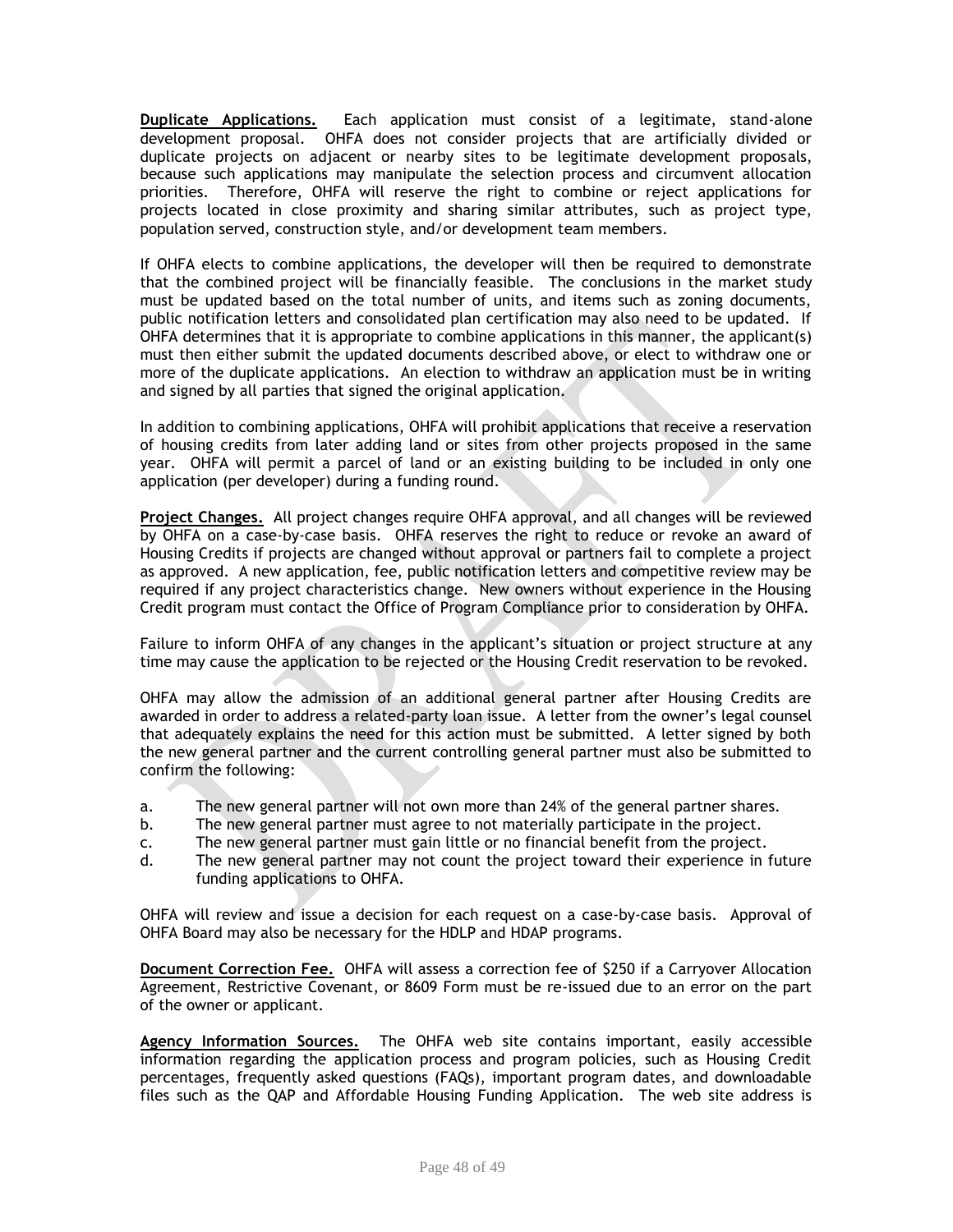**Duplicate Applications.** Each application must consist of a legitimate, stand-alone development proposal. OHFA does not consider projects that are artificially divided or duplicate projects on adjacent or nearby sites to be legitimate development proposals, because such applications may manipulate the selection process and circumvent allocation priorities. Therefore, OHFA will reserve the right to combine or reject applications for projects located in close proximity and sharing similar attributes, such as project type, population served, construction style, and/or development team members.

If OHFA elects to combine applications, the developer will then be required to demonstrate that the combined project will be financially feasible. The conclusions in the market study must be updated based on the total number of units, and items such as zoning documents, public notification letters and consolidated plan certification may also need to be updated. If OHFA determines that it is appropriate to combine applications in this manner, the applicant(s) must then either submit the updated documents described above, or elect to withdraw one or more of the duplicate applications. An election to withdraw an application must be in writing and signed by all parties that signed the original application.

In addition to combining applications, OHFA will prohibit applications that receive a reservation of housing credits from later adding land or sites from other projects proposed in the same year. OHFA will permit a parcel of land or an existing building to be included in only one application (per developer) during a funding round.

**Project Changes.** All project changes require OHFA approval, and all changes will be reviewed by OHFA on a case-by-case basis. OHFA reserves the right to reduce or revoke an award of Housing Credits if projects are changed without approval or partners fail to complete a project as approved. A new application, fee, public notification letters and competitive review may be required if any project characteristics change. New owners without experience in the Housing Credit program must contact the Office of Program Compliance prior to consideration by OHFA.

Failure to inform OHFA of any changes in the applicant's situation or project structure at any time may cause the application to be rejected or the Housing Credit reservation to be revoked.

OHFA may allow the admission of an additional general partner after Housing Credits are awarded in order to address a related-party loan issue. A letter from the owner's legal counsel that adequately explains the need for this action must be submitted. A letter signed by both the new general partner and the current controlling general partner must also be submitted to confirm the following:

a. The new general partner will not own more than 24% of the general partner shares.
b. The new general partner must agree to not materially participate in the project.
c. The new general partner must gain little or no financial benefit from the project.
d. The new general partner may not count the project toward their experience in future funding applications to OHFA.

OHFA will review and issue a decision for each request on a case-by-case basis. Approval of OHFA Board may also be necessary for the HDLP and HDAP programs.

**Document Correction Fee.** OHFA will assess a correction fee of $250 if a Carryover Allocation Agreement, Restrictive Covenant, or 8609 Form must be re-issued due to an error on the part of the owner or applicant.

**Agency Information Sources.** The OHFA web site contains important, easily accessible information regarding the application process and program policies, such as Housing Credit percentages, frequently asked questions (FAQs), important program dates, and downloadable files such as the QAP and Affordable Housing Funding Application. The web site address is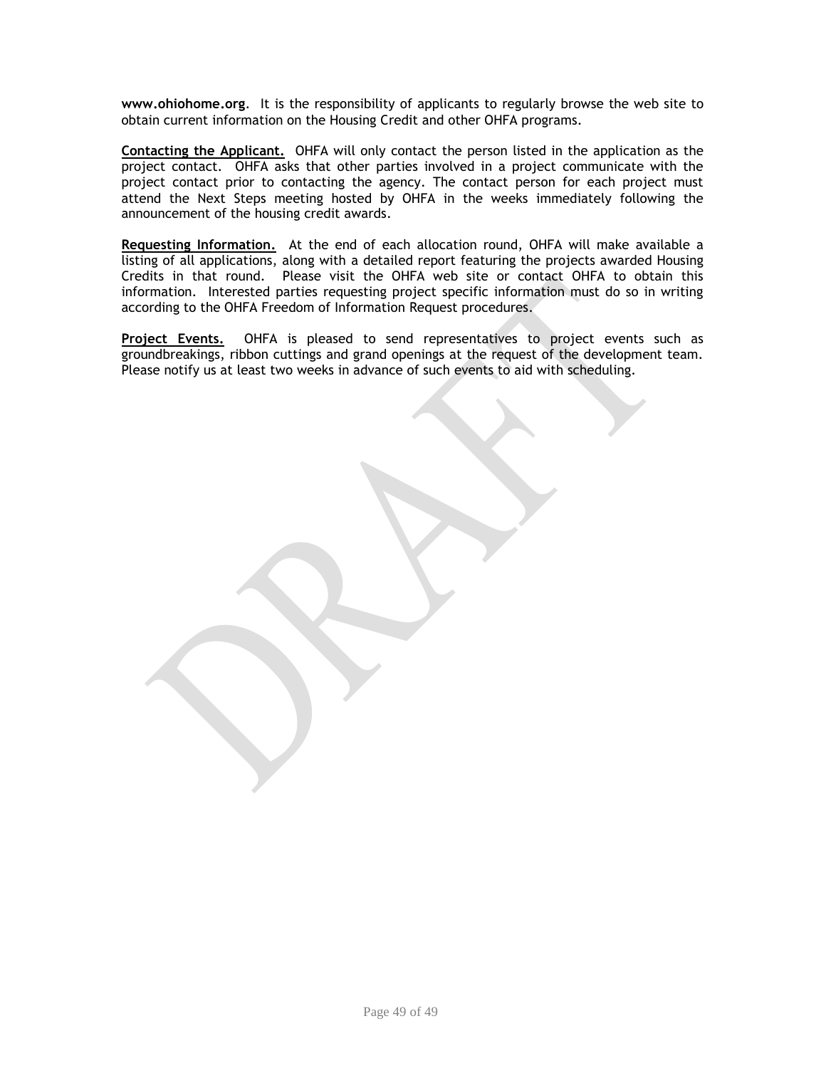**www.ohiohome.org**. It is the responsibility of applicants to regularly browse the web site to obtain current information on the Housing Credit and other OHFA programs.

**Contacting the Applicant.** OHFA will only contact the person listed in the application as the project contact. OHFA asks that other parties involved in a project communicate with the project contact prior to contacting the agency. The contact person for each project must attend the Next Steps meeting hosted by OHFA in the weeks immediately following the announcement of the housing credit awards.

**Requesting Information.** At the end of each allocation round, OHFA will make available a listing of all applications, along with a detailed report featuring the projects awarded Housing Credits in that round. Please visit the OHFA web site or contact OHFA to obtain this information. Interested parties requesting project specific information must do so in writing according to the OHFA Freedom of Information Request procedures.

**Project Events.** OHFA is pleased to send representatives to project events such as groundbreakings, ribbon cuttings and grand openings at the request of the development team. Please notify us at least two weeks in advance of such events to aid with scheduling.